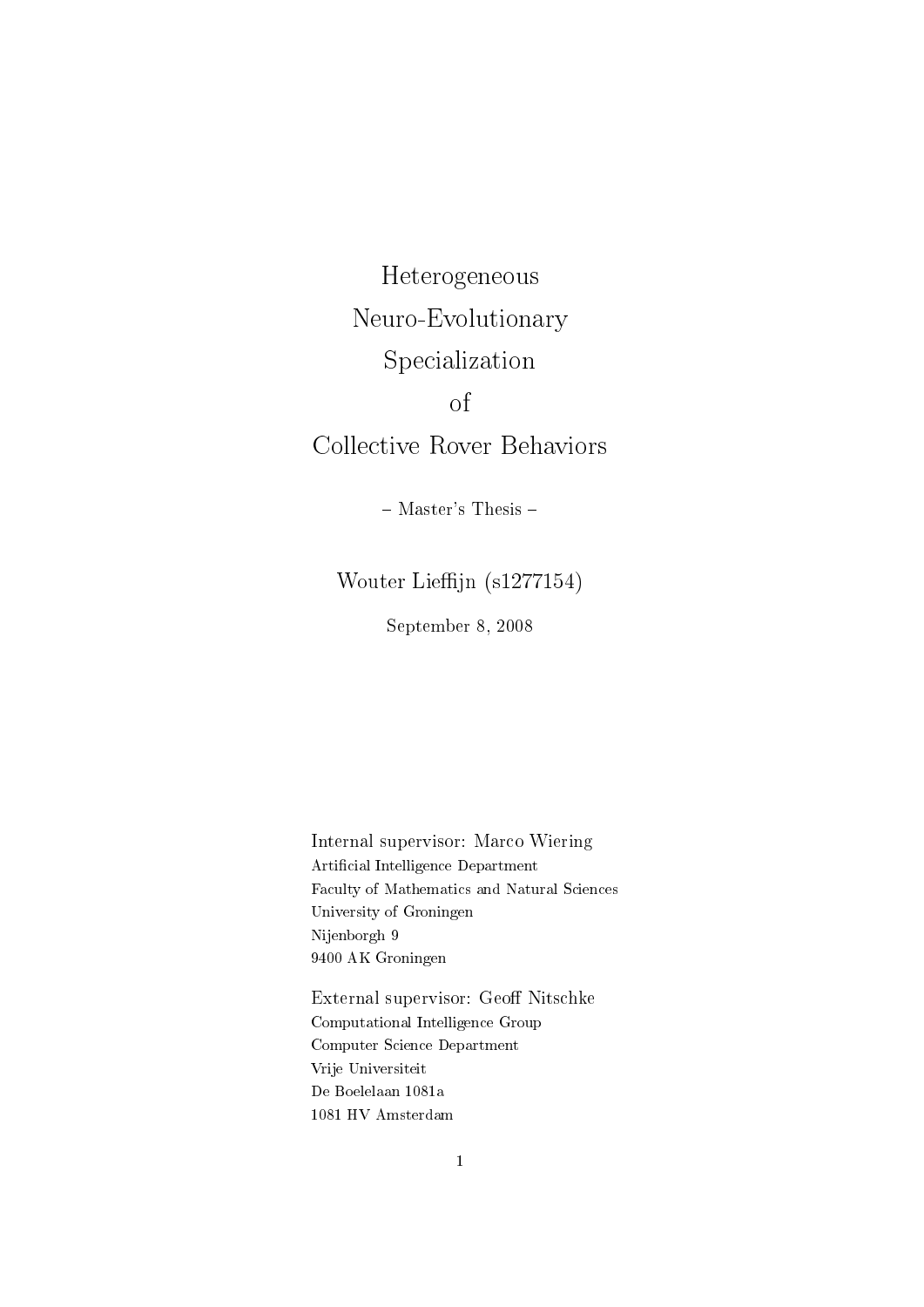# Heterogeneous Neuro-Evolutionary Specialization of Collective Rover Behaviors

– Master's Thesis –

Wouter Lieffijn (s1277154)

September 8, 2008

Internal supervisor: Marco Wiering
Artificial Intelligence Department
Faculty of Mathematics and Natural Sciences
University of Groningen
Nijenborgh 9
9400 AK Groningen

External supervisor: Geoff Nitschke
Computational Intelligence Group
Computer Science Department
Vrije Universiteit
De Boelelaan 1081a
1081 HV Amsterdam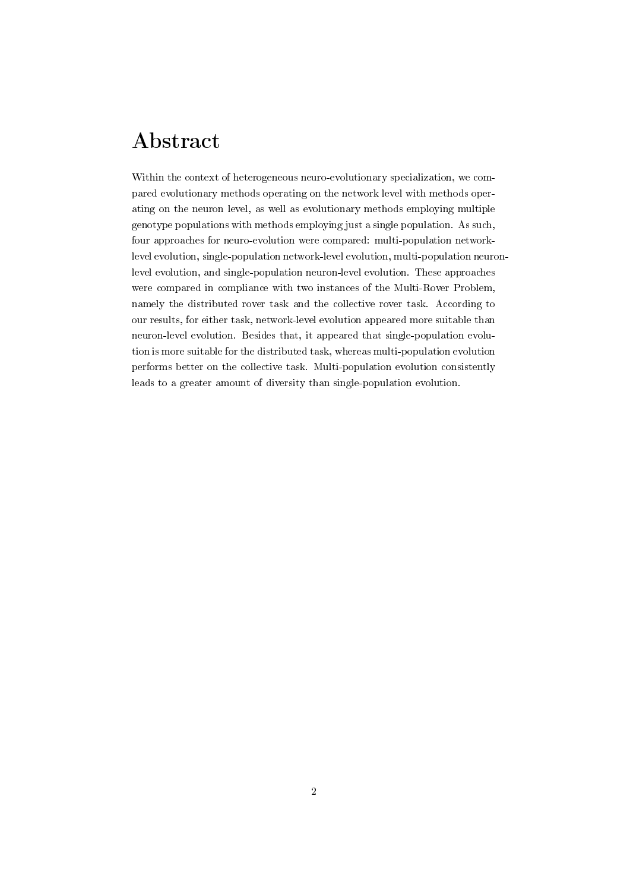# Abstract

Within the context of heterogeneous neuro-evolutionary specialization, we compared evolutionary methods operating on the network level with methods operating on the neuron level, as well as evolutionary methods employing multiple genotype populations with methods employing just a single population. As such, four approaches for neuro-evolution were compared: multi-population network-level evolution, single-population network-level evolution, multi-population neuron-level evolution, and single-population neuron-level evolution. These approaches were compared in compliance with two instances of the Multi-Rover Problem, namely the distributed rover task and the collective rover task. According to our results, for either task, network-level evolution appeared more suitable than neuron-level evolution. Besides that, it appeared that single-population evolution is more suitable for the distributed task, whereas multi-population evolution performs better on the collective task. Multi-population evolution consistently leads to a greater amount of diversity than single-population evolution.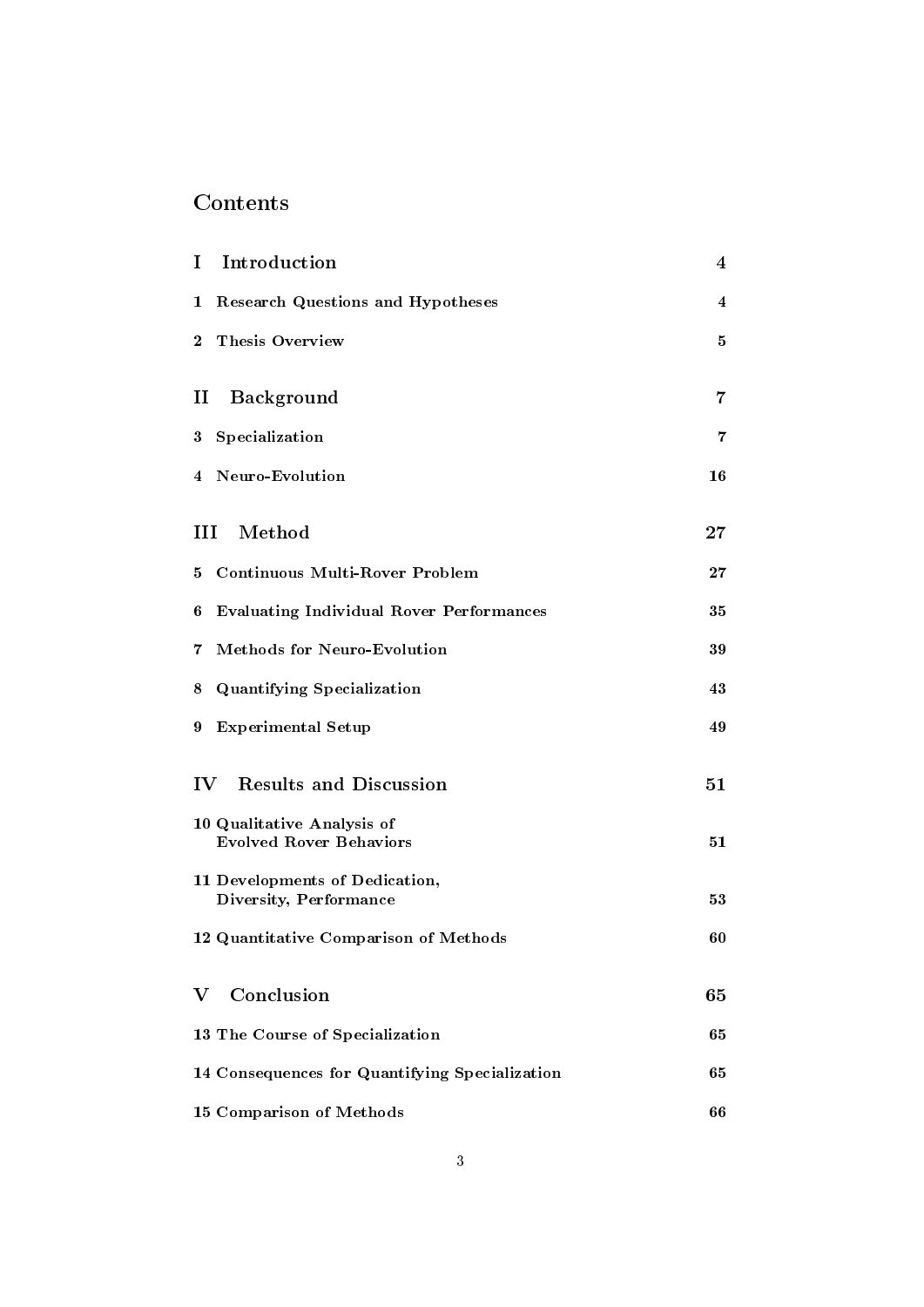# Contents

| | |
|---|---|
| **I Introduction** | **4** |
| **1 Research Questions and Hypotheses** | **4** |
| **2 Thesis Overview** | **5** |
| **II Background** | **7** |
| **3 Specialization** | **7** |
| **4 Neuro-Evolution** | **16** |
| **III Method** | **27** |
| **5 Continuous Multi-Rover Problem** | **27** |
| **6 Evaluating Individual Rover Performances** | **35** |
| **7 Methods for Neuro-Evolution** | **39** |
| **8 Quantifying Specialization** | **43** |
| **9 Experimental Setup** | **49** |
| **IV Results and Discussion** | **51** |
| **10 Qualitative Analysis of Evolved Rover Behaviors** | **51** |
| **11 Developments of Dedication, Diversity, Performance** | **53** |
| **12 Quantitative Comparison of Methods** | **60** |
| **V Conclusion** | **65** |
| **13 The Course of Specialization** | **65** |
| **14 Consequences for Quantifying Specialization** | **65** |
| **15 Comparison of Methods** | **66** |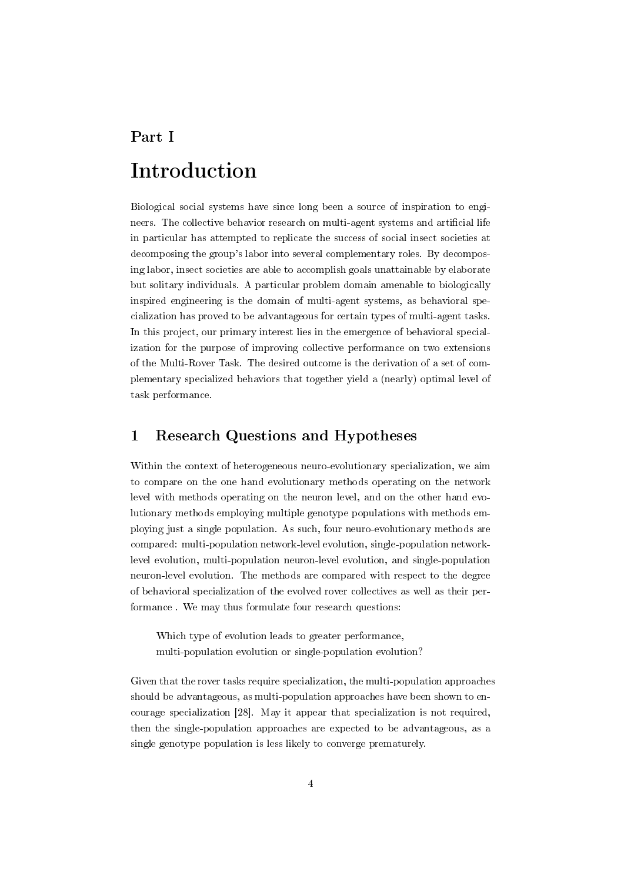# Part I

# Introduction

Biological social systems have since long been a source of inspiration to engineers. The collective behavior research on multi-agent systems and artificial life in particular has attempted to replicate the success of social insect societies at decomposing the group's labor into several complementary roles. By decomposing labor, insect societies are able to accomplish goals unattainable by elaborate but solitary individuals. A particular problem domain amenable to biologically inspired engineering is the domain of multi-agent systems, as behavioral specialization has proved to be advantageous for certain types of multi-agent tasks. In this project, our primary interest lies in the emergence of behavioral specialization for the purpose of improving collective performance on two extensions of the Multi-Rover Task. The desired outcome is the derivation of a set of complementary specialized behaviors that together yield a (nearly) optimal level of task performance.

## 1 Research Questions and Hypotheses

Within the context of heterogeneous neuro-evolutionary specialization, we aim to compare on the one hand evolutionary methods operating on the network level with methods operating on the neuron level, and on the other hand evolutionary methods employing multiple genotype populations with methods employing just a single population. As such, four neuro-evolutionary methods are compared: multi-population network-level evolution, single-population network-level evolution, multi-population neuron-level evolution, and single-population neuron-level evolution. The methods are compared with respect to the degree of behavioral specialization of the evolved rover collectives as well as their performance . We may thus formulate four research questions:

> Which type of evolution leads to greater performance,
> multi-population evolution or single-population evolution?

Given that the rover tasks require specialization, the multi-population approaches should be advantageous, as multi-population approaches have been shown to encourage specialization [28]. May it appear that specialization is not required, then the single-population approaches are expected to be advantageous, as a single genotype population is less likely to converge prematurely.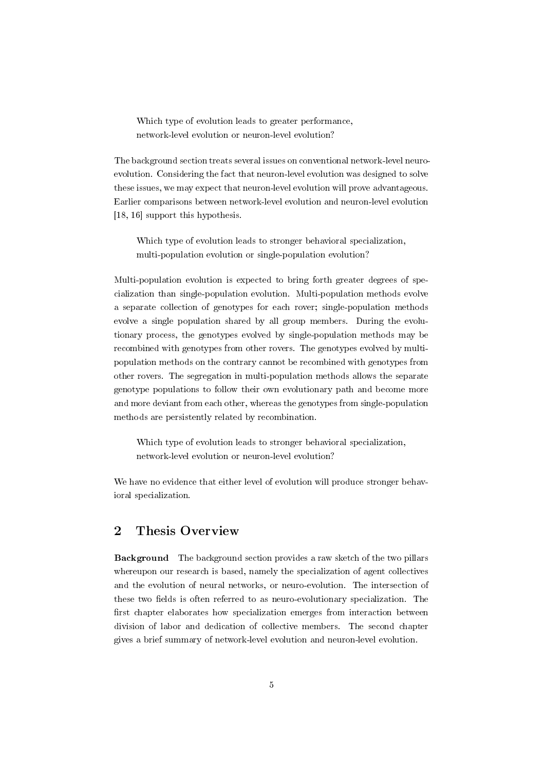> Which type of evolution leads to greater performance,
> network-level evolution or neuron-level evolution?

The background section treats several issues on conventional network-level neuro-evolution. Considering the fact that neuron-level evolution was designed to solve these issues, we may expect that neuron-level evolution will prove advantageous. Earlier comparisons between network-level evolution and neuron-level evolution [18, 16] support this hypothesis.

> Which type of evolution leads to stronger behavioral specialization,
> multi-population evolution or single-population evolution?

Multi-population evolution is expected to bring forth greater degrees of specialization than single-population evolution. Multi-population methods evolve a separate collection of genotypes for each rover; single-population methods evolve a single population shared by all group members. During the evolutionary process, the genotypes evolved by single-population methods may be recombined with genotypes from other rovers. The genotypes evolved by multi-population methods on the contrary cannot be recombined with genotypes from other rovers. The segregation in multi-population methods allows the separate genotype populations to follow their own evolutionary path and become more and more deviant from each other, whereas the genotypes from single-population methods are persistently related by recombination.

> Which type of evolution leads to stronger behavioral specialization,
> network-level evolution or neuron-level evolution?

We have no evidence that either level of evolution will produce stronger behavioral specialization.

## 2 Thesis Overview

**Background** The background section provides a raw sketch of the two pillars whereupon our research is based, namely the specialization of agent collectives and the evolution of neural networks, or neuro-evolution. The intersection of these two fields is often referred to as neuro-evolutionary specialization. The first chapter elaborates how specialization emerges from interaction between division of labor and dedication of collective members. The second chapter gives a brief summary of network-level evolution and neuron-level evolution.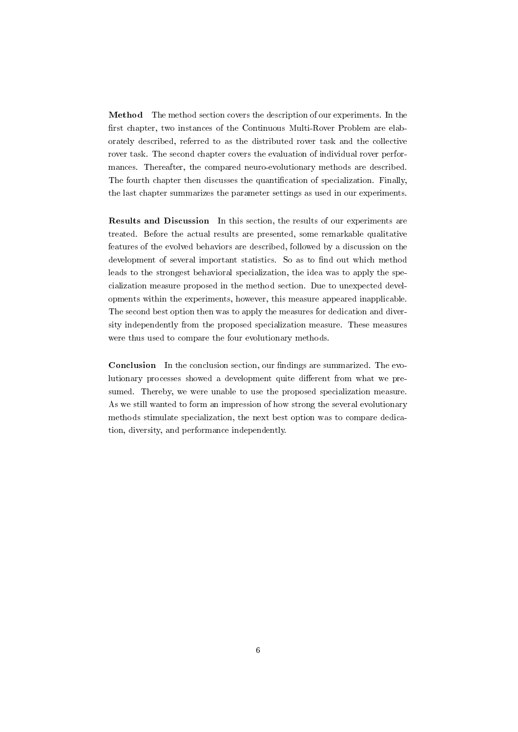**Method** The method section covers the description of our experiments. In the first chapter, two instances of the Continuous Multi-Rover Problem are elaborately described, referred to as the distributed rover task and the collective rover task. The second chapter covers the evaluation of individual rover performances. Thereafter, the compared neuro-evolutionary methods are described. The fourth chapter then discusses the quantification of specialization. Finally, the last chapter summarizes the parameter settings as used in our experiments.

**Results and Discussion** In this section, the results of our experiments are treated. Before the actual results are presented, some remarkable qualitative features of the evolved behaviors are described, followed by a discussion on the development of several important statistics. So as to find out which method leads to the strongest behavioral specialization, the idea was to apply the specialization measure proposed in the method section. Due to unexpected developments within the experiments, however, this measure appeared inapplicable. The second best option then was to apply the measures for dedication and diversity independently from the proposed specialization measure. These measures were thus used to compare the four evolutionary methods.

**Conclusion** In the conclusion section, our findings are summarized. The evolutionary processes showed a development quite different from what we presumed. Thereby, we were unable to use the proposed specialization measure. As we still wanted to form an impression of how strong the several evolutionary methods stimulate specialization, the next best option was to compare dedication, diversity, and performance independently.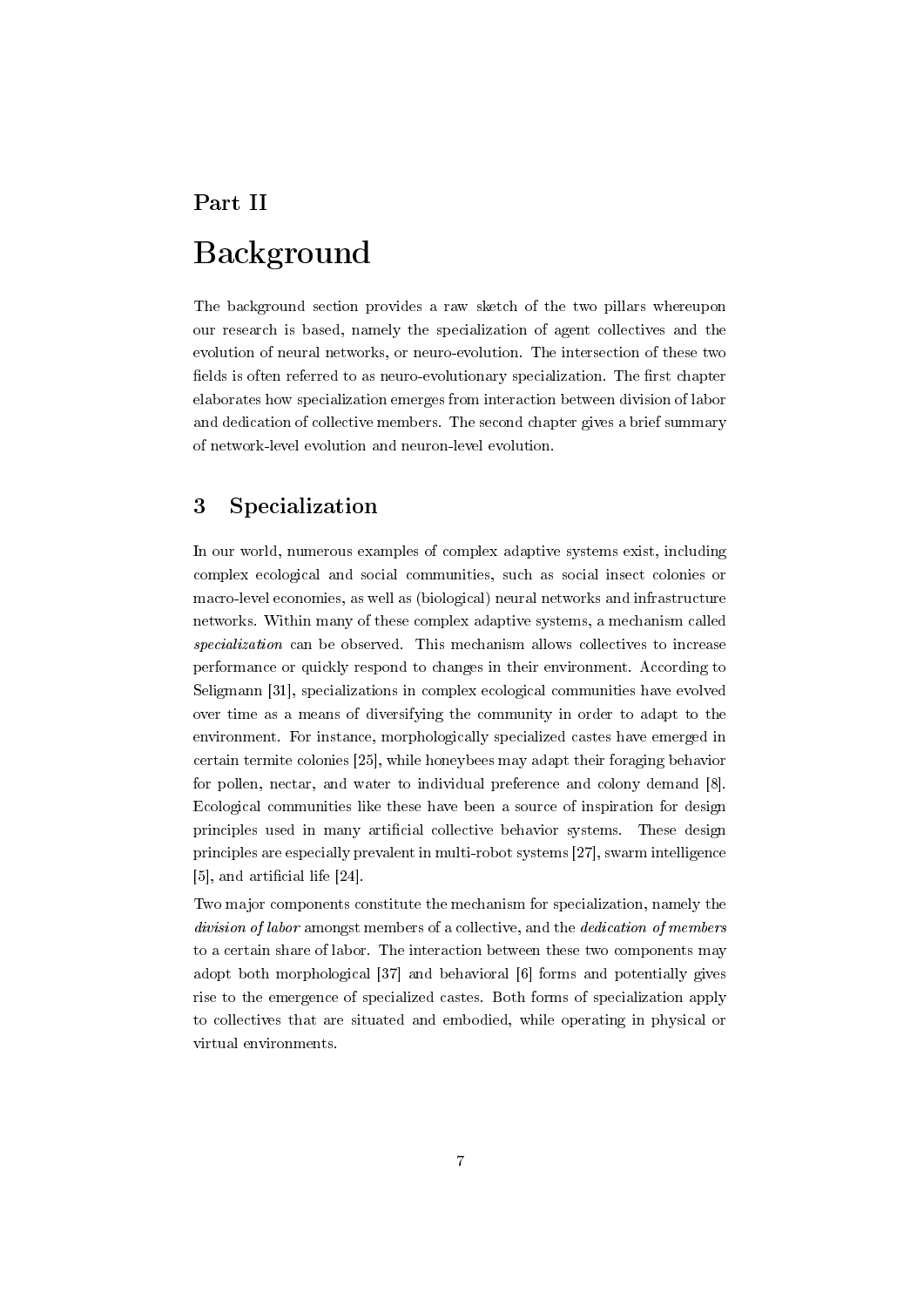# Part II

# Background

The background section provides a raw sketch of the two pillars whereupon our research is based, namely the specialization of agent collectives and the evolution of neural networks, or neuro-evolution. The intersection of these two fields is often referred to as neuro-evolutionary specialization. The first chapter elaborates how specialization emerges from interaction between division of labor and dedication of collective members. The second chapter gives a brief summary of network-level evolution and neuron-level evolution.

## 3 Specialization

In our world, numerous examples of complex adaptive systems exist, including complex ecological and social communities, such as social insect colonies or macro-level economies, as well as (biological) neural networks and infrastructure networks. Within many of these complex adaptive systems, a mechanism called *specialization* can be observed. This mechanism allows collectives to increase performance or quickly respond to changes in their environment. According to Seligmann [31], specializations in complex ecological communities have evolved over time as a means of diversifying the community in order to adapt to the environment. For instance, morphologically specialized castes have emerged in certain termite colonies [25], while honeybees may adapt their foraging behavior for pollen, nectar, and water to individual preference and colony demand [8]. Ecological communities like these have been a source of inspiration for design principles used in many artificial collective behavior systems. These design principles are especially prevalent in multi-robot systems [27], swarm intelligence [5], and artificial life [24].

Two major components constitute the mechanism for specialization, namely the *division of labor* amongst members of a collective, and the *dedication of members* to a certain share of labor. The interaction between these two components may adopt both morphological [37] and behavioral [6] forms and potentially gives rise to the emergence of specialized castes. Both forms of specialization apply to collectives that are situated and embodied, while operating in physical or virtual environments.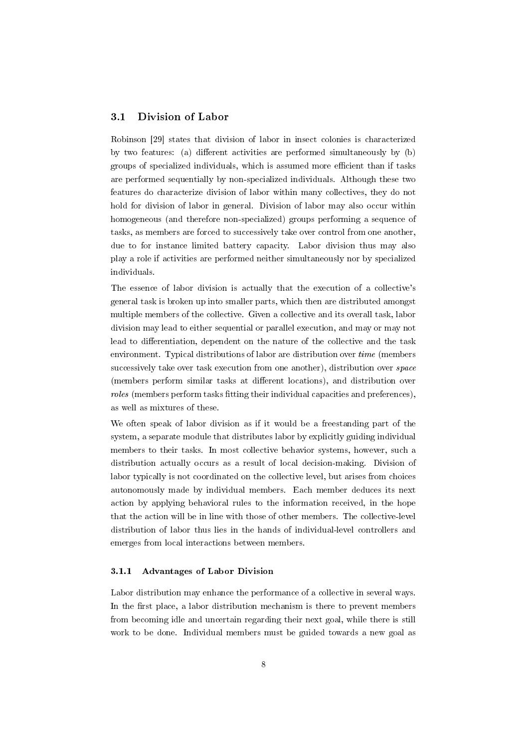## 3.1 Division of Labor

Robinson [29] states that division of labor in insect colonies is characterized by two features: (a) different activities are performed simultaneously by (b) groups of specialized individuals, which is assumed more efficient than if tasks are performed sequentially by non-specialized individuals. Although these two features do characterize division of labor within many collectives, they do not hold for division of labor in general. Division of labor may also occur within homogeneous (and therefore non-specialized) groups performing a sequence of tasks, as members are forced to successively take over control from one another, due to for instance limited battery capacity. Labor division thus may also play a role if activities are performed neither simultaneously nor by specialized individuals.

The essence of labor division is actually that the execution of a collective's general task is broken up into smaller parts, which then are distributed amongst multiple members of the collective. Given a collective and its overall task, labor division may lead to either sequential or parallel execution, and may or may not lead to differentiation, dependent on the nature of the collective and the task environment. Typical distributions of labor are distribution over *time* (members successively take over task execution from one another), distribution over *space* (members perform similar tasks at different locations), and distribution over *roles* (members perform tasks fitting their individual capacities and preferences), as well as mixtures of these.

We often speak of labor division as if it would be a freestanding part of the system, a separate module that distributes labor by explicitly guiding individual members to their tasks. In most collective behavior systems, however, such a distribution actually occurs as a result of local decision-making. Division of labor typically is not coordinated on the collective level, but arises from choices autonomously made by individual members. Each member deduces its next action by applying behavioral rules to the information received, in the hope that the action will be in line with those of other members. The collective-level distribution of labor thus lies in the hands of individual-level controllers and emerges from local interactions between members.

### 3.1.1 Advantages of Labor Division

Labor distribution may enhance the performance of a collective in several ways. In the first place, a labor distribution mechanism is there to prevent members from becoming idle and uncertain regarding their next goal, while there is still work to be done. Individual members must be guided towards a new goal as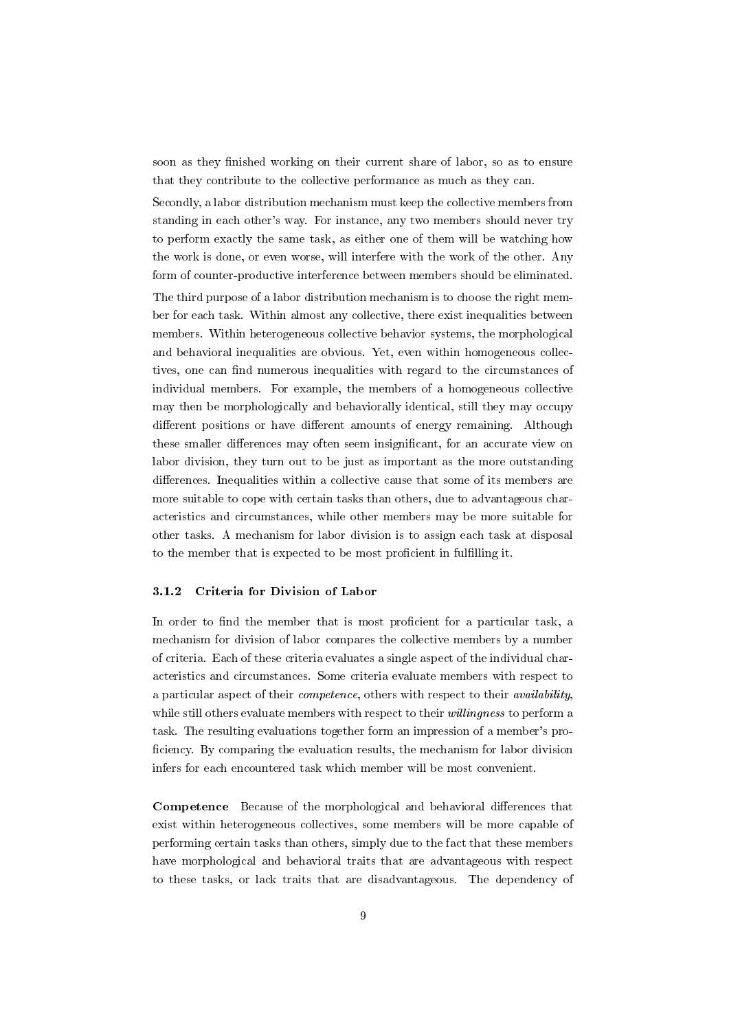soon as they finished working on their current share of labor, so as to ensure that they contribute to the collective performance as much as they can.

Secondly, a labor distribution mechanism must keep the collective members from standing in each other's way. For instance, any two members should never try to perform exactly the same task, as either one of them will be watching how the work is done, or even worse, will interfere with the work of the other. Any form of counter-productive interference between members should be eliminated.

The third purpose of a labor distribution mechanism is to choose the right member for each task. Within almost any collective, there exist inequalities between members. Within heterogeneous collective behavior systems, the morphological and behavioral inequalities are obvious. Yet, even within homogeneous collectives, one can find numerous inequalities with regard to the circumstances of individual members. For example, the members of a homogeneous collective may then be morphologically and behaviorally identical, still they may occupy different positions or have different amounts of energy remaining. Although these smaller differences may often seem insignificant, for an accurate view on labor division, they turn out to be just as important as the more outstanding differences. Inequalities within a collective cause that some of its members are more suitable to cope with certain tasks than others, due to advantageous characteristics and circumstances, while other members may be more suitable for other tasks. A mechanism for labor division is to assign each task at disposal to the member that is expected to be most proficient in fulfilling it.

### 3.1.2 Criteria for Division of Labor

In order to find the member that is most proficient for a particular task, a mechanism for division of labor compares the collective members by a number of criteria. Each of these criteria evaluates a single aspect of the individual characteristics and circumstances. Some criteria evaluate members with respect to a particular aspect of their *competence*, others with respect to their *availability*, while still others evaluate members with respect to their *willingness* to perform a task. The resulting evaluations together form an impression of a member's proficiency. By comparing the evaluation results, the mechanism for labor division infers for each encountered task which member will be most convenient.

**Competence** Because of the morphological and behavioral differences that exist within heterogeneous collectives, some members will be more capable of performing certain tasks than others, simply due to the fact that these members have morphological and behavioral traits that are advantageous with respect to these tasks, or lack traits that are disadvantageous. The dependency of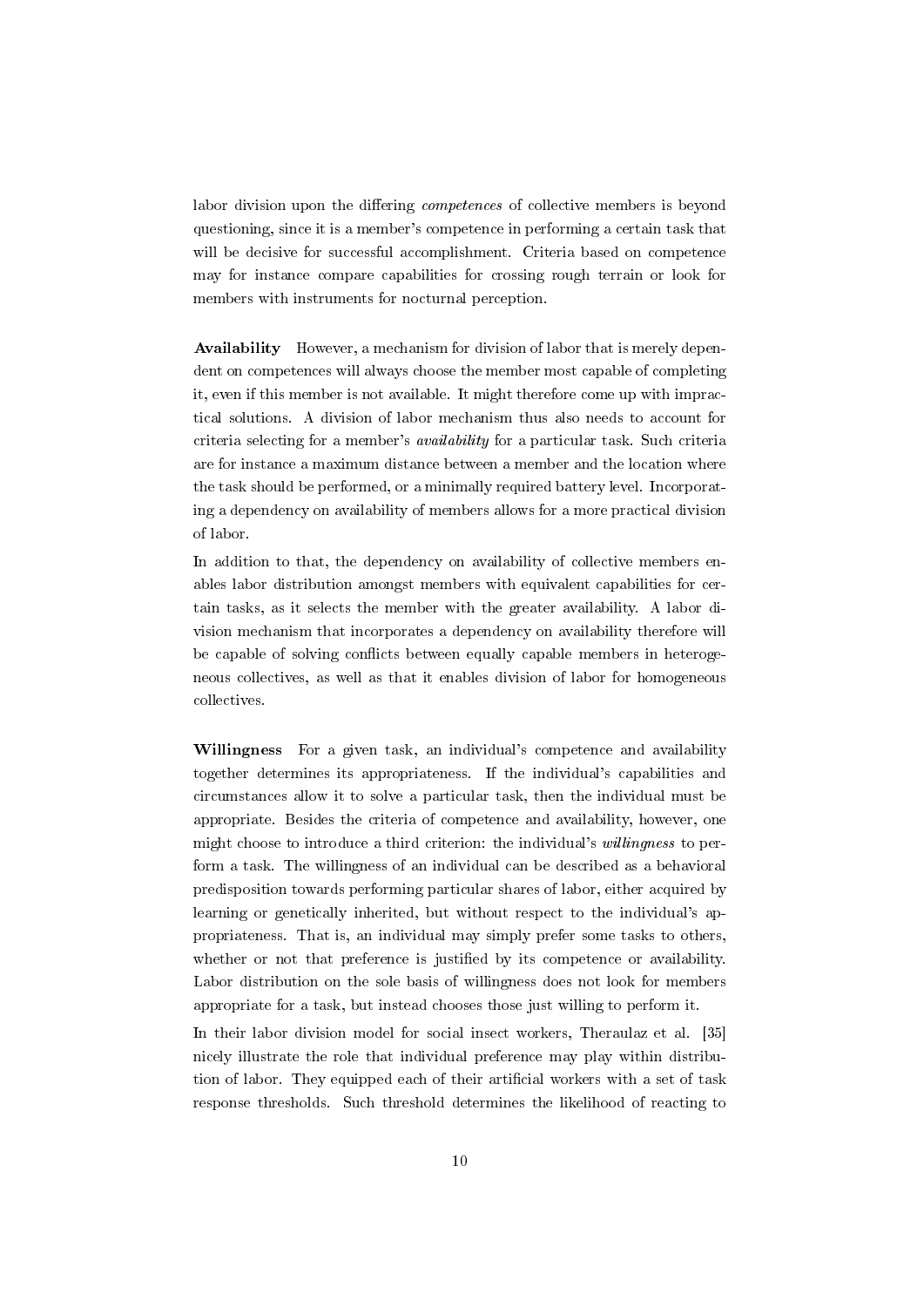labor division upon the differing *competences* of collective members is beyond questioning, since it is a member's competence in performing a certain task that will be decisive for successful accomplishment. Criteria based on competence may for instance compare capabilities for crossing rough terrain or look for members with instruments for nocturnal perception.

**Availability** However, a mechanism for division of labor that is merely dependent on competences will always choose the member most capable of completing it, even if this member is not available. It might therefore come up with impractical solutions. A division of labor mechanism thus also needs to account for criteria selecting for a member's *availability* for a particular task. Such criteria are for instance a maximum distance between a member and the location where the task should be performed, or a minimally required battery level. Incorporating a dependency on availability of members allows for a more practical division of labor.

In addition to that, the dependency on availability of collective members enables labor distribution amongst members with equivalent capabilities for certain tasks, as it selects the member with the greater availability. A labor division mechanism that incorporates a dependency on availability therefore will be capable of solving conflicts between equally capable members in heterogeneous collectives, as well as that it enables division of labor for homogeneous collectives.

**Willingness** For a given task, an individual's competence and availability together determines its appropriateness. If the individual's capabilities and circumstances allow it to solve a particular task, then the individual must be appropriate. Besides the criteria of competence and availability, however, one might choose to introduce a third criterion: the individual's *willingness* to perform a task. The willingness of an individual can be described as a behavioral predisposition towards performing particular shares of labor, either acquired by learning or genetically inherited, but without respect to the individual's appropriateness. That is, an individual may simply prefer some tasks to others, whether or not that preference is justified by its competence or availability. Labor distribution on the sole basis of willingness does not look for members appropriate for a task, but instead chooses those just willing to perform it.

In their labor division model for social insect workers, Theraulaz et al. [35] nicely illustrate the role that individual preference may play within distribution of labor. They equipped each of their artificial workers with a set of task response thresholds. Such threshold determines the likelihood of reacting to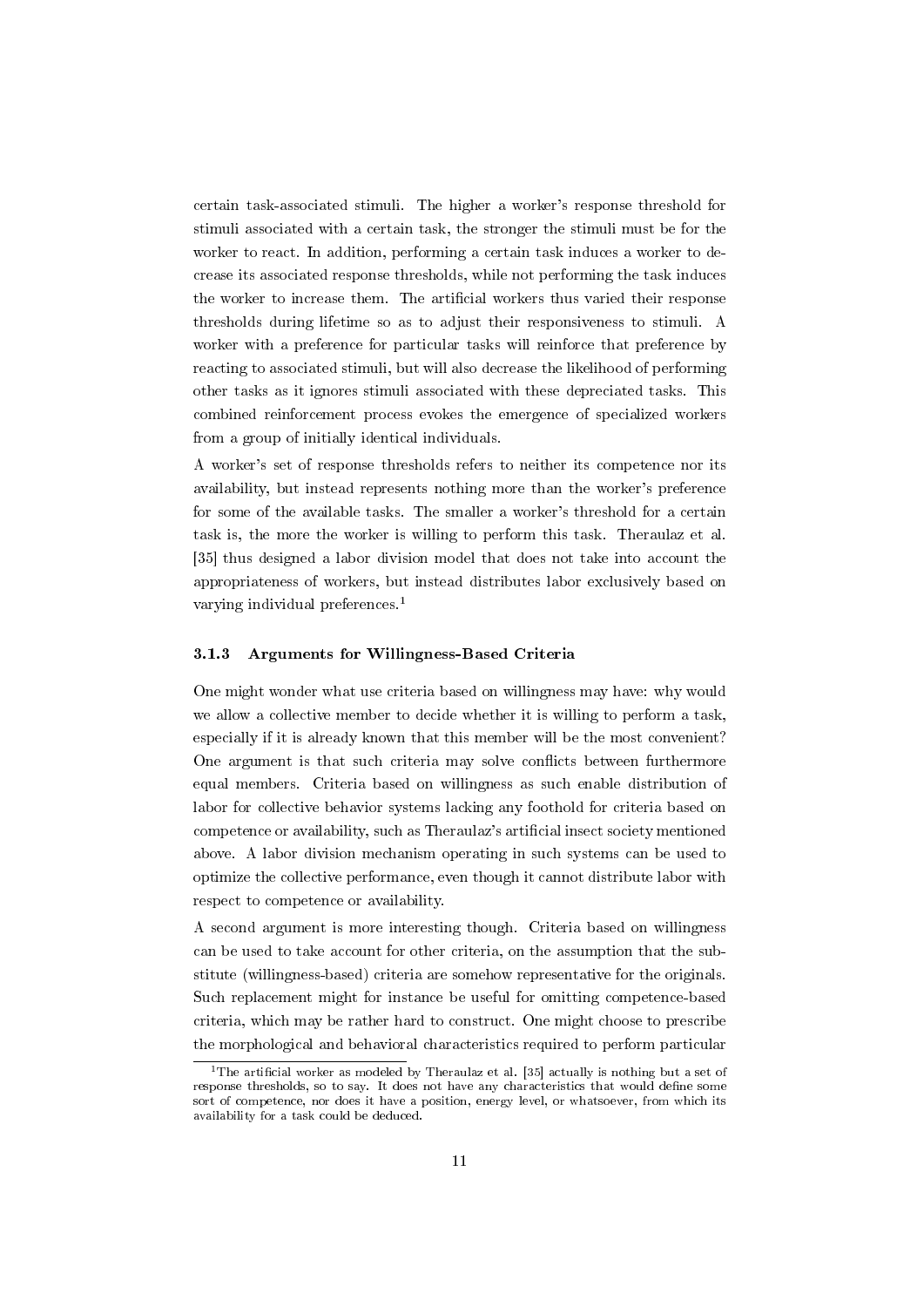certain task-associated stimuli. The higher a worker's response threshold for stimuli associated with a certain task, the stronger the stimuli must be for the worker to react. In addition, performing a certain task induces a worker to decrease its associated response thresholds, while not performing the task induces the worker to increase them. The artificial workers thus varied their response thresholds during lifetime so as to adjust their responsiveness to stimuli. A worker with a preference for particular tasks will reinforce that preference by reacting to associated stimuli, but will also decrease the likelihood of performing other tasks as it ignores stimuli associated with these depreciated tasks. This combined reinforcement process evokes the emergence of specialized workers from a group of initially identical individuals.

A worker's set of response thresholds refers to neither its competence nor its availability, but instead represents nothing more than the worker's preference for some of the available tasks. The smaller a worker's threshold for a certain task is, the more the worker is willing to perform this task. Theraulaz et al. [35] thus designed a labor division model that does not take into account the appropriateness of workers, but instead distributes labor exclusively based on varying individual preferences.[1]

### 3.1.3 Arguments for Willingness-Based Criteria

One might wonder what use criteria based on willingness may have: why would we allow a collective member to decide whether it is willing to perform a task, especially if it is already known that this member will be the most convenient? One argument is that such criteria may solve conflicts between furthermore equal members. Criteria based on willingness as such enable distribution of labor for collective behavior systems lacking any foothold for criteria based on competence or availability, such as Theraulaz's artificial insect society mentioned above. A labor division mechanism operating in such systems can be used to optimize the collective performance, even though it cannot distribute labor with respect to competence or availability.

A second argument is more interesting though. Criteria based on willingness can be used to take account for other criteria, on the assumption that the substitute (willingness-based) criteria are somehow representative for the originals. Such replacement might for instance be useful for omitting competence-based criteria, which may be rather hard to construct. One might choose to prescribe the morphological and behavioral characteristics required to perform particular

[1] The artificial worker as modeled by Theraulaz et al. [35] actually is nothing but a set of response thresholds, so to say. It does not have any characteristics that would define some sort of competence, nor does it have a position, energy level, or whatsoever, from which its availability for a task could be deduced.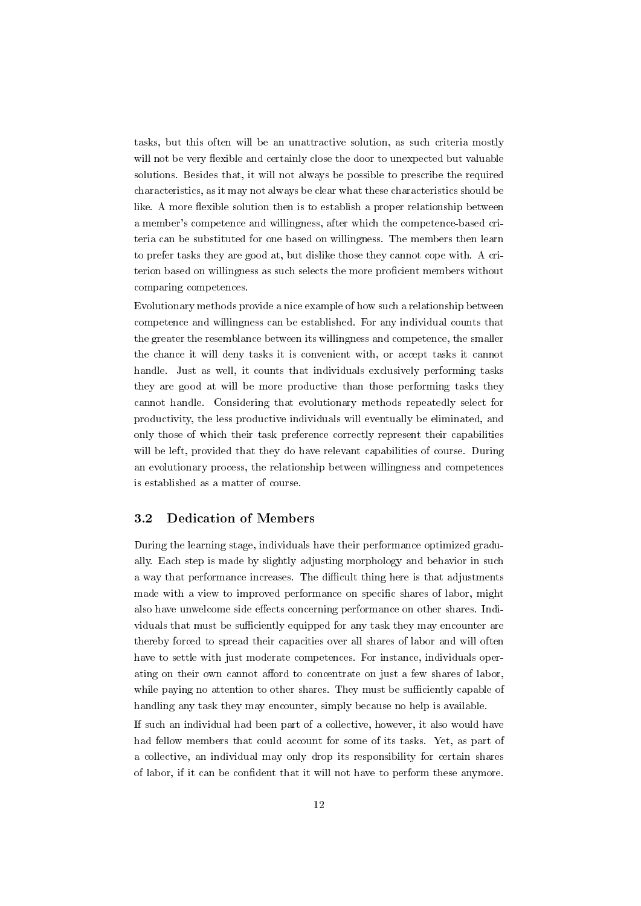tasks, but this often will be an unattractive solution, as such criteria mostly will not be very flexible and certainly close the door to unexpected but valuable solutions. Besides that, it will not always be possible to prescribe the required characteristics, as it may not always be clear what these characteristics should be like. A more flexible solution then is to establish a proper relationship between a member's competence and willingness, after which the competence-based criteria can be substituted for one based on willingness. The members then learn to prefer tasks they are good at, but dislike those they cannot cope with. A criterion based on willingness as such selects the more proficient members without comparing competences.

Evolutionary methods provide a nice example of how such a relationship between competence and willingness can be established. For any individual counts that the greater the resemblance between its willingness and competence, the smaller the chance it will deny tasks it is convenient with, or accept tasks it cannot handle. Just as well, it counts that individuals exclusively performing tasks they are good at will be more productive than those performing tasks they cannot handle. Considering that evolutionary methods repeatedly select for productivity, the less productive individuals will eventually be eliminated, and only those of which their task preference correctly represent their capabilities will be left, provided that they do have relevant capabilities of course. During an evolutionary process, the relationship between willingness and competences is established as a matter of course.

## 3.2 Dedication of Members

During the learning stage, individuals have their performance optimized gradually. Each step is made by slightly adjusting morphology and behavior in such a way that performance increases. The difficult thing here is that adjustments made with a view to improved performance on specific shares of labor, might also have unwelcome side effects concerning performance on other shares. Individuals that must be sufficiently equipped for any task they may encounter are thereby forced to spread their capacities over all shares of labor and will often have to settle with just moderate competences. For instance, individuals operating on their own cannot afford to concentrate on just a few shares of labor, while paying no attention to other shares. They must be sufficiently capable of handling any task they may encounter, simply because no help is available.

If such an individual had been part of a collective, however, it also would have had fellow members that could account for some of its tasks. Yet, as part of a collective, an individual may only drop its responsibility for certain shares of labor, if it can be confident that it will not have to perform these anymore.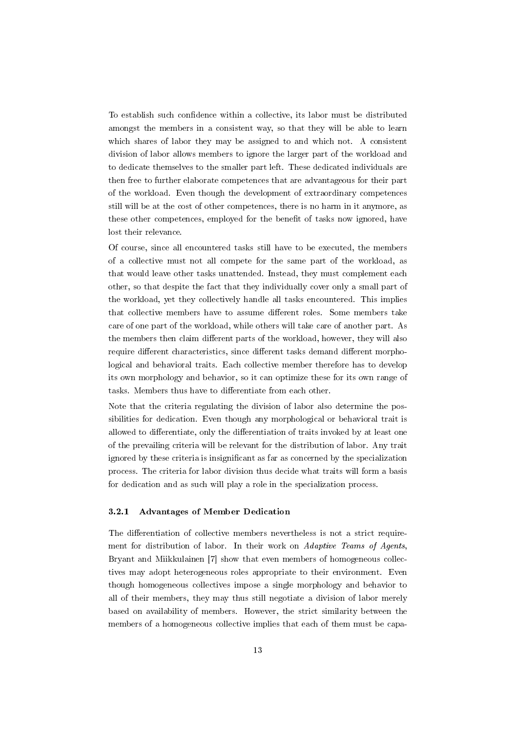To establish such confidence within a collective, its labor must be distributed amongst the members in a consistent way, so that they will be able to learn which shares of labor they may be assigned to and which not. A consistent division of labor allows members to ignore the larger part of the workload and to dedicate themselves to the smaller part left. These dedicated individuals are then free to further elaborate competences that are advantageous for their part of the workload. Even though the development of extraordinary competences still will be at the cost of other competences, there is no harm in it anymore, as these other competences, employed for the benefit of tasks now ignored, have lost their relevance.

Of course, since all encountered tasks still have to be executed, the members of a collective must not all compete for the same part of the workload, as that would leave other tasks unattended. Instead, they must complement each other, so that despite the fact that they individually cover only a small part of the workload, yet they collectively handle all tasks encountered. This implies that collective members have to assume different roles. Some members take care of one part of the workload, while others will take care of another part. As the members then claim different parts of the workload, however, they will also require different characteristics, since different tasks demand different morphological and behavioral traits. Each collective member therefore has to develop its own morphology and behavior, so it can optimize these for its own range of tasks. Members thus have to differentiate from each other.

Note that the criteria regulating the division of labor also determine the possibilities for dedication. Even though any morphological or behavioral trait is allowed to differentiate, only the differentiation of traits invoked by at least one of the prevailing criteria will be relevant for the distribution of labor. Any trait ignored by these criteria is insignificant as far as concerned by the specialization process. The criteria for labor division thus decide what traits will form a basis for dedication and as such will play a role in the specialization process.

### 3.2.1 Advantages of Member Dedication

The differentiation of collective members nevertheless is not a strict requirement for distribution of labor. In their work on *Adaptive Teams of Agents*, Bryant and Miikkulainen [7] show that even members of homogeneous collectives may adopt heterogeneous roles appropriate to their environment. Even though homogeneous collectives impose a single morphology and behavior to all of their members, they may thus still negotiate a division of labor merely based on availability of members. However, the strict similarity between the members of a homogeneous collective implies that each of them must be capa-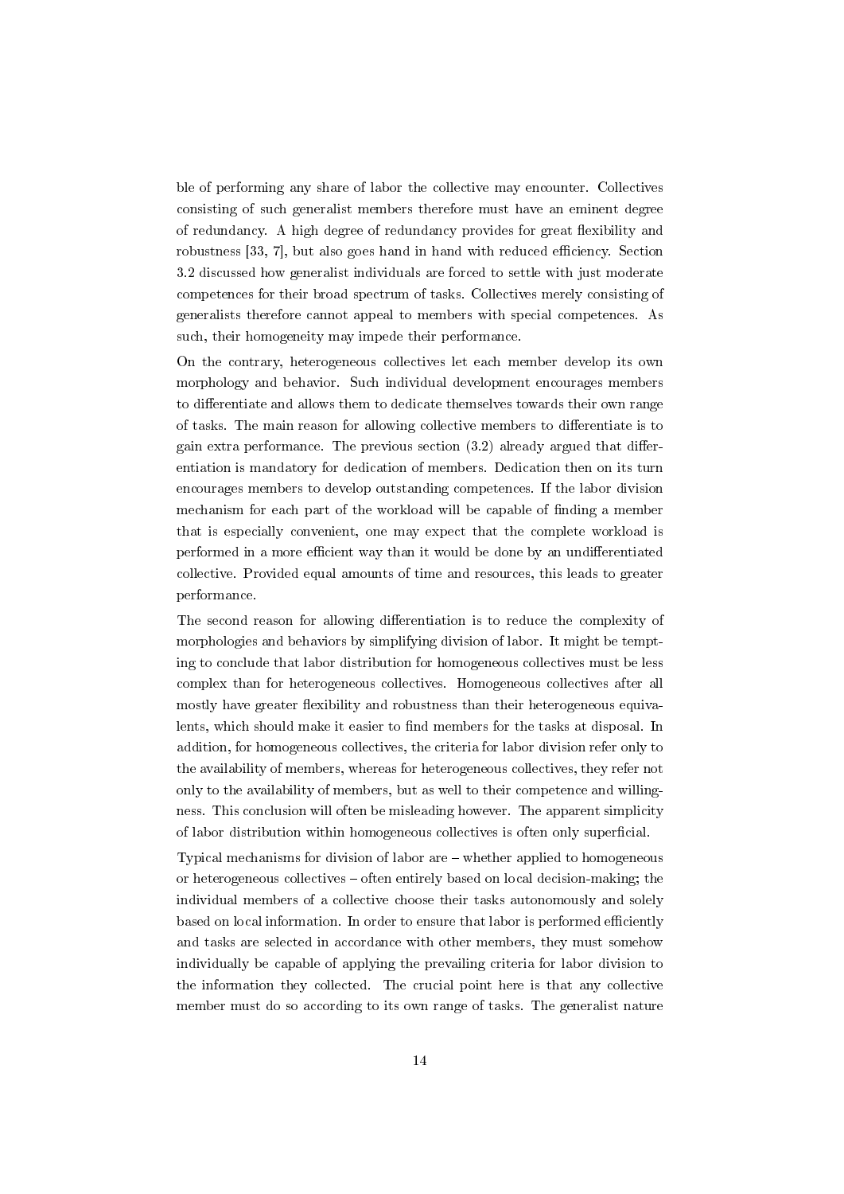ble of performing any share of labor the collective may encounter. Collectives consisting of such generalist members therefore must have an eminent degree of redundancy. A high degree of redundancy provides for great flexibility and robustness [33, 7], but also goes hand in hand with reduced efficiency. Section 3.2 discussed how generalist individuals are forced to settle with just moderate competences for their broad spectrum of tasks. Collectives merely consisting of generalists therefore cannot appeal to members with special competences. As such, their homogeneity may impede their performance.

On the contrary, heterogeneous collectives let each member develop its own morphology and behavior. Such individual development encourages members to differentiate and allows them to dedicate themselves towards their own range of tasks. The main reason for allowing collective members to differentiate is to gain extra performance. The previous section (3.2) already argued that differentiation is mandatory for dedication of members. Dedication then on its turn encourages members to develop outstanding competences. If the labor division mechanism for each part of the workload will be capable of finding a member that is especially convenient, one may expect that the complete workload is performed in a more efficient way than it would be done by an undifferentiated collective. Provided equal amounts of time and resources, this leads to greater performance.

The second reason for allowing differentiation is to reduce the complexity of morphologies and behaviors by simplifying division of labor. It might be tempting to conclude that labor distribution for homogeneous collectives must be less complex than for heterogeneous collectives. Homogeneous collectives after all mostly have greater flexibility and robustness than their heterogeneous equivalents, which should make it easier to find members for the tasks at disposal. In addition, for homogeneous collectives, the criteria for labor division refer only to the availability of members, whereas for heterogeneous collectives, they refer not only to the availability of members, but as well to their competence and willingness. This conclusion will often be misleading however. The apparent simplicity of labor distribution within homogeneous collectives is often only superficial.

Typical mechanisms for division of labor are – whether applied to homogeneous or heterogeneous collectives – often entirely based on local decision-making; the individual members of a collective choose their tasks autonomously and solely based on local information. In order to ensure that labor is performed efficiently and tasks are selected in accordance with other members, they must somehow individually be capable of applying the prevailing criteria for labor division to the information they collected. The crucial point here is that any collective member must do so according to its own range of tasks. The generalist nature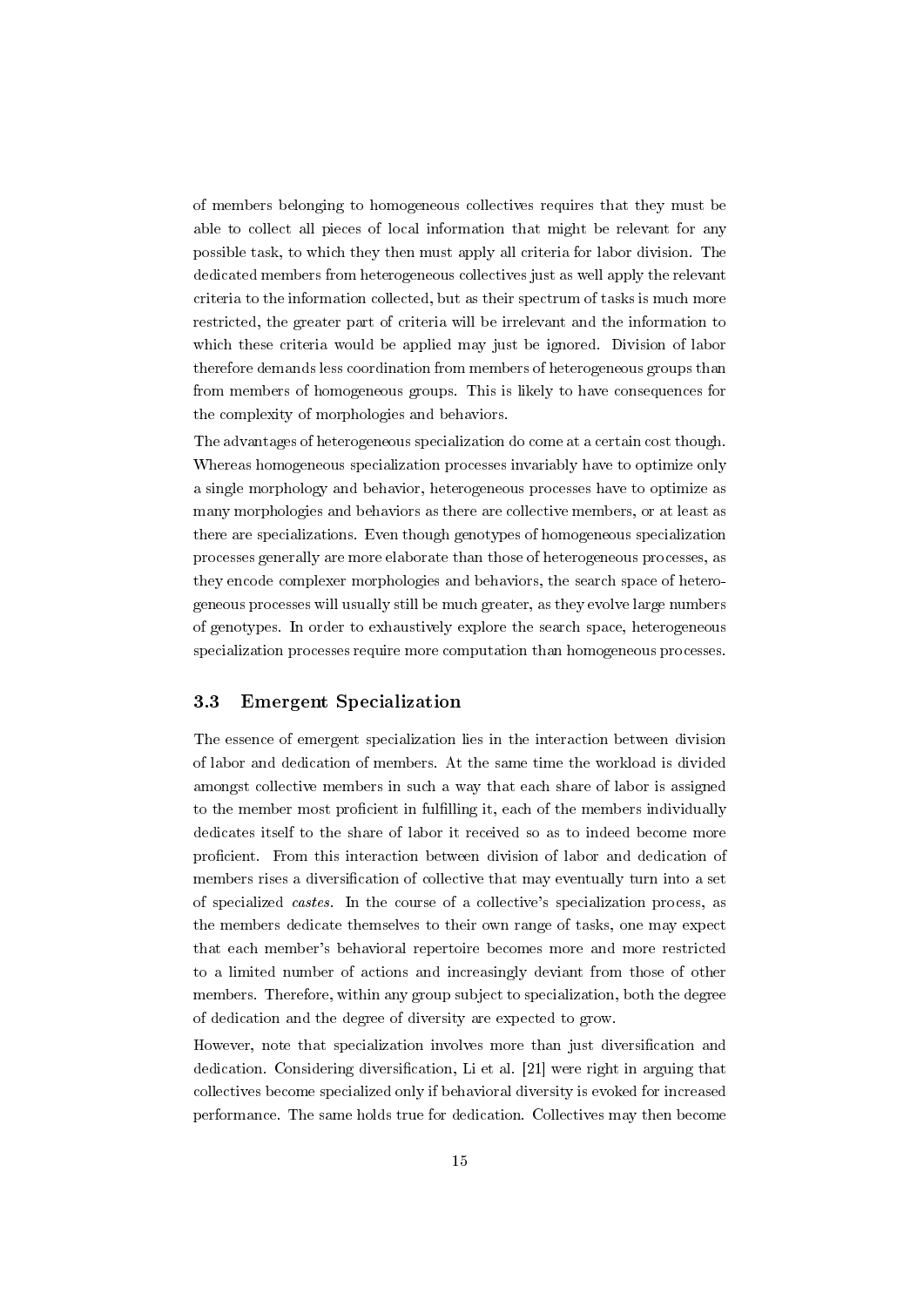of members belonging to homogeneous collectives requires that they must be able to collect all pieces of local information that might be relevant for any possible task, to which they then must apply all criteria for labor division. The dedicated members from heterogeneous collectives just as well apply the relevant criteria to the information collected, but as their spectrum of tasks is much more restricted, the greater part of criteria will be irrelevant and the information to which these criteria would be applied may just be ignored. Division of labor therefore demands less coordination from members of heterogeneous groups than from members of homogeneous groups. This is likely to have consequences for the complexity of morphologies and behaviors.

The advantages of heterogeneous specialization do come at a certain cost though. Whereas homogeneous specialization processes invariably have to optimize only a single morphology and behavior, heterogeneous processes have to optimize as many morphologies and behaviors as there are collective members, or at least as there are specializations. Even though genotypes of homogeneous specialization processes generally are more elaborate than those of heterogeneous processes, as they encode complexer morphologies and behaviors, the search space of heterogeneous processes will usually still be much greater, as they evolve large numbers of genotypes. In order to exhaustively explore the search space, heterogeneous specialization processes require more computation than homogeneous processes.

### 3.3 Emergent Specialization

The essence of emergent specialization lies in the interaction between division of labor and dedication of members. At the same time the workload is divided amongst collective members in such a way that each share of labor is assigned to the member most proficient in fulfilling it, each of the members individually dedicates itself to the share of labor it received so as to indeed become more proficient. From this interaction between division of labor and dedication of members rises a diversification of collective that may eventually turn into a set of specialized *castes*. In the course of a collective's specialization process, as the members dedicate themselves to their own range of tasks, one may expect that each member's behavioral repertoire becomes more and more restricted to a limited number of actions and increasingly deviant from those of other members. Therefore, within any group subject to specialization, both the degree of dedication and the degree of diversity are expected to grow.

However, note that specialization involves more than just diversification and dedication. Considering diversification, Li et al. [21] were right in arguing that collectives become specialized only if behavioral diversity is evoked for increased performance. The same holds true for dedication. Collectives may then become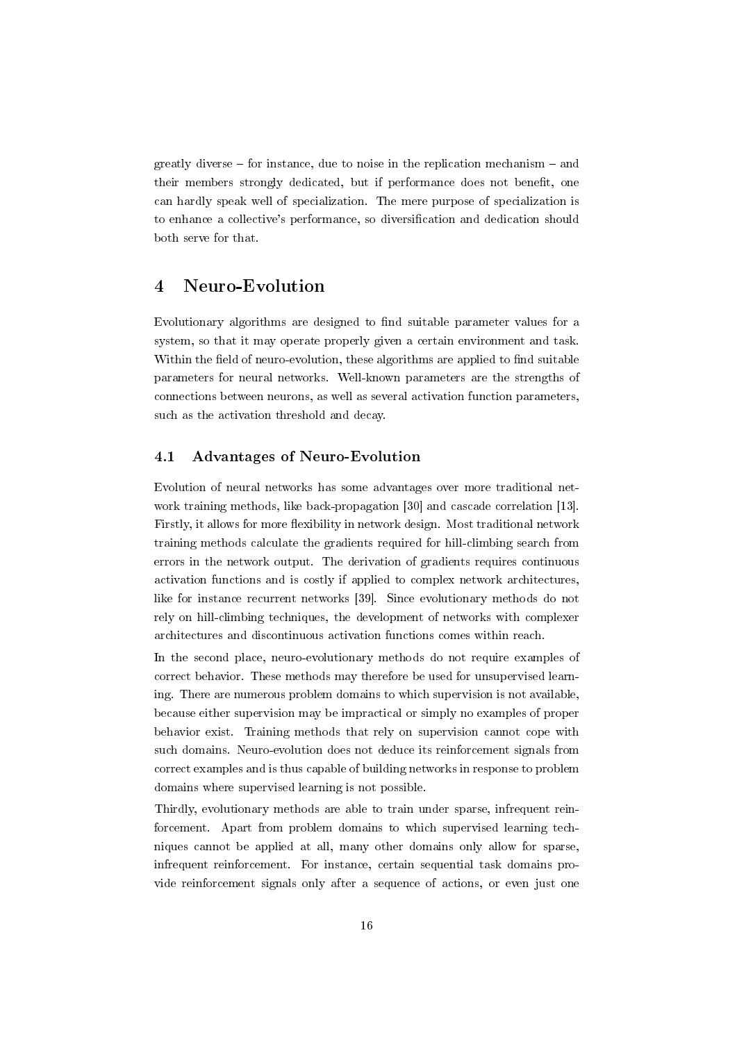greatly diverse – for instance, due to noise in the replication mechanism – and their members strongly dedicated, but if performance does not benefit, one can hardly speak well of specialization. The mere purpose of specialization is to enhance a collective's performance, so diversification and dedication should both serve for that.

# 4 Neuro-Evolution

Evolutionary algorithms are designed to find suitable parameter values for a system, so that it may operate properly given a certain environment and task. Within the field of neuro-evolution, these algorithms are applied to find suitable parameters for neural networks. Well-known parameters are the strengths of connections between neurons, as well as several activation function parameters, such as the activation threshold and decay.

## 4.1 Advantages of Neuro-Evolution

Evolution of neural networks has some advantages over more traditional network training methods, like back-propagation [30] and cascade correlation [13]. Firstly, it allows for more flexibility in network design. Most traditional network training methods calculate the gradients required for hill-climbing search from errors in the network output. The derivation of gradients requires continuous activation functions and is costly if applied to complex network architectures, like for instance recurrent networks [39]. Since evolutionary methods do not rely on hill-climbing techniques, the development of networks with complexer architectures and discontinuous activation functions comes within reach.

In the second place, neuro-evolutionary methods do not require examples of correct behavior. These methods may therefore be used for unsupervised learning. There are numerous problem domains to which supervision is not available, because either supervision may be impractical or simply no examples of proper behavior exist. Training methods that rely on supervision cannot cope with such domains. Neuro-evolution does not deduce its reinforcement signals from correct examples and is thus capable of building networks in response to problem domains where supervised learning is not possible.

Thirdly, evolutionary methods are able to train under sparse, infrequent reinforcement. Apart from problem domains to which supervised learning techniques cannot be applied at all, many other domains only allow for sparse, infrequent reinforcement. For instance, certain sequential task domains provide reinforcement signals only after a sequence of actions, or even just one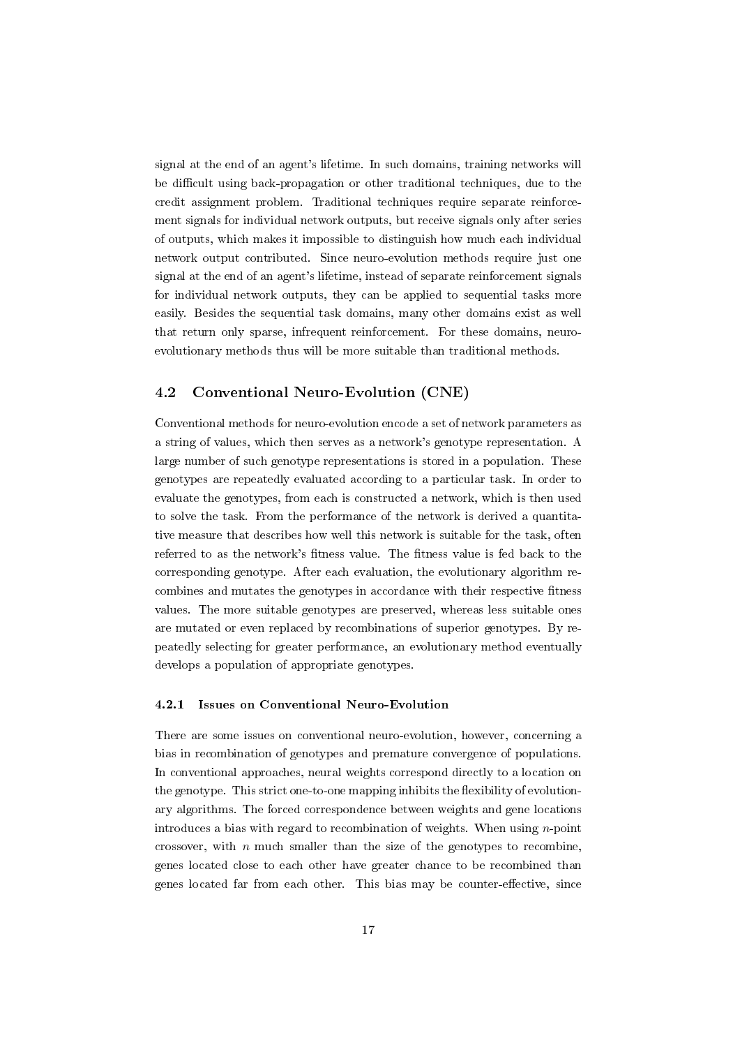signal at the end of an agent's lifetime. In such domains, training networks will be difficult using back-propagation or other traditional techniques, due to the credit assignment problem. Traditional techniques require separate reinforcement signals for individual network outputs, but receive signals only after series of outputs, which makes it impossible to distinguish how much each individual network output contributed. Since neuro-evolution methods require just one signal at the end of an agent's lifetime, instead of separate reinforcement signals for individual network outputs, they can be applied to sequential tasks more easily. Besides the sequential task domains, many other domains exist as well that return only sparse, infrequent reinforcement. For these domains, neuro-evolutionary methods thus will be more suitable than traditional methods.

## 4.2 Conventional Neuro-Evolution (CNE)

Conventional methods for neuro-evolution encode a set of network parameters as a string of values, which then serves as a network's genotype representation. A large number of such genotype representations is stored in a population. These genotypes are repeatedly evaluated according to a particular task. In order to evaluate the genotypes, from each is constructed a network, which is then used to solve the task. From the performance of the network is derived a quantitative measure that describes how well this network is suitable for the task, often referred to as the network's fitness value. The fitness value is fed back to the corresponding genotype. After each evaluation, the evolutionary algorithm recombines and mutates the genotypes in accordance with their respective fitness values. The more suitable genotypes are preserved, whereas less suitable ones are mutated or even replaced by recombinations of superior genotypes. By repeatedly selecting for greater performance, an evolutionary method eventually develops a population of appropriate genotypes.

### 4.2.1 Issues on Conventional Neuro-Evolution

There are some issues on conventional neuro-evolution, however, concerning a bias in recombination of genotypes and premature convergence of populations. In conventional approaches, neural weights correspond directly to a location on the genotype. This strict one-to-one mapping inhibits the flexibility of evolutionary algorithms. The forced correspondence between weights and gene locations introduces a bias with regard to recombination of weights. When using $n$-point crossover, with $n$ much smaller than the size of the genotypes to recombine, genes located close to each other have greater chance to be recombined than genes located far from each other. This bias may be counter-effective, since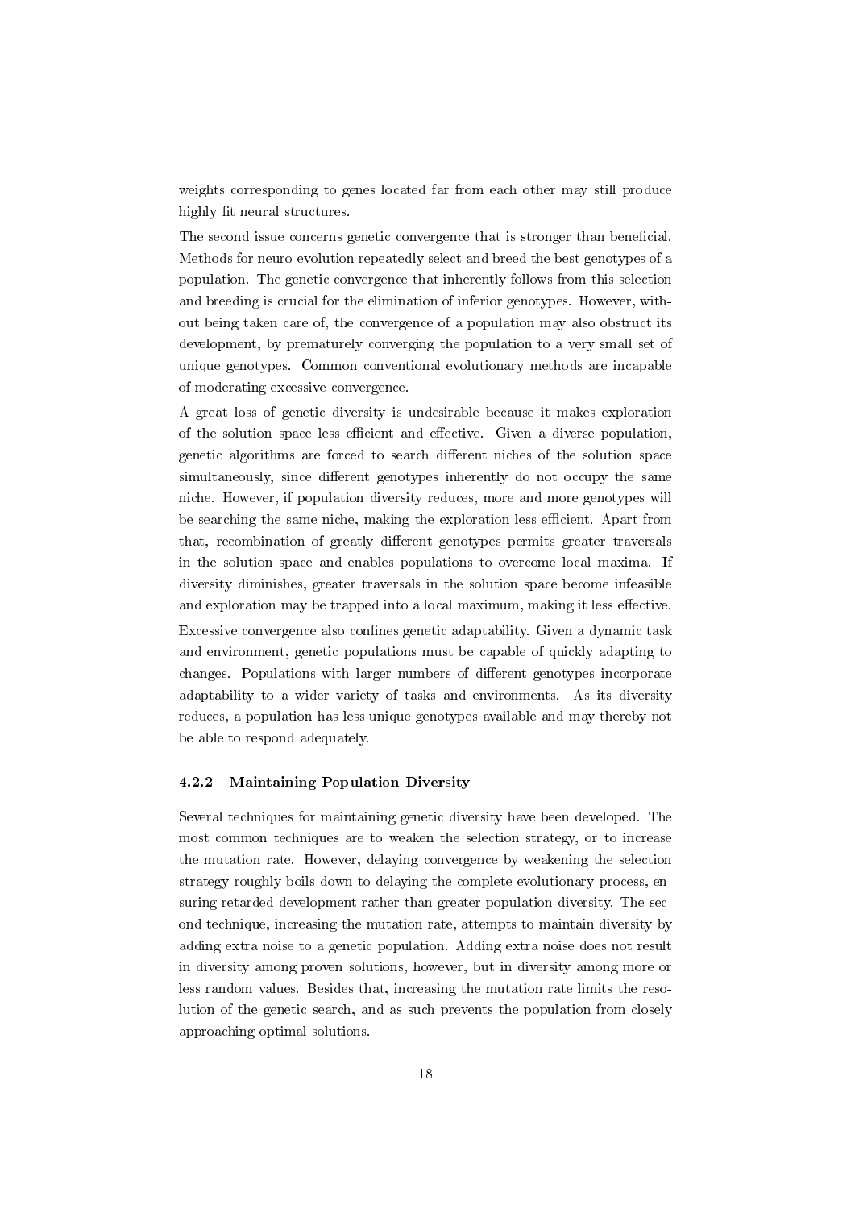weights corresponding to genes located far from each other may still produce highly fit neural structures.

The second issue concerns genetic convergence that is stronger than beneficial. Methods for neuro-evolution repeatedly select and breed the best genotypes of a population. The genetic convergence that inherently follows from this selection and breeding is crucial for the elimination of inferior genotypes. However, without being taken care of, the convergence of a population may also obstruct its development, by prematurely converging the population to a very small set of unique genotypes. Common conventional evolutionary methods are incapable of moderating excessive convergence.

A great loss of genetic diversity is undesirable because it makes exploration of the solution space less efficient and effective. Given a diverse population, genetic algorithms are forced to search different niches of the solution space simultaneously, since different genotypes inherently do not occupy the same niche. However, if population diversity reduces, more and more genotypes will be searching the same niche, making the exploration less efficient. Apart from that, recombination of greatly different genotypes permits greater traversals in the solution space and enables populations to overcome local maxima. If diversity diminishes, greater traversals in the solution space become infeasible and exploration may be trapped into a local maximum, making it less effective.

Excessive convergence also confines genetic adaptability. Given a dynamic task and environment, genetic populations must be capable of quickly adapting to changes. Populations with larger numbers of different genotypes incorporate adaptability to a wider variety of tasks and environments. As its diversity reduces, a population has less unique genotypes available and may thereby not be able to respond adequately.

### 4.2.2 Maintaining Population Diversity

Several techniques for maintaining genetic diversity have been developed. The most common techniques are to weaken the selection strategy, or to increase the mutation rate. However, delaying convergence by weakening the selection strategy roughly boils down to delaying the complete evolutionary process, ensuring retarded development rather than greater population diversity. The second technique, increasing the mutation rate, attempts to maintain diversity by adding extra noise to a genetic population. Adding extra noise does not result in diversity among proven solutions, however, but in diversity among more or less random values. Besides that, increasing the mutation rate limits the resolution of the genetic search, and as such prevents the population from closely approaching optimal solutions.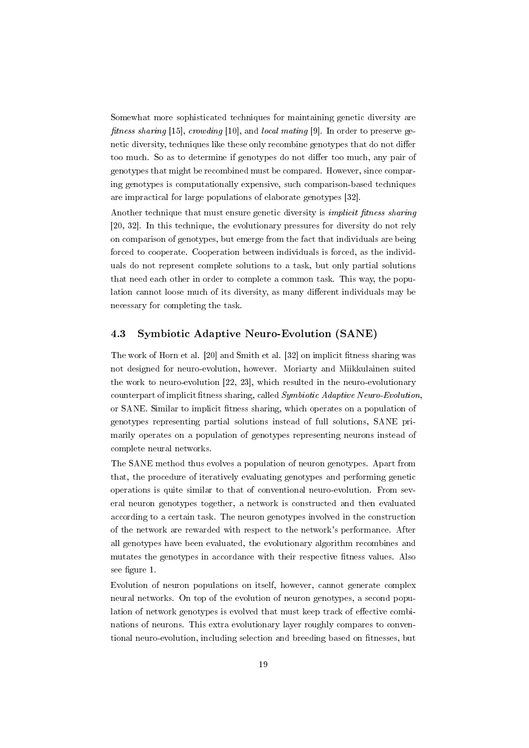Somewhat more sophisticated techniques for maintaining genetic diversity are *fitness sharing* [15], *crowding* [10], and *local mating* [9]. In order to preserve genetic diversity, techniques like these only recombine genotypes that do not differ too much. So as to determine if genotypes do not differ too much, any pair of genotypes that might be recombined must be compared. However, since comparing genotypes is computationally expensive, such comparison-based techniques are impractical for large populations of elaborate genotypes [32].

Another technique that must ensure genetic diversity is *implicit fitness sharing* [20, 32]. In this technique, the evolutionary pressures for diversity do not rely on comparison of genotypes, but emerge from the fact that individuals are being forced to cooperate. Cooperation between individuals is forced, as the individuals do not represent complete solutions to a task, but only partial solutions that need each other in order to complete a common task. This way, the population cannot loose much of its diversity, as many different individuals may be necessary for completing the task.

## 4.3 Symbiotic Adaptive Neuro-Evolution (SANE)

The work of Horn et al. [20] and Smith et al. [32] on implicit fitness sharing was not designed for neuro-evolution, however. Moriarty and Miikkulainen suited the work to neuro-evolution [22, 23], which resulted in the neuro-evolutionary counterpart of implicit fitness sharing, called *Symbiotic Adaptive Neuro-Evolution*, or SANE. Similar to implicit fitness sharing, which operates on a population of genotypes representing partial solutions instead of full solutions, SANE primarily operates on a population of genotypes representing neurons instead of complete neural networks.

The SANE method thus evolves a population of neuron genotypes. Apart from that, the procedure of iteratively evaluating genotypes and performing genetic operations is quite similar to that of conventional neuro-evolution. From several neuron genotypes together, a network is constructed and then evaluated according to a certain task. The neuron genotypes involved in the construction of the network are rewarded with respect to the network's performance. After all genotypes have been evaluated, the evolutionary algorithm recombines and mutates the genotypes in accordance with their respective fitness values. Also see figure 1.

Evolution of neuron populations on itself, however, cannot generate complex neural networks. On top of the evolution of neuron genotypes, a second population of network genotypes is evolved that must keep track of effective combinations of neurons. This extra evolutionary layer roughly compares to conventional neuro-evolution, including selection and breeding based on fitnesses, but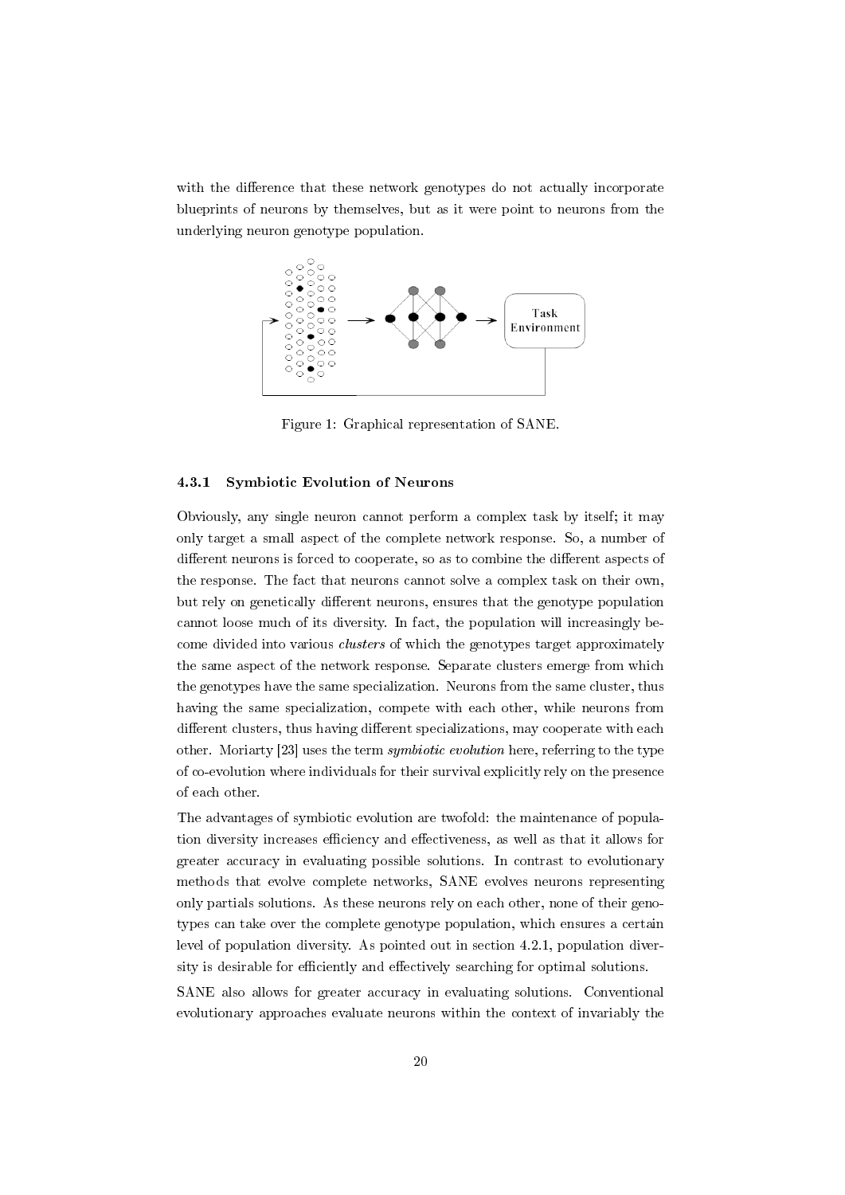with the difference that these network genotypes do not actually incorporate blueprints of neurons by themselves, but as it were point to neurons from the underlying neuron genotype population.

Figure 1: Graphical representation of SANE.

### 4.3.1 Symbiotic Evolution of Neurons

Obviously, any single neuron cannot perform a complex task by itself; it may only target a small aspect of the complete network response. So, a number of different neurons is forced to cooperate, so as to combine the different aspects of the response. The fact that neurons cannot solve a complex task on their own, but rely on genetically different neurons, ensures that the genotype population cannot loose much of its diversity. In fact, the population will increasingly become divided into various *clusters* of which the genotypes target approximately the same aspect of the network response. Separate clusters emerge from which the genotypes have the same specialization. Neurons from the same cluster, thus having the same specialization, compete with each other, while neurons from different clusters, thus having different specializations, may cooperate with each other. Moriarty [23] uses the term *symbiotic evolution* here, referring to the type of co-evolution where individuals for their survival explicitly rely on the presence of each other.

The advantages of symbiotic evolution are twofold: the maintenance of population diversity increases efficiency and effectiveness, as well as that it allows for greater accuracy in evaluating possible solutions. In contrast to evolutionary methods that evolve complete networks, SANE evolves neurons representing only partials solutions. As these neurons rely on each other, none of their genotypes can take over the complete genotype population, which ensures a certain level of population diversity. As pointed out in section 4.2.1, population diversity is desirable for efficiently and effectively searching for optimal solutions.

SANE also allows for greater accuracy in evaluating solutions. Conventional evolutionary approaches evaluate neurons within the context of invariably the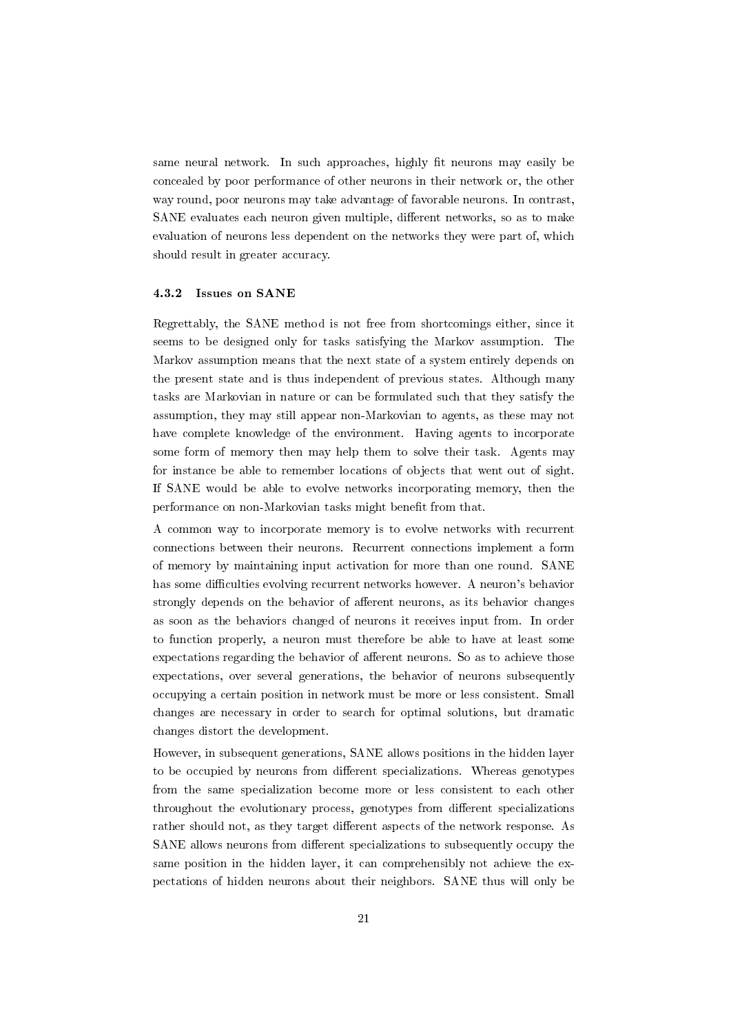same neural network. In such approaches, highly fit neurons may easily be concealed by poor performance of other neurons in their network or, the other way round, poor neurons may take advantage of favorable neurons. In contrast, SANE evaluates each neuron given multiple, different networks, so as to make evaluation of neurons less dependent on the networks they were part of, which should result in greater accuracy.

### 4.3.2 Issues on SANE

Regrettably, the SANE method is not free from shortcomings either, since it seems to be designed only for tasks satisfying the Markov assumption. The Markov assumption means that the next state of a system entirely depends on the present state and is thus independent of previous states. Although many tasks are Markovian in nature or can be formulated such that they satisfy the assumption, they may still appear non-Markovian to agents, as these may not have complete knowledge of the environment. Having agents to incorporate some form of memory then may help them to solve their task. Agents may for instance be able to remember locations of objects that went out of sight. If SANE would be able to evolve networks incorporating memory, then the performance on non-Markovian tasks might benefit from that.

A common way to incorporate memory is to evolve networks with recurrent connections between their neurons. Recurrent connections implement a form of memory by maintaining input activation for more than one round. SANE has some difficulties evolving recurrent networks however. A neuron's behavior strongly depends on the behavior of afferent neurons, as its behavior changes as soon as the behaviors changed of neurons it receives input from. In order to function properly, a neuron must therefore be able to have at least some expectations regarding the behavior of afferent neurons. So as to achieve those expectations, over several generations, the behavior of neurons subsequently occupying a certain position in network must be more or less consistent. Small changes are necessary in order to search for optimal solutions, but dramatic changes distort the development.

However, in subsequent generations, SANE allows positions in the hidden layer to be occupied by neurons from different specializations. Whereas genotypes from the same specialization become more or less consistent to each other throughout the evolutionary process, genotypes from different specializations rather should not, as they target different aspects of the network response. As SANE allows neurons from different specializations to subsequently occupy the same position in the hidden layer, it can comprehensibly not achieve the expectations of hidden neurons about their neighbors. SANE thus will only be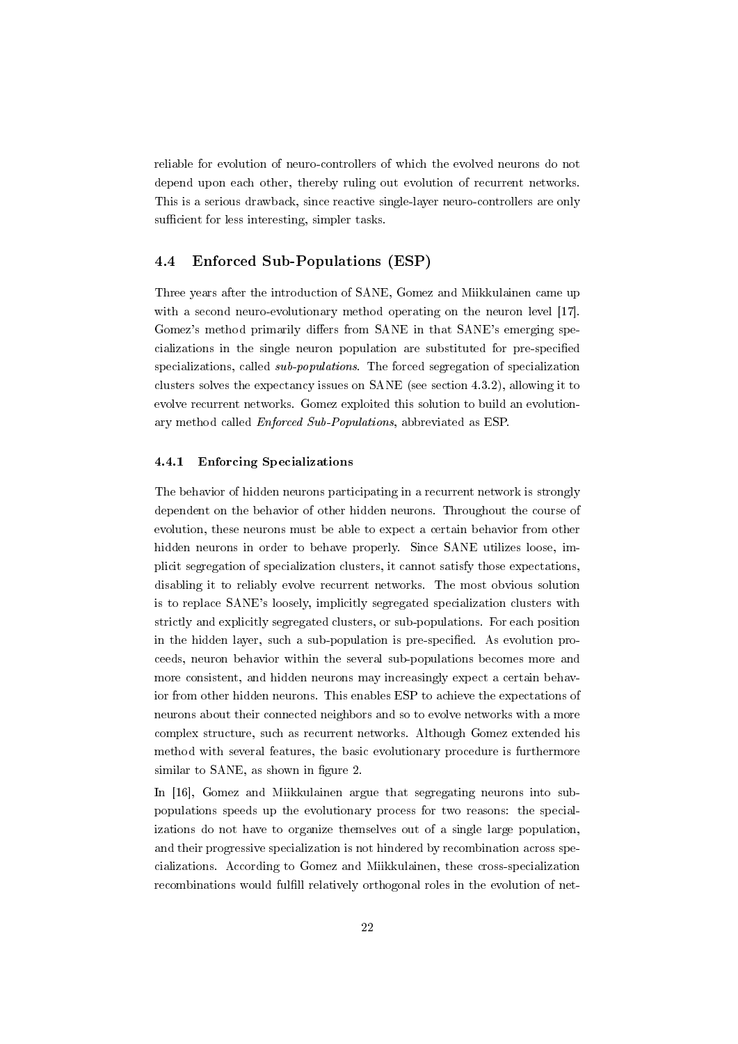reliable for evolution of neuro-controllers of which the evolved neurons do not depend upon each other, thereby ruling out evolution of recurrent networks. This is a serious drawback, since reactive single-layer neuro-controllers are only sufficient for less interesting, simpler tasks.

## 4.4 Enforced Sub-Populations (ESP)

Three years after the introduction of SANE, Gomez and Miikkulainen came up with a second neuro-evolutionary method operating on the neuron level [17]. Gomez's method primarily differs from SANE in that SANE's emerging specializations in the single neuron population are substituted for pre-specified specializations, called *sub-populations*. The forced segregation of specialization clusters solves the expectancy issues on SANE (see section 4.3.2), allowing it to evolve recurrent networks. Gomez exploited this solution to build an evolutionary method called *Enforced Sub-Populations*, abbreviated as ESP.

### 4.4.1 Enforcing Specializations

The behavior of hidden neurons participating in a recurrent network is strongly dependent on the behavior of other hidden neurons. Throughout the course of evolution, these neurons must be able to expect a certain behavior from other hidden neurons in order to behave properly. Since SANE utilizes loose, implicit segregation of specialization clusters, it cannot satisfy those expectations, disabling it to reliably evolve recurrent networks. The most obvious solution is to replace SANE's loosely, implicitly segregated specialization clusters with strictly and explicitly segregated clusters, or sub-populations. For each position in the hidden layer, such a sub-population is pre-specified. As evolution proceeds, neuron behavior within the several sub-populations becomes more and more consistent, and hidden neurons may increasingly expect a certain behavior from other hidden neurons. This enables ESP to achieve the expectations of neurons about their connected neighbors and so to evolve networks with a more complex structure, such as recurrent networks. Although Gomez extended his method with several features, the basic evolutionary procedure is furthermore similar to SANE, as shown in figure 2.

In [16], Gomez and Miikkulainen argue that segregating neurons into sub-populations speeds up the evolutionary process for two reasons: the specializations do not have to organize themselves out of a single large population, and their progressive specialization is not hindered by recombination across specializations. According to Gomez and Miikkulainen, these cross-specialization recombinations would fulfill relatively orthogonal roles in the evolution of net-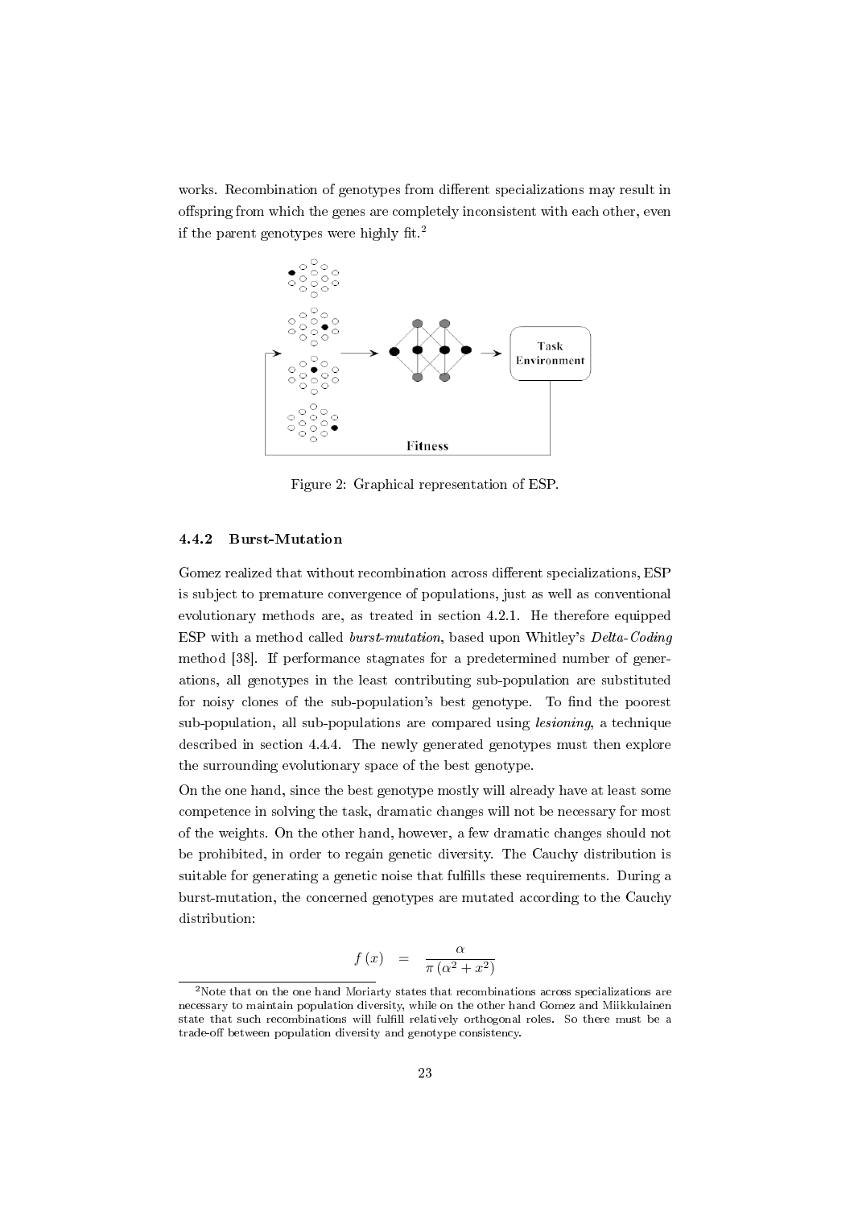works. Recombination of genotypes from different specializations may result in offspring from which the genes are completely inconsistent with each other, even if the parent genotypes were highly fit.[2]

Figure 2: Graphical representation of ESP.

### 4.4.2 Burst-Mutation

Gomez realized that without recombination across different specializations, ESP is subject to premature convergence of populations, just as well as conventional evolutionary methods are, as treated in section 4.2.1. He therefore equipped ESP with a method called *burst-mutation*, based upon Whitley's *Delta-Coding* method [38]. If performance stagnates for a predetermined number of generations, all genotypes in the least contributing sub-population are substituted for noisy clones of the sub-population's best genotype. To find the poorest sub-population, all sub-populations are compared using *lesioning*, a technique described in section 4.4.4. The newly generated genotypes must then explore the surrounding evolutionary space of the best genotype.

On the one hand, since the best genotype mostly will already have at least some competence in solving the task, dramatic changes will not be necessary for most of the weights. On the other hand, however, a few dramatic changes should not be prohibited, in order to regain genetic diversity. The Cauchy distribution is suitable for generating a genetic noise that fulfills these requirements. During a burst-mutation, the concerned genotypes are mutated according to the Cauchy distribution:

$$f(x) = \frac{\alpha}{\pi(\alpha^2 + x^2)}$$

[2] Note that on the one hand Moriarty states that recombinations across specializations are necessary to maintain population diversity, while on the other hand Gomez and Miikkulainen state that such recombinations will fulfill relatively orthogonal roles. So there must be a trade-off between population diversity and genotype consistency.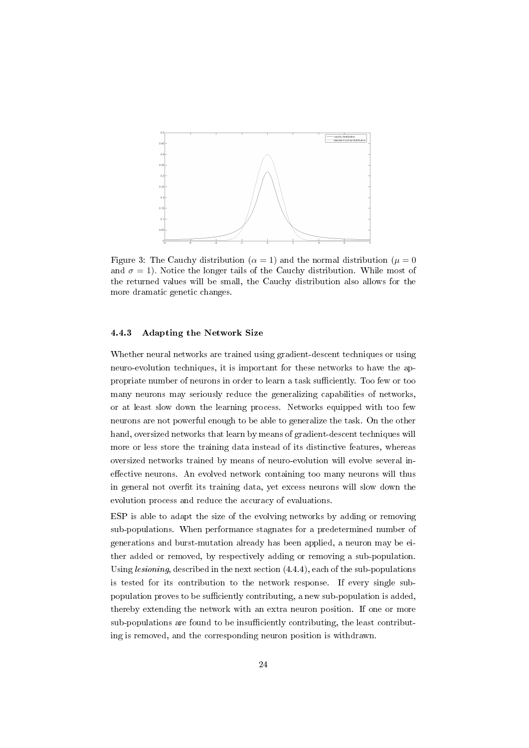Figure 3: The Cauchy distribution ($\alpha = 1$) and the normal distribution ($\mu = 0$ and $\sigma = 1$). Notice the longer tails of the Cauchy distribution. While most of the returned values will be small, the Cauchy distribution also allows for the more dramatic genetic changes.

### 4.4.3 Adapting the Network Size

Whether neural networks are trained using gradient-descent techniques or using neuro-evolution techniques, it is important for these networks to have the appropriate number of neurons in order to learn a task sufficiently. Too few or too many neurons may seriously reduce the generalizing capabilities of networks, or at least slow down the learning process. Networks equipped with too few neurons are not powerful enough to be able to generalize the task. On the other hand, oversized networks that learn by means of gradient-descent techniques will more or less store the training data instead of its distinctive features, whereas oversized networks trained by means of neuro-evolution will evolve several ineffective neurons. An evolved network containing too many neurons will thus in general not overfit its training data, yet excess neurons will slow down the evolution process and reduce the accuracy of evaluations.

ESP is able to adapt the size of the evolving networks by adding or removing sub-populations. When performance stagnates for a predetermined number of generations and burst-mutation already has been applied, a neuron may be either added or removed, by respectively adding or removing a sub-population. Using *lesioning*, described in the next section (4.4.4), each of the sub-populations is tested for its contribution to the network response. If every single sub-population proves to be sufficiently contributing, a new sub-population is added, thereby extending the network with an extra neuron position. If one or more sub-populations are found to be insufficiently contributing, the least contributing is removed, and the corresponding neuron position is withdrawn.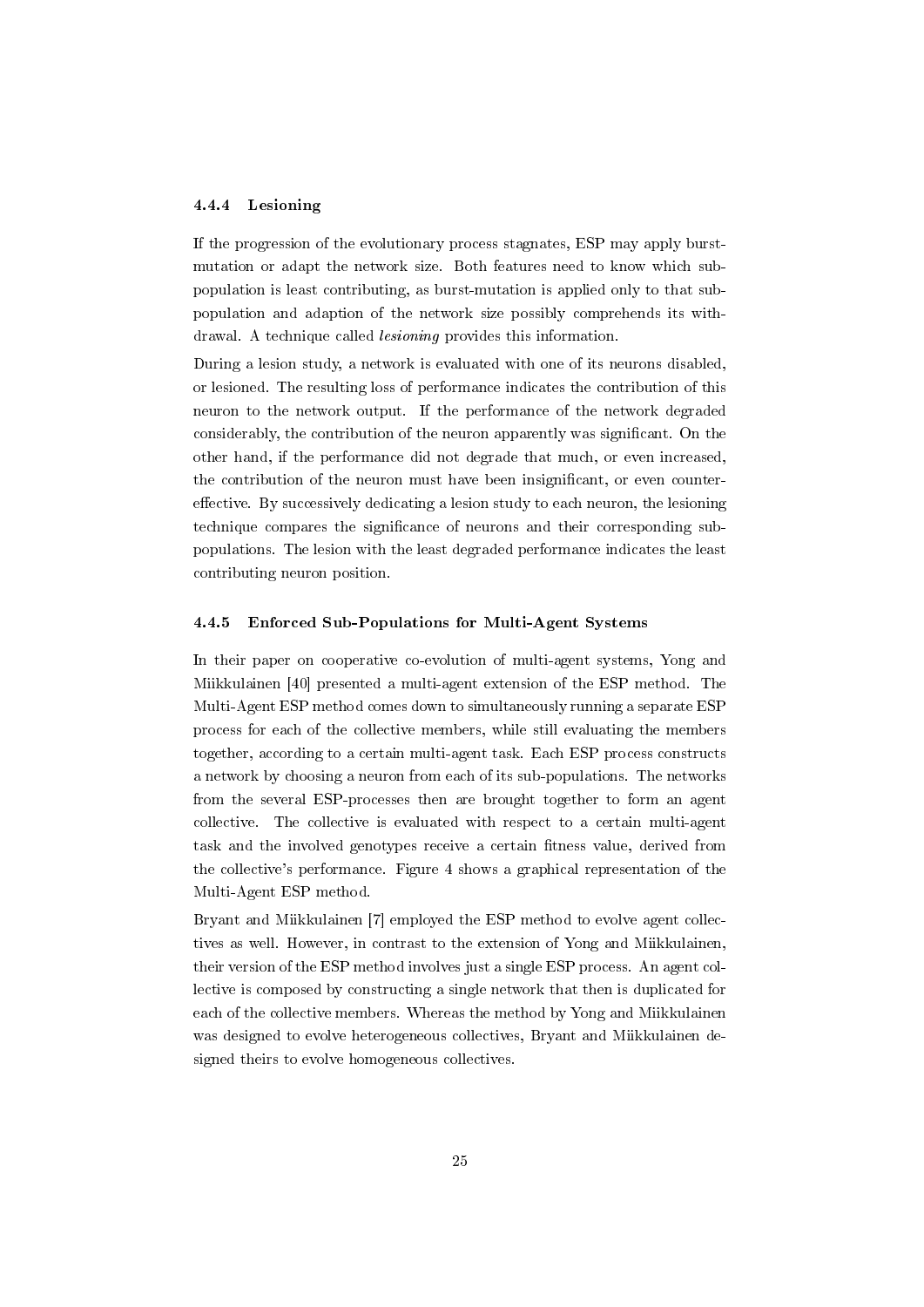### 4.4.4 Lesioning

If the progression of the evolutionary process stagnates, ESP may apply burst-mutation or adapt the network size. Both features need to know which sub-population is least contributing, as burst-mutation is applied only to that sub-population and adaption of the network size possibly comprehends its withdrawal. A technique called *lesioning* provides this information.

During a lesion study, a network is evaluated with one of its neurons disabled, or lesioned. The resulting loss of performance indicates the contribution of this neuron to the network output. If the performance of the network degraded considerably, the contribution of the neuron apparently was significant. On the other hand, if the performance did not degrade that much, or even increased, the contribution of the neuron must have been insignificant, or even counter-effective. By successively dedicating a lesion study to each neuron, the lesioning technique compares the significance of neurons and their corresponding sub-populations. The lesion with the least degraded performance indicates the least contributing neuron position.

### 4.4.5 Enforced Sub-Populations for Multi-Agent Systems

In their paper on cooperative co-evolution of multi-agent systems, Yong and Miikkulainen [40] presented a multi-agent extension of the ESP method. The Multi-Agent ESP method comes down to simultaneously running a separate ESP process for each of the collective members, while still evaluating the members together, according to a certain multi-agent task. Each ESP process constructs a network by choosing a neuron from each of its sub-populations. The networks from the several ESP-processes then are brought together to form an agent collective. The collective is evaluated with respect to a certain multi-agent task and the involved genotypes receive a certain fitness value, derived from the collective's performance. Figure 4 shows a graphical representation of the Multi-Agent ESP method.

Bryant and Miikkulainen [7] employed the ESP method to evolve agent collectives as well. However, in contrast to the extension of Yong and Miikkulainen, their version of the ESP method involves just a single ESP process. An agent collective is composed by constructing a single network that then is duplicated for each of the collective members. Whereas the method by Yong and Miikkulainen was designed to evolve heterogeneous collectives, Bryant and Miikkulainen designed theirs to evolve homogeneous collectives.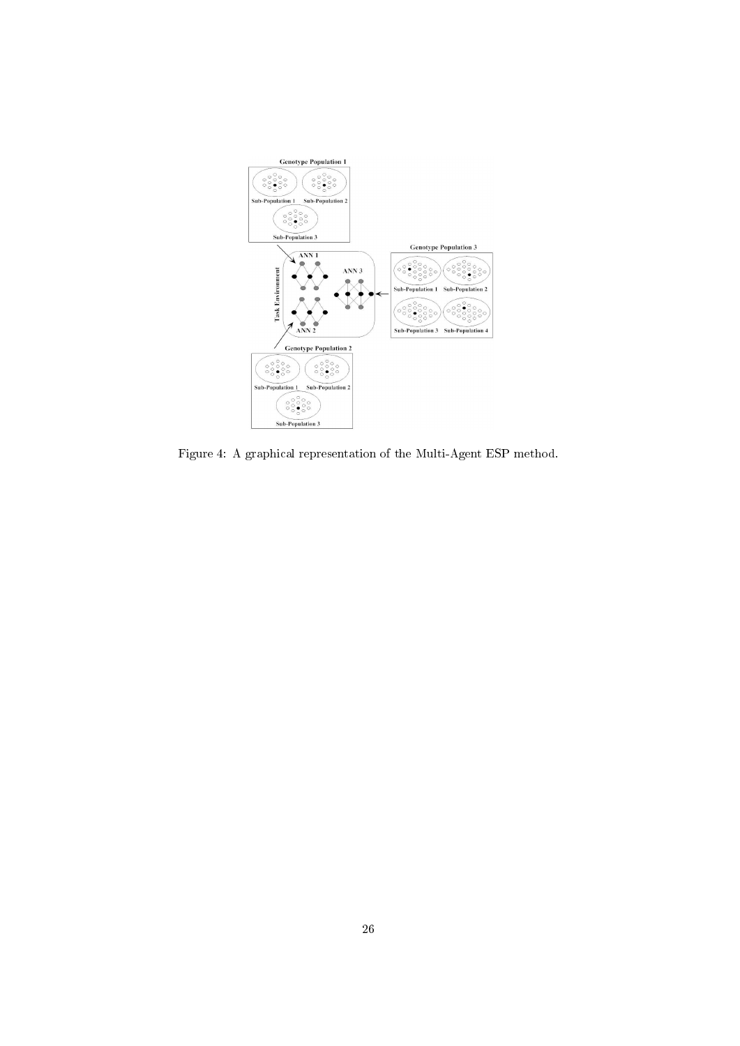Figure 4: A graphical representation of the Multi-Agent ESP method.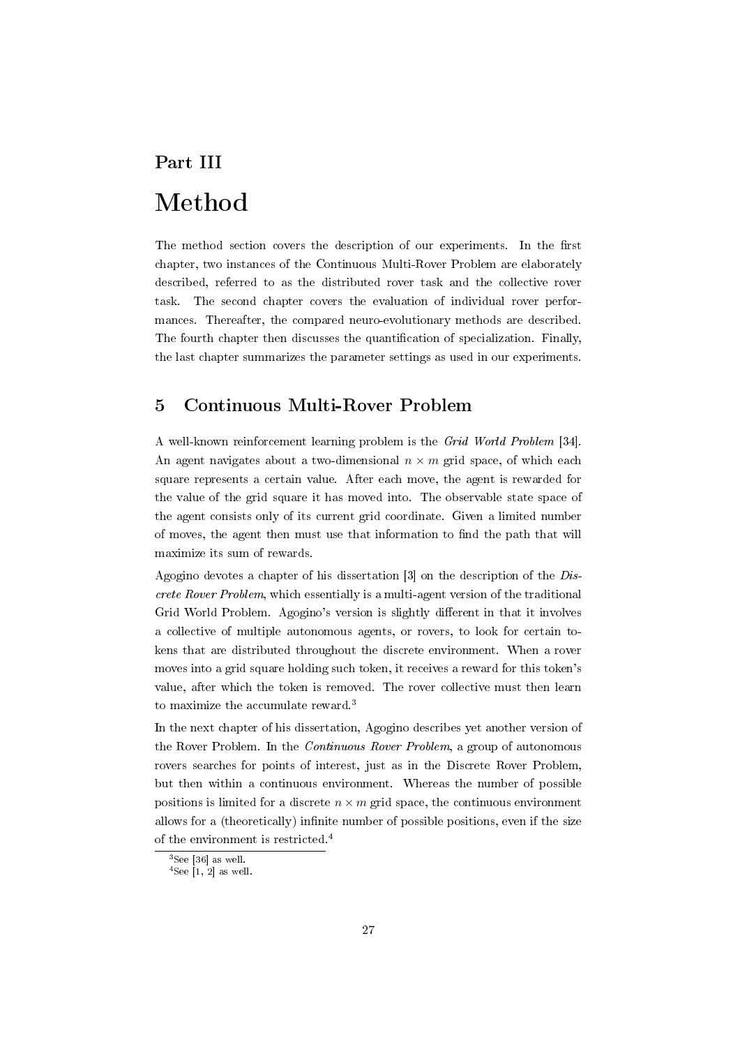# Part III

# Method

The method section covers the description of our experiments. In the first chapter, two instances of the Continuous Multi-Rover Problem are elaborately described, referred to as the distributed rover task and the collective rover task. The second chapter covers the evaluation of individual rover performances. Thereafter, the compared neuro-evolutionary methods are described. The fourth chapter then discusses the quantification of specialization. Finally, the last chapter summarizes the parameter settings as used in our experiments.

## 5 Continuous Multi-Rover Problem

A well-known reinforcement learning problem is the *Grid World Problem* [34]. An agent navigates about a two-dimensional $n \times m$ grid space, of which each square represents a certain value. After each move, the agent is rewarded for the value of the grid square it has moved into. The observable state space of the agent consists only of its current grid coordinate. Given a limited number of moves, the agent then must use that information to find the path that will maximize its sum of rewards.

Agogino devotes a chapter of his dissertation [3] on the description of the *Discrete Rover Problem*, which essentially is a multi-agent version of the traditional Grid World Problem. Agogino's version is slightly different in that it involves a collective of multiple autonomous agents, or rovers, to look for certain tokens that are distributed throughout the discrete environment. When a rover moves into a grid square holding such token, it receives a reward for this token's value, after which the token is removed. The rover collective must then learn to maximize the accumulate reward.[3]

In the next chapter of his dissertation, Agogino describes yet another version of the Rover Problem. In the *Continuous Rover Problem*, a group of autonomous rovers searches for points of interest, just as in the Discrete Rover Problem, but then within a continuous environment. Whereas the number of possible positions is limited for a discrete $n \times m$ grid space, the continuous environment allows for a (theoretically) infinite number of possible positions, even if the size of the environment is restricted.[4]

---

[3] See [36] as well.

[4] See [1, 2] as well.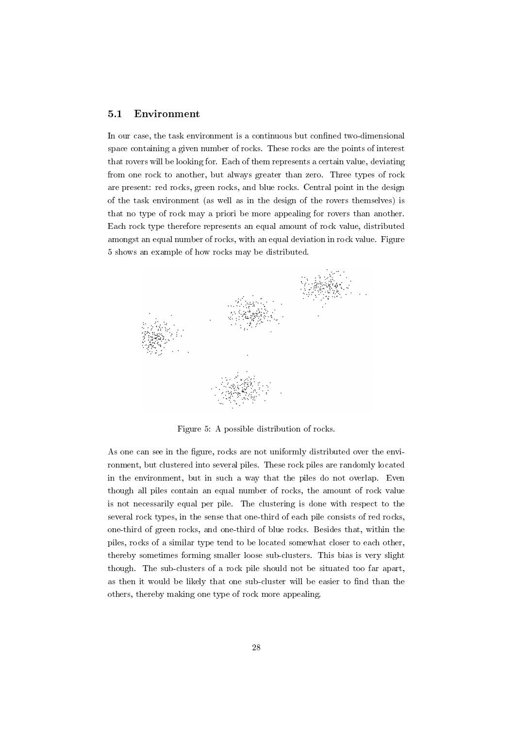## 5.1 Environment

In our case, the task environment is a continuous but confined two-dimensional space containing a given number of rocks. These rocks are the points of interest that rovers will be looking for. Each of them represents a certain value, deviating from one rock to another, but always greater than zero. Three types of rock are present: red rocks, green rocks, and blue rocks. Central point in the design of the task environment (as well as in the design of the rovers themselves) is that no type of rock may a priori be more appealing for rovers than another. Each rock type therefore represents an equal amount of rock value, distributed amongst an equal number of rocks, with an equal deviation in rock value. Figure 5 shows an example of how rocks may be distributed.

Figure 5: A possible distribution of rocks.

As one can see in the figure, rocks are not uniformly distributed over the environment, but clustered into several piles. These rock piles are randomly located in the environment, but in such a way that the piles do not overlap. Even though all piles contain an equal number of rocks, the amount of rock value is not necessarily equal per pile. The clustering is done with respect to the several rock types, in the sense that one-third of each pile consists of red rocks, one-third of green rocks, and one-third of blue rocks. Besides that, within the piles, rocks of a similar type tend to be located somewhat closer to each other, thereby sometimes forming smaller loose sub-clusters. This bias is very slight though. The sub-clusters of a rock pile should not be situated too far apart, as then it would be likely that one sub-cluster will be easier to find than the others, thereby making one type of rock more appealing.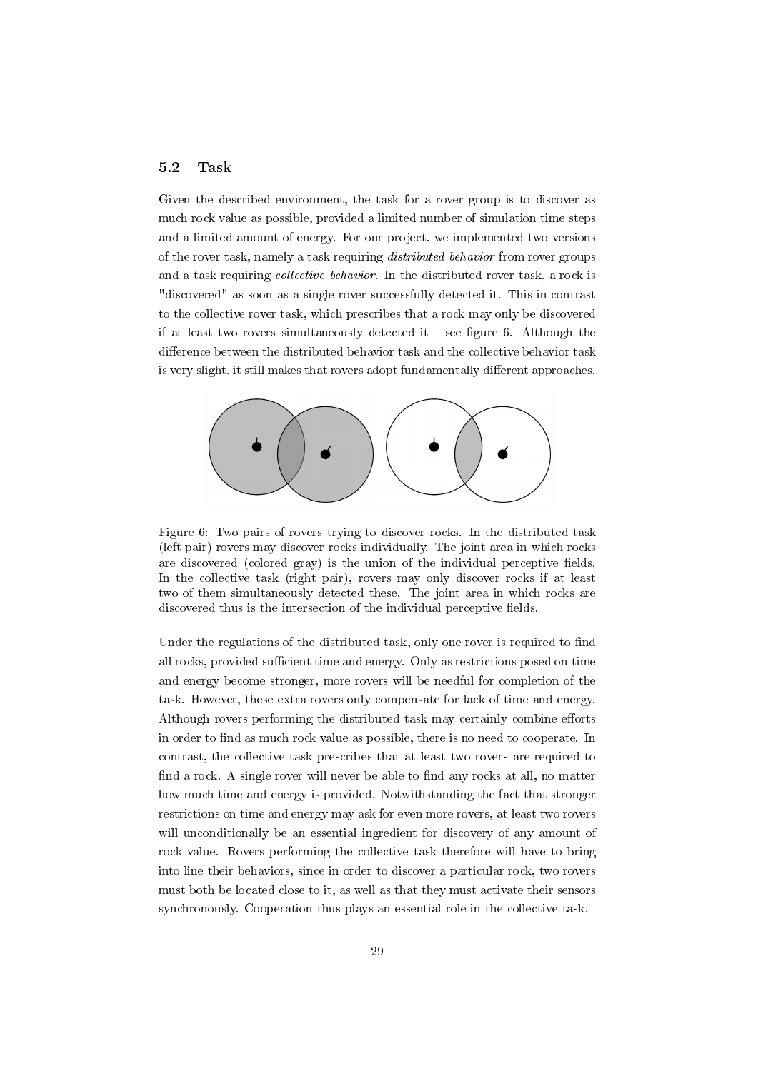## 5.2 Task

Given the described environment, the task for a rover group is to discover as much rock value as possible, provided a limited number of simulation time steps and a limited amount of energy. For our project, we implemented two versions of the rover task, namely a task requiring *distributed behavior* from rover groups and a task requiring *collective behavior*. In the distributed rover task, a rock is "discovered" as soon as a single rover successfully detected it. This in contrast to the collective rover task, which prescribes that a rock may only be discovered if at least two rovers simultaneously detected it – see figure 6. Although the difference between the distributed behavior task and the collective behavior task is very slight, it still makes that rovers adopt fundamentally different approaches.

Figure 6: Two pairs of rovers trying to discover rocks. In the distributed task (left pair) rovers may discover rocks individually. The joint area in which rocks are discovered (colored gray) is the union of the individual perceptive fields. In the collective task (right pair), rovers may only discover rocks if at least two of them simultaneously detected these. The joint area in which rocks are discovered thus is the intersection of the individual perceptive fields.

Under the regulations of the distributed task, only one rover is required to find all rocks, provided sufficient time and energy. Only as restrictions posed on time and energy become stronger, more rovers will be needful for completion of the task. However, these extra rovers only compensate for lack of time and energy. Although rovers performing the distributed task may certainly combine efforts in order to find as much rock value as possible, there is no need to cooperate. In contrast, the collective task prescribes that at least two rovers are required to find a rock. A single rover will never be able to find any rocks at all, no matter how much time and energy is provided. Notwithstanding the fact that stronger restrictions on time and energy may ask for even more rovers, at least two rovers will unconditionally be an essential ingredient for discovery of any amount of rock value. Rovers performing the collective task therefore will have to bring into line their behaviors, since in order to discover a particular rock, two rovers must both be located close to it, as well as that they must activate their sensors synchronously. Cooperation thus plays an essential role in the collective task.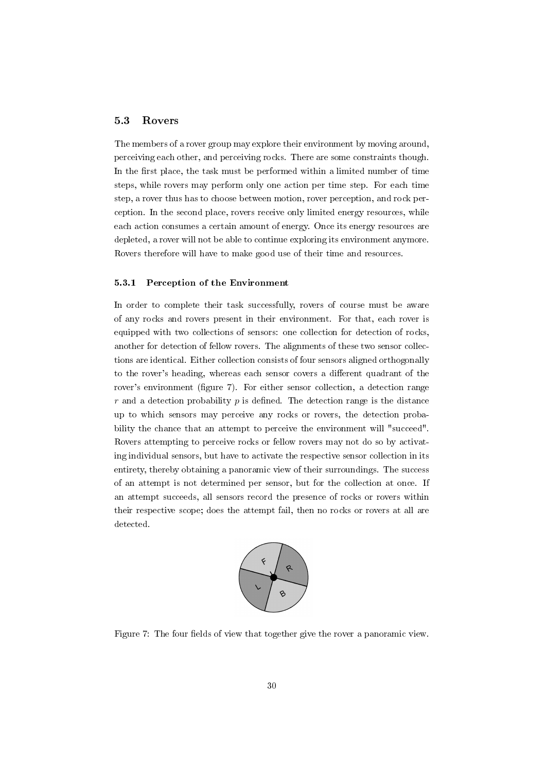## 5.3 Rovers

The members of a rover group may explore their environment by moving around, perceiving each other, and perceiving rocks. There are some constraints though. In the first place, the task must be performed within a limited number of time steps, while rovers may perform only one action per time step. For each time step, a rover thus has to choose between motion, rover perception, and rock perception. In the second place, rovers receive only limited energy resources, while each action consumes a certain amount of energy. Once its energy resources are depleted, a rover will not be able to continue exploring its environment anymore. Rovers therefore will have to make good use of their time and resources.

### 5.3.1 Perception of the Environment

In order to complete their task successfully, rovers of course must be aware of any rocks and rovers present in their environment. For that, each rover is equipped with two collections of sensors: one collection for detection of rocks, another for detection of fellow rovers. The alignments of these two sensor collections are identical. Either collection consists of four sensors aligned orthogonally to the rover's heading, whereas each sensor covers a different quadrant of the rover's environment (figure 7). For either sensor collection, a detection range $r$ and a detection probability $p$ is defined. The detection range is the distance up to which sensors may perceive any rocks or rovers, the detection probability the chance that an attempt to perceive the environment will "succeed". Rovers attempting to perceive rocks or fellow rovers may not do so by activating individual sensors, but have to activate the respective sensor collection in its entirety, thereby obtaining a panoramic view of their surroundings. The success of an attempt is not determined per sensor, but for the collection at once. If an attempt succeeds, all sensors record the presence of rocks or rovers within their respective scope; does the attempt fail, then no rocks or rovers at all are detected.

Figure 7: The four fields of view that together give the rover a panoramic view.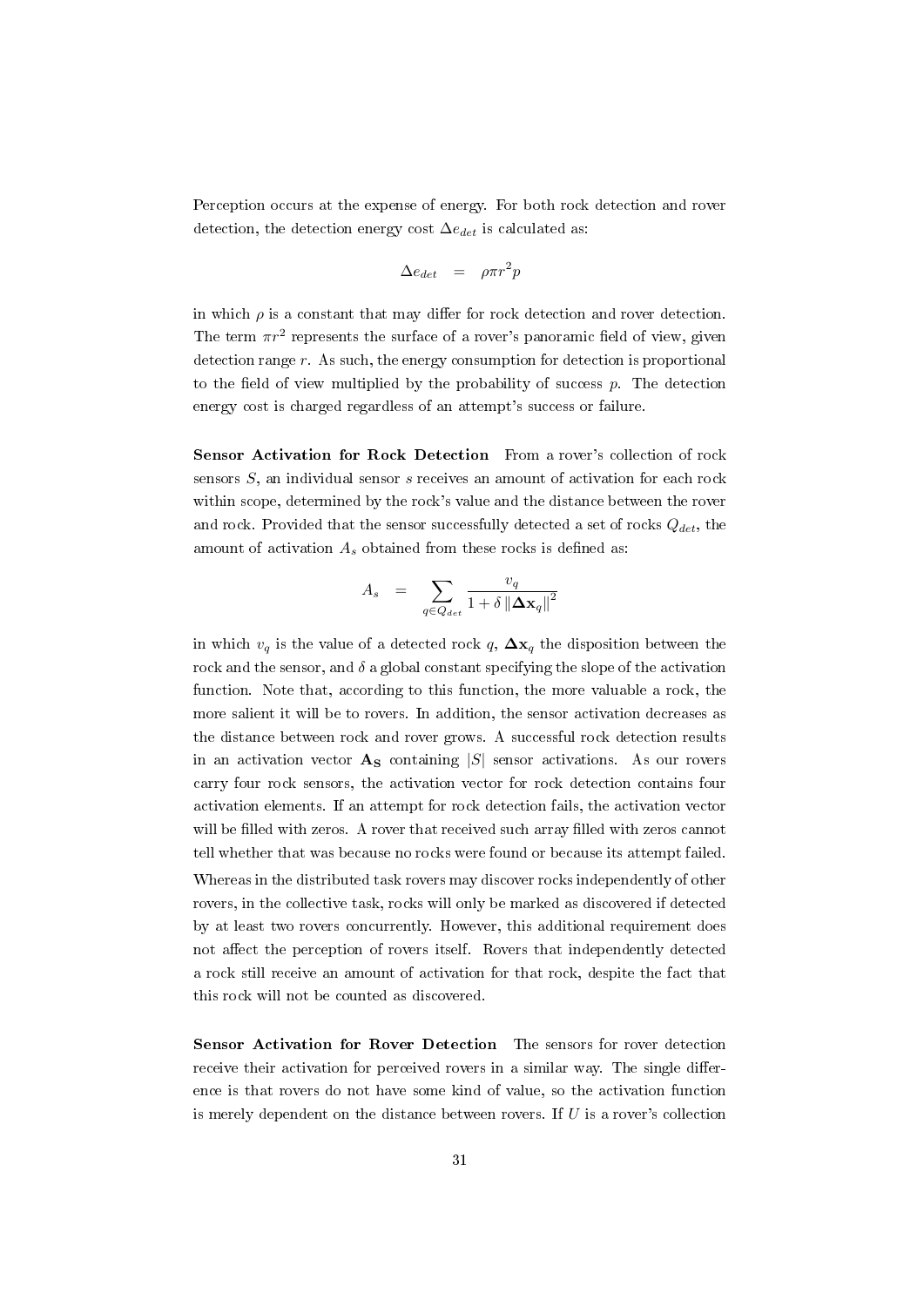Perception occurs at the expense of energy. For both rock detection and rover detection, the detection energy cost $\Delta e_{det}$ is calculated as:

$$\Delta e_{det} \quad = \quad \rho \pi r^2 p$$

in which $\rho$ is a constant that may differ for rock detection and rover detection. The term $\pi r^2$ represents the surface of a rover's panoramic field of view, given detection range $r$. As such, the energy consumption for detection is proportional to the field of view multiplied by the probability of success $p$. The detection energy cost is charged regardless of an attempt's success or failure.

**Sensor Activation for Rock Detection** From a rover's collection of rock sensors $S$, an individual sensor $s$ receives an amount of activation for each rock within scope, determined by the rock's value and the distance between the rover and rock. Provided that the sensor successfully detected a set of rocks $Q_{det}$, the amount of activation $A_s$ obtained from these rocks is defined as:

$$A_s \quad = \quad \sum_{q \in Q_{det}} \frac{v_q}{1 + \delta \left\| \mathbf{\Delta x}_q \right\|^2}$$

in which $v_q$ is the value of a detected rock $q$, $\mathbf{\Delta x}_q$ the disposition between the rock and the sensor, and $\delta$ a global constant specifying the slope of the activation function. Note that, according to this function, the more valuable a rock, the more salient it will be to rovers. In addition, the sensor activation decreases as the distance between rock and rover grows. A successful rock detection results in an activation vector $\mathbf{A_S}$ containing $|S|$ sensor activations. As our rovers carry four rock sensors, the activation vector for rock detection contains four activation elements. If an attempt for rock detection fails, the activation vector will be filled with zeros. A rover that received such array filled with zeros cannot tell whether that was because no rocks were found or because its attempt failed.

Whereas in the distributed task rovers may discover rocks independently of other rovers, in the collective task, rocks will only be marked as discovered if detected by at least two rovers concurrently. However, this additional requirement does not affect the perception of rovers itself. Rovers that independently detected a rock still receive an amount of activation for that rock, despite the fact that this rock will not be counted as discovered.

**Sensor Activation for Rover Detection** The sensors for rover detection receive their activation for perceived rovers in a similar way. The single difference is that rovers do not have some kind of value, so the activation function is merely dependent on the distance between rovers. If $U$ is a rover's collection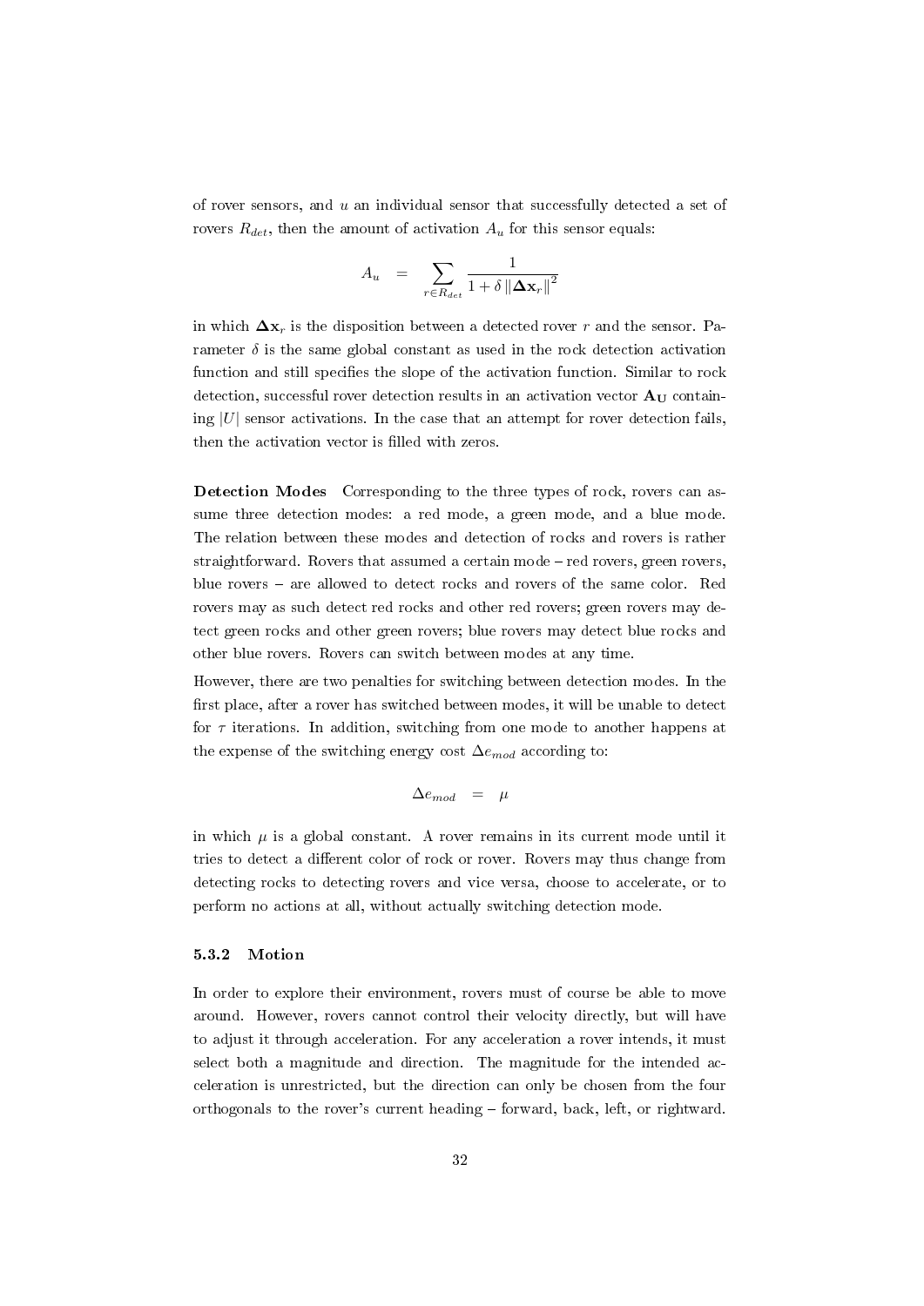of rover sensors, and $u$ an individual sensor that successfully detected a set of rovers $R_{det}$, then the amount of activation $A_u$ for this sensor equals:

$$A_u \quad = \quad \sum_{r \in R_{det}} \frac{1}{1 + \delta \left\| \mathbf{\Delta x}_r \right\|^2}$$

in which $\mathbf{\Delta x}_r$ is the disposition between a detected rover $r$ and the sensor. Parameter $\delta$ is the same global constant as used in the rock detection activation function and still specifies the slope of the activation function. Similar to rock detection, successful rover detection results in an activation vector $\mathbf{A_U}$ containing $|U|$ sensor activations. In the case that an attempt for rover detection fails, then the activation vector is filled with zeros.

**Detection Modes** Corresponding to the three types of rock, rovers can assume three detection modes: a red mode, a green mode, and a blue mode. The relation between these modes and detection of rocks and rovers is rather straightforward. Rovers that assumed a certain mode – red rovers, green rovers, blue rovers – are allowed to detect rocks and rovers of the same color. Red rovers may as such detect red rocks and other red rovers; green rovers may detect green rocks and other green rovers; blue rovers may detect blue rocks and other blue rovers. Rovers can switch between modes at any time.

However, there are two penalties for switching between detection modes. In the first place, after a rover has switched between modes, it will be unable to detect for $\tau$ iterations. In addition, switching from one mode to another happens at the expense of the switching energy cost $\Delta e_{mod}$ according to:

$$\Delta e_{mod} \quad = \quad \mu$$

in which $\mu$ is a global constant. A rover remains in its current mode until it tries to detect a different color of rock or rover. Rovers may thus change from detecting rocks to detecting rovers and vice versa, choose to accelerate, or to perform no actions at all, without actually switching detection mode.

### 5.3.2 Motion

In order to explore their environment, rovers must of course be able to move around. However, rovers cannot control their velocity directly, but will have to adjust it through acceleration. For any acceleration a rover intends, it must select both a magnitude and direction. The magnitude for the intended acceleration is unrestricted, but the direction can only be chosen from the four orthogonals to the rover's current heading – forward, back, left, or rightward.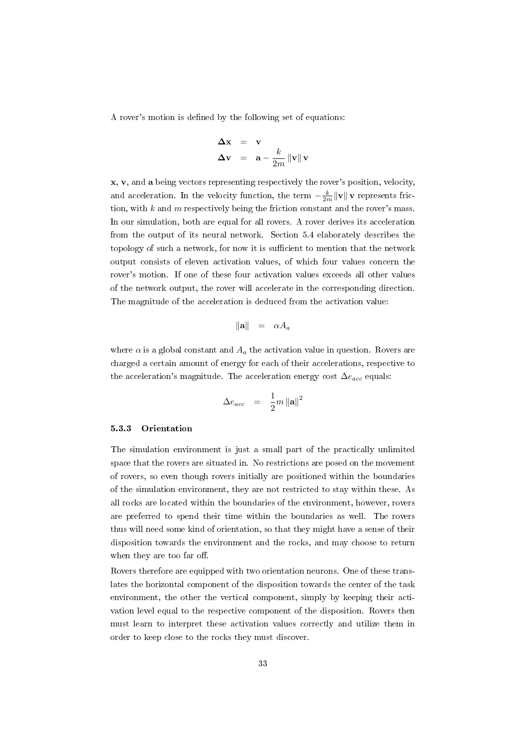A rover's motion is defined by the following set of equations:

$$
\begin{aligned}
\mathbf{\Delta x} &= \mathbf{v} \\
\mathbf{\Delta v} &= \mathbf{a} - \frac{k}{2m} \|\mathbf{v}\| \, \mathbf{v}
\end{aligned}
$$

$\mathbf{x}$, $\mathbf{v}$, and $\mathbf{a}$ being vectors representing respectively the rover's position, velocity, and acceleration. In the velocity function, the term $-\frac{k}{2m}\|\mathbf{v}\| \, \mathbf{v}$ represents friction, with $k$ and $m$ respectively being the friction constant and the rover's mass. In our simulation, both are equal for all rovers. A rover derives its acceleration from the output of its neural network. Section 5.4 elaborately describes the topology of such a network, for now it is sufficient to mention that the network output consists of eleven activation values, of which four values concern the rover's motion. If one of these four activation values exceeds all other values of the network output, the rover will accelerate in the corresponding direction. The magnitude of the acceleration is deduced from the activation value:

$$
\|\mathbf{a}\| = \alpha A_a
$$

where $\alpha$ is a global constant and $A_a$ the activation value in question. Rovers are charged a certain amount of energy for each of their accelerations, respective to the acceleration's magnitude. The acceleration energy cost $\Delta e_{acc}$ equals:

$$
\Delta e_{acc} = \frac{1}{2} m \|\mathbf{a}\|^2
$$

### 5.3.3 Orientation

The simulation environment is just a small part of the practically unlimited space that the rovers are situated in. No restrictions are posed on the movement of rovers, so even though rovers initially are positioned within the boundaries of the simulation environment, they are not restricted to stay within these. As all rocks are located within the boundaries of the environment, however, rovers are preferred to spend their time within the boundaries as well. The rovers thus will need some kind of orientation, so that they might have a sense of their disposition towards the environment and the rocks, and may choose to return when they are too far off.

Rovers therefore are equipped with two orientation neurons. One of these translates the horizontal component of the disposition towards the center of the task environment, the other the vertical component, simply by keeping their activation level equal to the respective component of the disposition. Rovers then must learn to interpret these activation values correctly and utilize them in order to keep close to the rocks they must discover.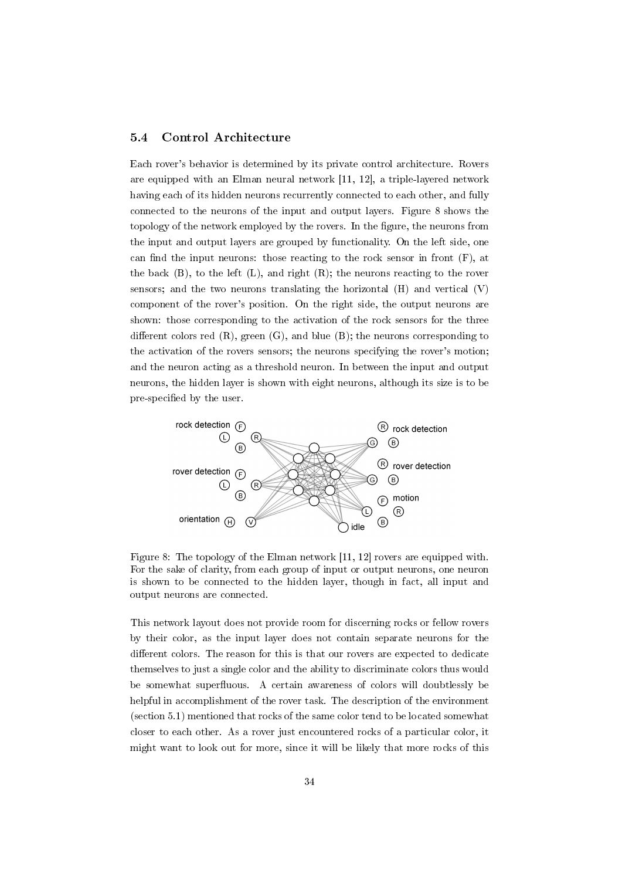## 5.4 Control Architecture

Each rover's behavior is determined by its private control architecture. Rovers are equipped with an Elman neural network [11, 12], a triple-layered network having each of its hidden neurons recurrently connected to each other, and fully connected to the neurons of the input and output layers. Figure 8 shows the topology of the network employed by the rovers. In the figure, the neurons from the input and output layers are grouped by functionality. On the left side, one can find the input neurons: those reacting to the rock sensor in front (F), at the back (B), to the left (L), and right (R); the neurons reacting to the rover sensors; and the two neurons translating the horizontal (H) and vertical (V) component of the rover's position. On the right side, the output neurons are shown: those corresponding to the activation of the rock sensors for the three different colors red (R), green (G), and blue (B); the neurons corresponding to the activation of the rovers sensors; the neurons specifying the rover's motion; and the neuron acting as a threshold neuron. In between the input and output neurons, the hidden layer is shown with eight neurons, although its size is to be pre-specified by the user.

Figure 8: The topology of the Elman network [11, 12] rovers are equipped with. For the sake of clarity, from each group of input or output neurons, one neuron is shown to be connected to the hidden layer, though in fact, all input and output neurons are connected.

This network layout does not provide room for discerning rocks or fellow rovers by their color, as the input layer does not contain separate neurons for the different colors. The reason for this is that our rovers are expected to dedicate themselves to just a single color and the ability to discriminate colors thus would be somewhat superfluous. A certain awareness of colors will doubtlessly be helpful in accomplishment of the rover task. The description of the environment (section 5.1) mentioned that rocks of the same color tend to be located somewhat closer to each other. As a rover just encountered rocks of a particular color, it might want to look out for more, since it will be likely that more rocks of this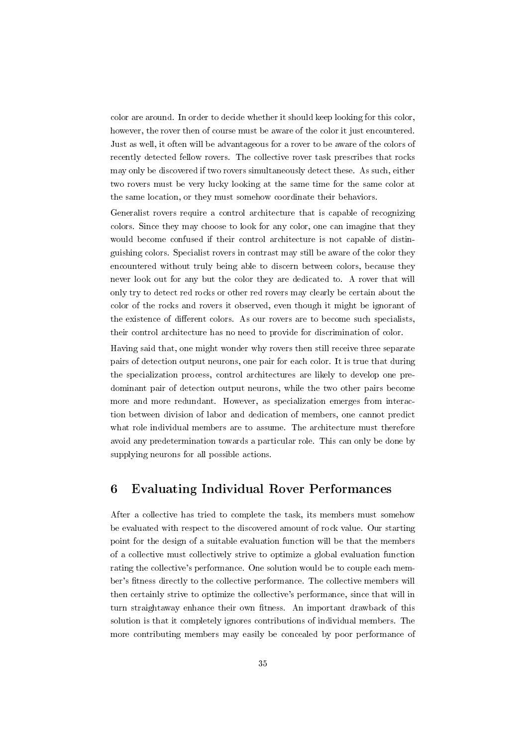color are around. In order to decide whether it should keep looking for this color, however, the rover then of course must be aware of the color it just encountered. Just as well, it often will be advantageous for a rover to be aware of the colors of recently detected fellow rovers. The collective rover task prescribes that rocks may only be discovered if two rovers simultaneously detect these. As such, either two rovers must be very lucky looking at the same time for the same color at the same location, or they must somehow coordinate their behaviors.

Generalist rovers require a control architecture that is capable of recognizing colors. Since they may choose to look for any color, one can imagine that they would become confused if their control architecture is not capable of distinguishing colors. Specialist rovers in contrast may still be aware of the color they encountered without truly being able to discern between colors, because they never look out for any but the color they are dedicated to. A rover that will only try to detect red rocks or other red rovers may clearly be certain about the color of the rocks and rovers it observed, even though it might be ignorant of the existence of different colors. As our rovers are to become such specialists, their control architecture has no need to provide for discrimination of color.

Having said that, one might wonder why rovers then still receive three separate pairs of detection output neurons, one pair for each color. It is true that during the specialization process, control architectures are likely to develop one predominant pair of detection output neurons, while the two other pairs become more and more redundant. However, as specialization emerges from interaction between division of labor and dedication of members, one cannot predict what role individual members are to assume. The architecture must therefore avoid any predetermination towards a particular role. This can only be done by supplying neurons for all possible actions.

## 6 Evaluating Individual Rover Performances

After a collective has tried to complete the task, its members must somehow be evaluated with respect to the discovered amount of rock value. Our starting point for the design of a suitable evaluation function will be that the members of a collective must collectively strive to optimize a global evaluation function rating the collective's performance. One solution would be to couple each member's fitness directly to the collective performance. The collective members will then certainly strive to optimize the collective's performance, since that will in turn straightaway enhance their own fitness. An important drawback of this solution is that it completely ignores contributions of individual members. The more contributing members may easily be concealed by poor performance of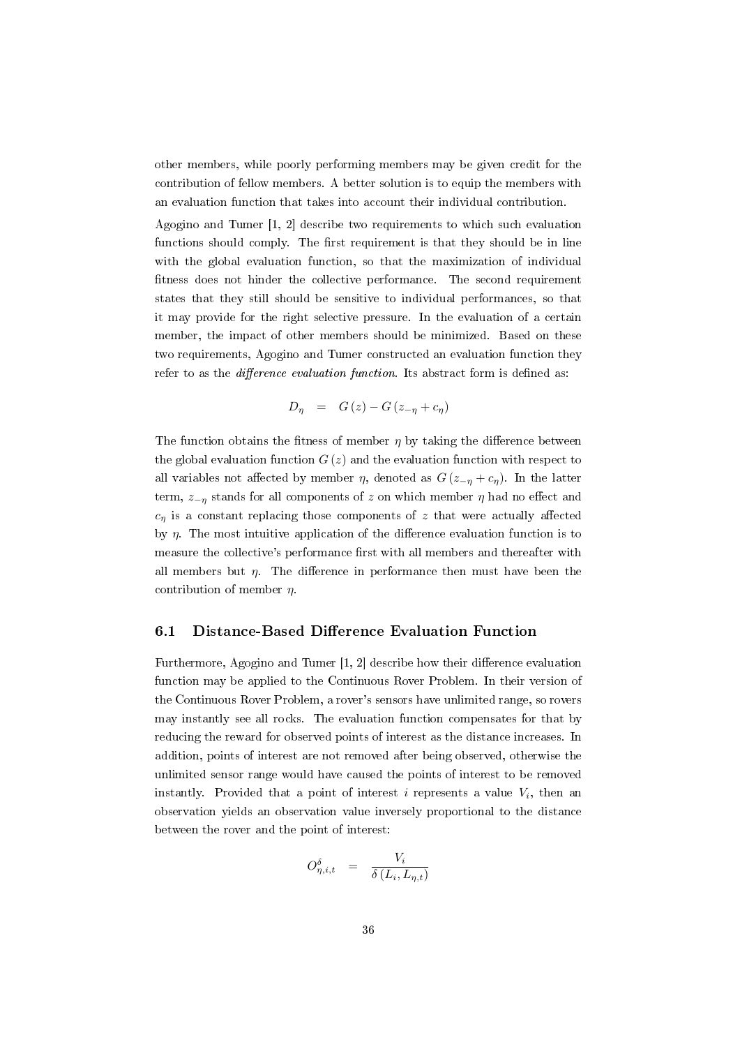other members, while poorly performing members may be given credit for the contribution of fellow members. A better solution is to equip the members with an evaluation function that takes into account their individual contribution.

Agogino and Tumer [1, 2] describe two requirements to which such evaluation functions should comply. The first requirement is that they should be in line with the global evaluation function, so that the maximization of individual fitness does not hinder the collective performance. The second requirement states that they still should be sensitive to individual performances, so that it may provide for the right selective pressure. In the evaluation of a certain member, the impact of other members should be minimized. Based on these two requirements, Agogino and Tumer constructed an evaluation function they refer to as the *difference evaluation function*. Its abstract form is defined as:

$$D_\eta \quad = \quad G(z) - G(z_{-\eta} + c_\eta)$$

The function obtains the fitness of member $\eta$ by taking the difference between the global evaluation function $G(z)$ and the evaluation function with respect to all variables not affected by member $\eta$, denoted as $G(z_{-\eta} + c_\eta)$. In the latter term, $z_{-\eta}$ stands for all components of $z$ on which member $\eta$ had no effect and $c_\eta$ is a constant replacing those components of $z$ that were actually affected by $\eta$. The most intuitive application of the difference evaluation function is to measure the collective's performance first with all members and thereafter with all members but $\eta$. The difference in performance then must have been the contribution of member $\eta$.

## 6.1 Distance-Based Difference Evaluation Function

Furthermore, Agogino and Tumer [1, 2] describe how their difference evaluation function may be applied to the Continuous Rover Problem. In their version of the Continuous Rover Problem, a rover's sensors have unlimited range, so rovers may instantly see all rocks. The evaluation function compensates for that by reducing the reward for observed points of interest as the distance increases. In addition, points of interest are not removed after being observed, otherwise the unlimited sensor range would have caused the points of interest to be removed instantly. Provided that a point of interest $i$ represents a value $V_i$, then an observation yields an observation value inversely proportional to the distance between the rover and the point of interest:

$$O^{\delta}_{\eta,i,t} \quad = \quad \frac{V_i}{\delta(L_i, L_{\eta,t})}$$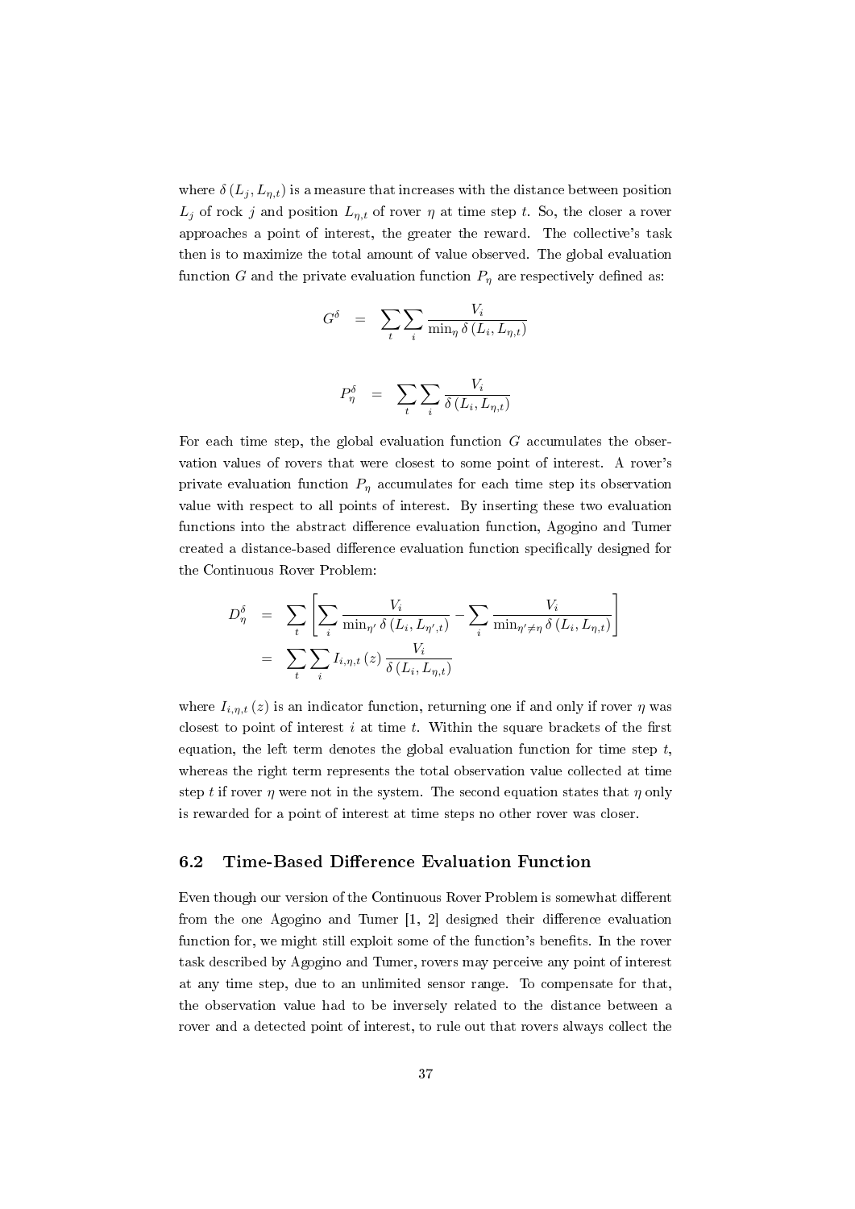where $\delta(L_j, L_{\eta,t})$ is a measure that increases with the distance between position $L_j$ of rock $j$ and position $L_{\eta,t}$ of rover $\eta$ at time step $t$. So, the closer a rover approaches a point of interest, the greater the reward. The collective's task then is to maximize the total amount of value observed. The global evaluation function $G$ and the private evaluation function $P_\eta$ are respectively defined as:

$$G^\delta = \sum_t \sum_i \frac{V_i}{\min_\eta \delta(L_i, L_{\eta,t})}$$

$$P_\eta^\delta = \sum_t \sum_i \frac{V_i}{\delta(L_i, L_{\eta,t})}$$

For each time step, the global evaluation function $G$ accumulates the observation values of rovers that were closest to some point of interest. A rover's private evaluation function $P_\eta$ accumulates for each time step its observation value with respect to all points of interest. By inserting these two evaluation functions into the abstract difference evaluation function, Agogino and Tumer created a distance-based difference evaluation function specifically designed for the Continuous Rover Problem:

$$\begin{aligned} D_\eta^\delta &= \sum_t \left[ \sum_i \frac{V_i}{\min_{\eta'} \delta(L_i, L_{\eta',t})} - \sum_i \frac{V_i}{\min_{\eta' \neq \eta} \delta(L_i, L_{\eta,t})} \right] \\ &= \sum_t \sum_i I_{i,\eta,t}(z) \frac{V_i}{\delta(L_i, L_{\eta,t})} \end{aligned}$$

where $I_{i,\eta,t}(z)$ is an indicator function, returning one if and only if rover $\eta$ was closest to point of interest $i$ at time $t$. Within the square brackets of the first equation, the left term denotes the global evaluation function for time step $t$, whereas the right term represents the total observation value collected at time step $t$ if rover $\eta$ were not in the system. The second equation states that $\eta$ only is rewarded for a point of interest at time steps no other rover was closer.

## 6.2 Time-Based Difference Evaluation Function

Even though our version of the Continuous Rover Problem is somewhat different from the one Agogino and Tumer [1, 2] designed their difference evaluation function for, we might still exploit some of the function's benefits. In the rover task described by Agogino and Tumer, rovers may perceive any point of interest at any time step, due to an unlimited sensor range. To compensate for that, the observation value had to be inversely related to the distance between a rover and a detected point of interest, to rule out that rovers always collect the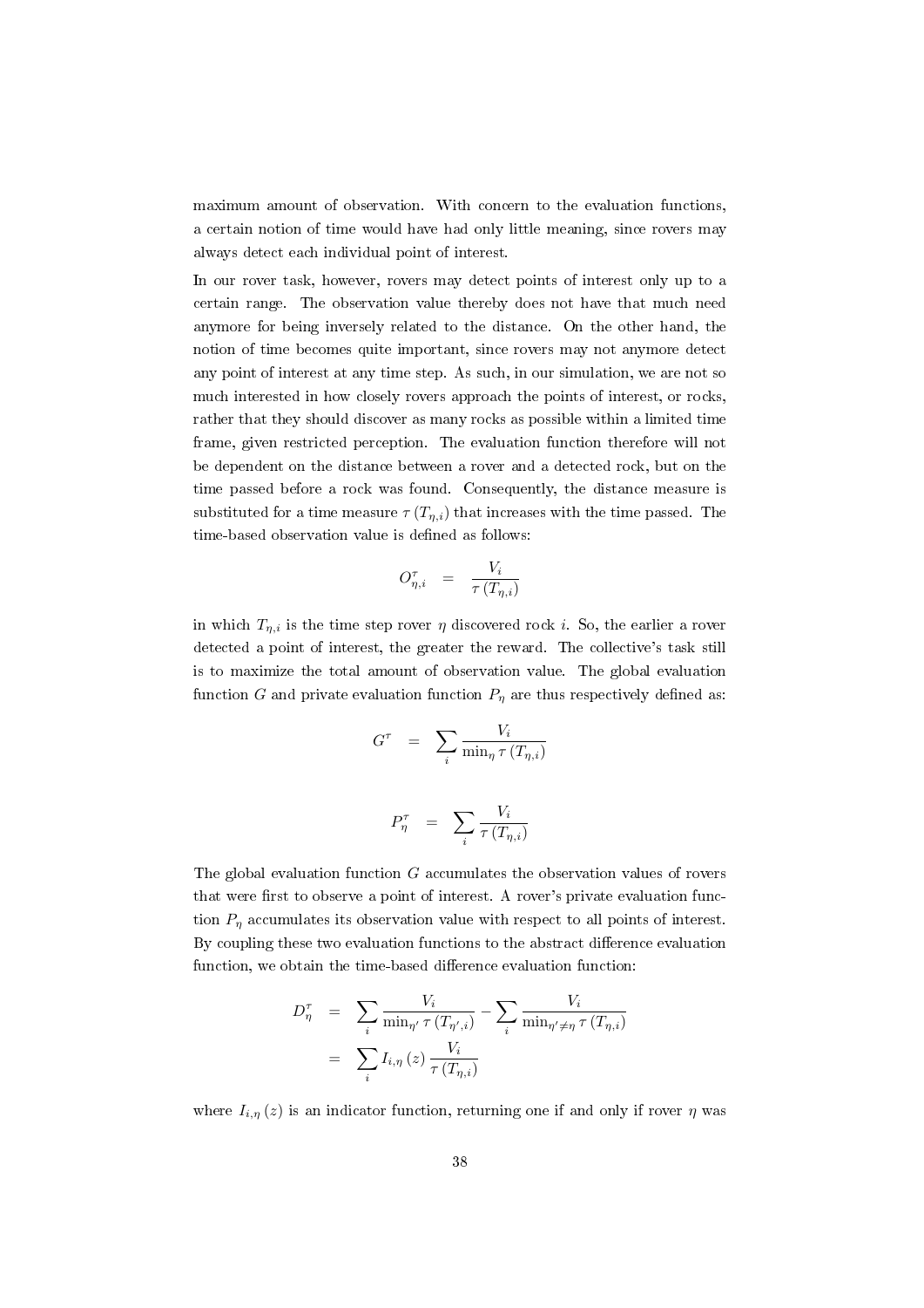maximum amount of observation. With concern to the evaluation functions, a certain notion of time would have had only little meaning, since rovers may always detect each individual point of interest.

In our rover task, however, rovers may detect points of interest only up to a certain range. The observation value thereby does not have that much need anymore for being inversely related to the distance. On the other hand, the notion of time becomes quite important, since rovers may not anymore detect any point of interest at any time step. As such, in our simulation, we are not so much interested in how closely rovers approach the points of interest, or rocks, rather that they should discover as many rocks as possible within a limited time frame, given restricted perception. The evaluation function therefore will not be dependent on the distance between a rover and a detected rock, but on the time passed before a rock was found. Consequently, the distance measure is substituted for a time measure $\tau\left(T_{\eta,i}\right)$ that increases with the time passed. The time-based observation value is defined as follows:

$$O^{\tau}_{\eta,i} = \frac{V_i}{\tau\left(T_{\eta,i}\right)}$$

in which $T_{\eta,i}$ is the time step rover $\eta$ discovered rock $i$. So, the earlier a rover detected a point of interest, the greater the reward. The collective's task still is to maximize the total amount of observation value. The global evaluation function $G$ and private evaluation function $P_\eta$ are thus respectively defined as:

$$G^{\tau} = \sum_i \frac{V_i}{\min_\eta \tau\left(T_{\eta,i}\right)}$$

$$P^{\tau}_{\eta} = \sum_i \frac{V_i}{\tau\left(T_{\eta,i}\right)}$$

The global evaluation function $G$ accumulates the observation values of rovers that were first to observe a point of interest. A rover's private evaluation function $P_\eta$ accumulates its observation value with respect to all points of interest. By coupling these two evaluation functions to the abstract difference evaluation function, we obtain the time-based difference evaluation function:

$$\begin{aligned} D^{\tau}_{\eta} &= \sum_i \frac{V_i}{\min_{\eta'} \tau\left(T_{\eta',i}\right)} - \sum_i \frac{V_i}{\min_{\eta' \neq \eta} \tau\left(T_{\eta,i}\right)} \\ &= \sum_i I_{i,\eta}\left(z\right) \frac{V_i}{\tau\left(T_{\eta,i}\right)} \end{aligned}$$

where $I_{i,\eta}\left(z\right)$ is an indicator function, returning one if and only if rover $\eta$ was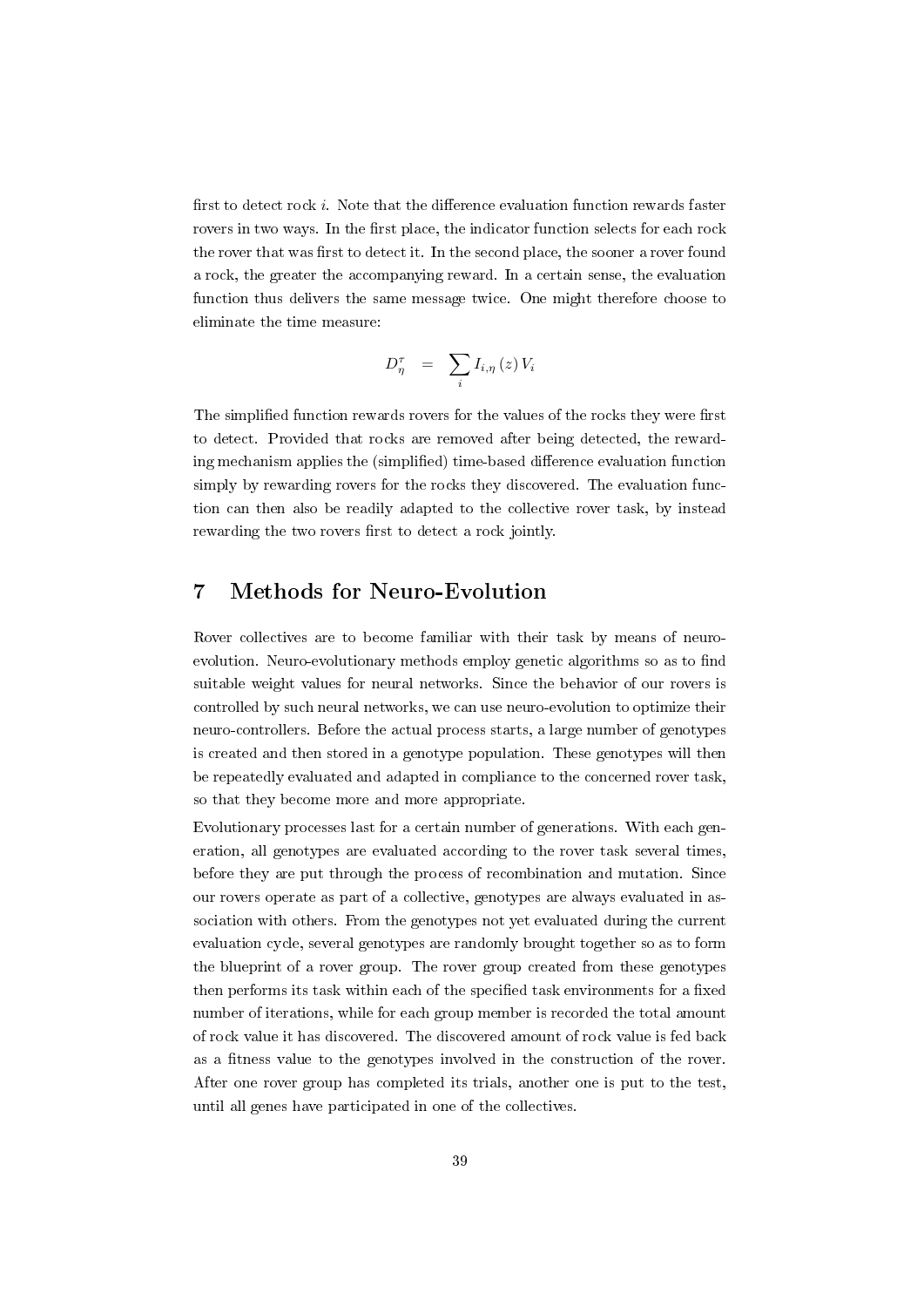first to detect rock $i$. Note that the difference evaluation function rewards faster rovers in two ways. In the first place, the indicator function selects for each rock the rover that was first to detect it. In the second place, the sooner a rover found a rock, the greater the accompanying reward. In a certain sense, the evaluation function thus delivers the same message twice. One might therefore choose to eliminate the time measure:

$$D_{\eta}^{\tau} \quad = \quad \sum_{i} I_{i,\eta}\left(z\right) V_{i}$$

The simplified function rewards rovers for the values of the rocks they were first to detect. Provided that rocks are removed after being detected, the rewarding mechanism applies the (simplified) time-based difference evaluation function simply by rewarding rovers for the rocks they discovered. The evaluation function can then also be readily adapted to the collective rover task, by instead rewarding the two rovers first to detect a rock jointly.

# 7 Methods for Neuro-Evolution

Rover collectives are to become familiar with their task by means of neuro-evolution. Neuro-evolutionary methods employ genetic algorithms so as to find suitable weight values for neural networks. Since the behavior of our rovers is controlled by such neural networks, we can use neuro-evolution to optimize their neuro-controllers. Before the actual process starts, a large number of genotypes is created and then stored in a genotype population. These genotypes will then be repeatedly evaluated and adapted in compliance to the concerned rover task, so that they become more and more appropriate.

Evolutionary processes last for a certain number of generations. With each generation, all genotypes are evaluated according to the rover task several times, before they are put through the process of recombination and mutation. Since our rovers operate as part of a collective, genotypes are always evaluated in association with others. From the genotypes not yet evaluated during the current evaluation cycle, several genotypes are randomly brought together so as to form the blueprint of a rover group. The rover group created from these genotypes then performs its task within each of the specified task environments for a fixed number of iterations, while for each group member is recorded the total amount of rock value it has discovered. The discovered amount of rock value is fed back as a fitness value to the genotypes involved in the construction of the rover. After one rover group has completed its trials, another one is put to the test, until all genes have participated in one of the collectives.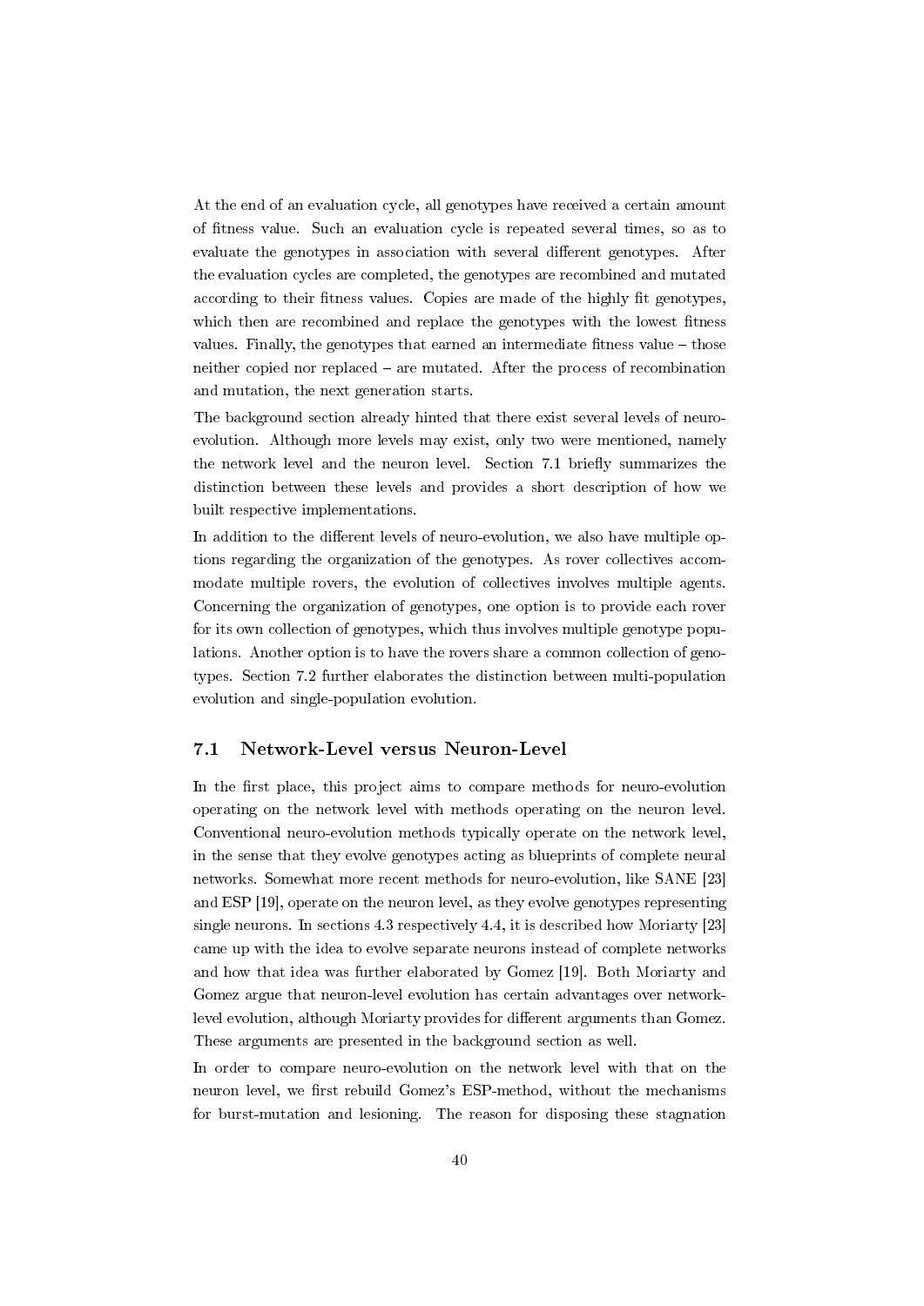At the end of an evaluation cycle, all genotypes have received a certain amount of fitness value. Such an evaluation cycle is repeated several times, so as to evaluate the genotypes in association with several different genotypes. After the evaluation cycles are completed, the genotypes are recombined and mutated according to their fitness values. Copies are made of the highly fit genotypes, which then are recombined and replace the genotypes with the lowest fitness values. Finally, the genotypes that earned an intermediate fitness value – those neither copied nor replaced – are mutated. After the process of recombination and mutation, the next generation starts.

The background section already hinted that there exist several levels of neuro-evolution. Although more levels may exist, only two were mentioned, namely the network level and the neuron level. Section 7.1 briefly summarizes the distinction between these levels and provides a short description of how we built respective implementations.

In addition to the different levels of neuro-evolution, we also have multiple options regarding the organization of the genotypes. As rover collectives accommodate multiple rovers, the evolution of collectives involves multiple agents. Concerning the organization of genotypes, one option is to provide each rover for its own collection of genotypes, which thus involves multiple genotype populations. Another option is to have the rovers share a common collection of genotypes. Section 7.2 further elaborates the distinction between multi-population evolution and single-population evolution.

## 7.1 Network-Level versus Neuron-Level

In the first place, this project aims to compare methods for neuro-evolution operating on the network level with methods operating on the neuron level. Conventional neuro-evolution methods typically operate on the network level, in the sense that they evolve genotypes acting as blueprints of complete neural networks. Somewhat more recent methods for neuro-evolution, like SANE [23] and ESP [19], operate on the neuron level, as they evolve genotypes representing single neurons. In sections 4.3 respectively 4.4, it is described how Moriarty [23] came up with the idea to evolve separate neurons instead of complete networks and how that idea was further elaborated by Gomez [19]. Both Moriarty and Gomez argue that neuron-level evolution has certain advantages over network-level evolution, although Moriarty provides for different arguments than Gomez. These arguments are presented in the background section as well.

In order to compare neuro-evolution on the network level with that on the neuron level, we first rebuild Gomez's ESP-method, without the mechanisms for burst-mutation and lesioning. The reason for disposing these stagnation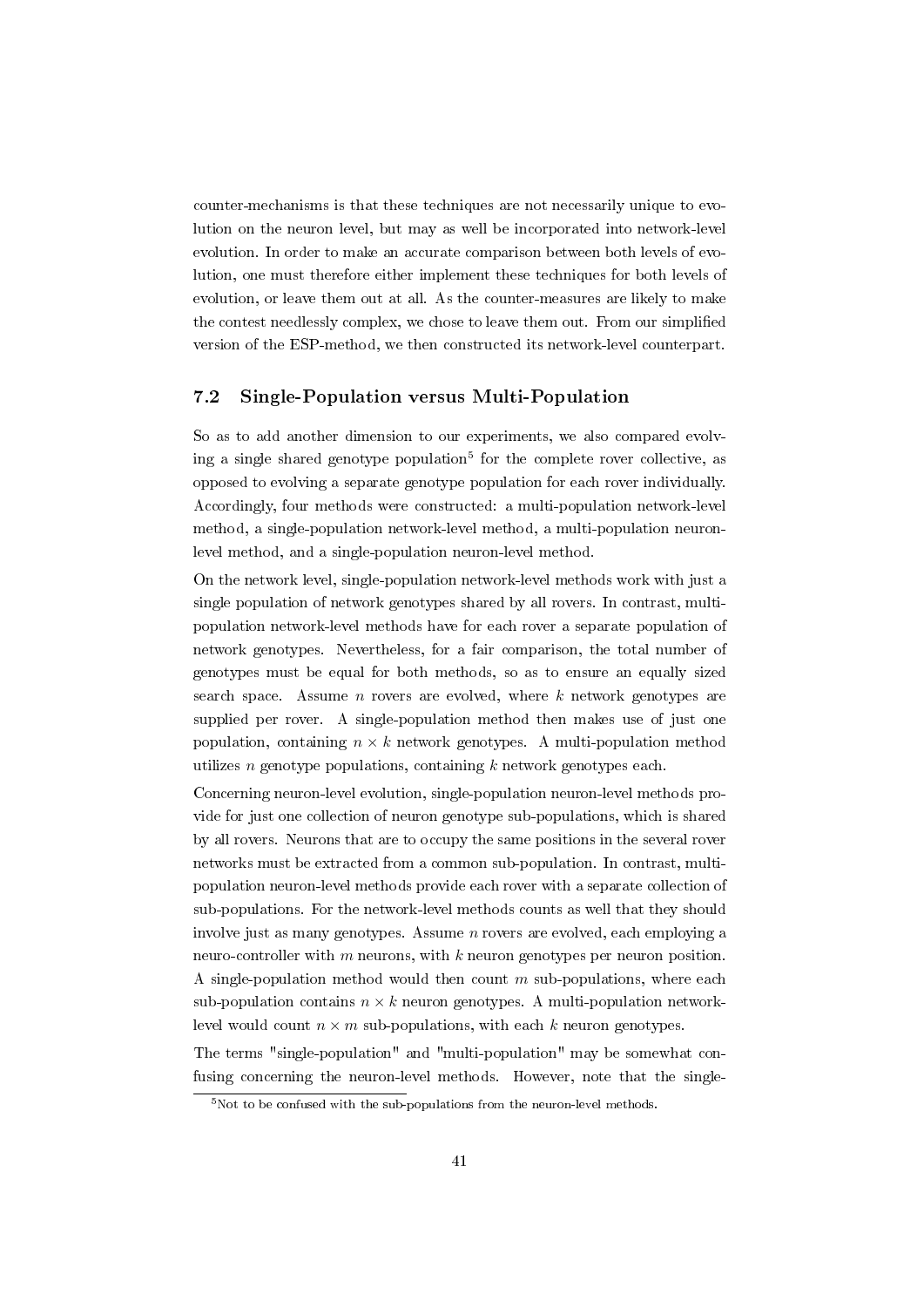counter-mechanisms is that these techniques are not necessarily unique to evolution on the neuron level, but may as well be incorporated into network-level evolution. In order to make an accurate comparison between both levels of evolution, one must therefore either implement these techniques for both levels of evolution, or leave them out at all. As the counter-measures are likely to make the contest needlessly complex, we chose to leave them out. From our simplified version of the ESP-method, we then constructed its network-level counterpart.

## 7.2 Single-Population versus Multi-Population

So as to add another dimension to our experiments, we also compared evolving a single shared genotype population[5] for the complete rover collective, as opposed to evolving a separate genotype population for each rover individually. Accordingly, four methods were constructed: a multi-population network-level method, a single-population network-level method, a multi-population neuron-level method, and a single-population neuron-level method.

On the network level, single-population network-level methods work with just a single population of network genotypes shared by all rovers. In contrast, multi-population network-level methods have for each rover a separate population of network genotypes. Nevertheless, for a fair comparison, the total number of genotypes must be equal for both methods, so as to ensure an equally sized search space. Assume $n$ rovers are evolved, where $k$ network genotypes are supplied per rover. A single-population method then makes use of just one population, containing $n \times k$ network genotypes. A multi-population method utilizes $n$ genotype populations, containing $k$ network genotypes each.

Concerning neuron-level evolution, single-population neuron-level methods provide for just one collection of neuron genotype sub-populations, which is shared by all rovers. Neurons that are to occupy the same positions in the several rover networks must be extracted from a common sub-population. In contrast, multi-population neuron-level methods provide each rover with a separate collection of sub-populations. For the network-level methods counts as well that they should involve just as many genotypes. Assume $n$ rovers are evolved, each employing a neuro-controller with $m$ neurons, with $k$ neuron genotypes per neuron position. A single-population method would then count $m$ sub-populations, where each sub-population contains $n \times k$ neuron genotypes. A multi-population network-level would count $n \times m$ sub-populations, with each $k$ neuron genotypes.

The terms "single-population" and "multi-population" may be somewhat confusing concerning the neuron-level methods. However, note that the single-

[5]Not to be confused with the sub-populations from the neuron-level methods.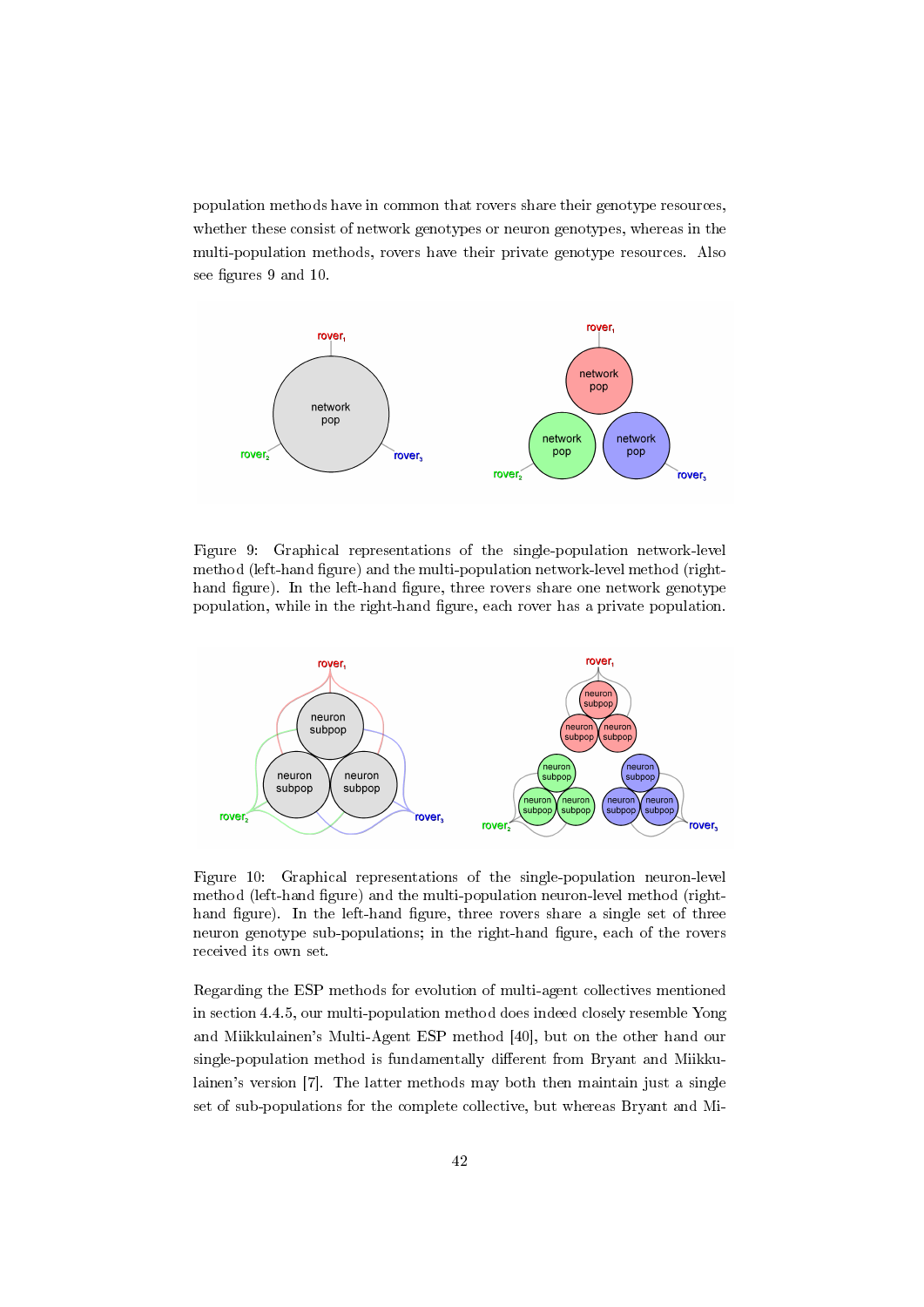population methods have in common that rovers share their genotype resources, whether these consist of network genotypes or neuron genotypes, whereas in the multi-population methods, rovers have their private genotype resources. Also see figures 9 and 10.

Figure 9: Graphical representations of the single-population network-level method (left-hand figure) and the multi-population network-level method (right-hand figure). In the left-hand figure, three rovers share one network genotype population, while in the right-hand figure, each rover has a private population.

Figure 10: Graphical representations of the single-population neuron-level method (left-hand figure) and the multi-population neuron-level method (right-hand figure). In the left-hand figure, three rovers share a single set of three neuron genotype sub-populations; in the right-hand figure, each of the rovers received its own set.

Regarding the ESP methods for evolution of multi-agent collectives mentioned in section 4.4.5, our multi-population method does indeed closely resemble Yong and Miikkulainen's Multi-Agent ESP method [40], but on the other hand our single-population method is fundamentally different from Bryant and Miikkulainen's version [7]. The latter methods may both then maintain just a single set of sub-populations for the complete collective, but whereas Bryant and Mi-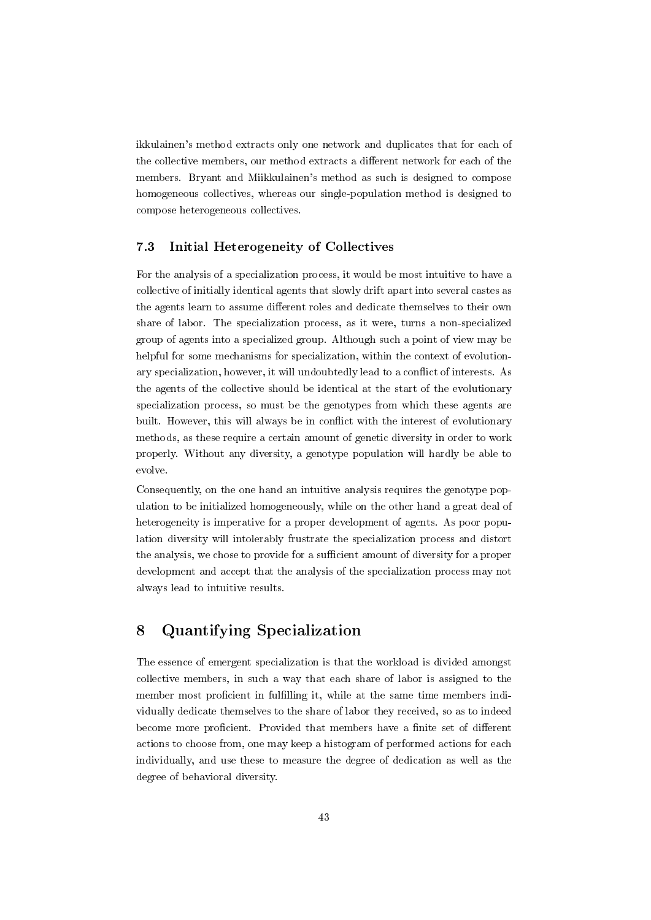ikkulainen's method extracts only one network and duplicates that for each of the collective members, our method extracts a different network for each of the members. Bryant and Miikkulainen's method as such is designed to compose homogeneous collectives, whereas our single-population method is designed to compose heterogeneous collectives.

### 7.3 Initial Heterogeneity of Collectives

For the analysis of a specialization process, it would be most intuitive to have a collective of initially identical agents that slowly drift apart into several castes as the agents learn to assume different roles and dedicate themselves to their own share of labor. The specialization process, as it were, turns a non-specialized group of agents into a specialized group. Although such a point of view may be helpful for some mechanisms for specialization, within the context of evolutionary specialization, however, it will undoubtedly lead to a conflict of interests. As the agents of the collective should be identical at the start of the evolutionary specialization process, so must be the genotypes from which these agents are built. However, this will always be in conflict with the interest of evolutionary methods, as these require a certain amount of genetic diversity in order to work properly. Without any diversity, a genotype population will hardly be able to evolve.

Consequently, on the one hand an intuitive analysis requires the genotype population to be initialized homogeneously, while on the other hand a great deal of heterogeneity is imperative for a proper development of agents. As poor population diversity will intolerably frustrate the specialization process and distort the analysis, we chose to provide for a sufficient amount of diversity for a proper development and accept that the analysis of the specialization process may not always lead to intuitive results.

## 8 Quantifying Specialization

The essence of emergent specialization is that the workload is divided amongst collective members, in such a way that each share of labor is assigned to the member most proficient in fulfilling it, while at the same time members individually dedicate themselves to the share of labor they received, so as to indeed become more proficient. Provided that members have a finite set of different actions to choose from, one may keep a histogram of performed actions for each individually, and use these to measure the degree of dedication as well as the degree of behavioral diversity.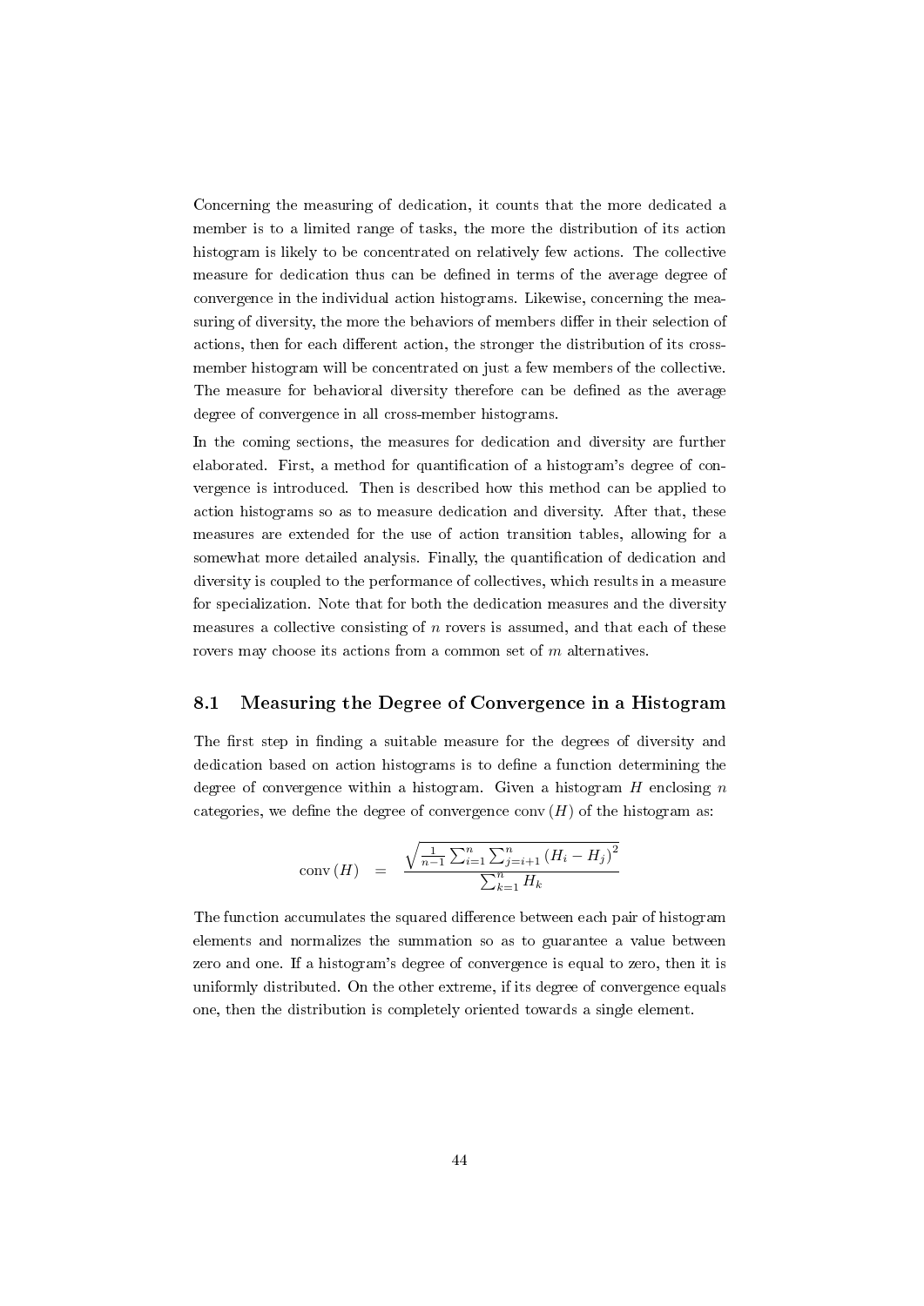Concerning the measuring of dedication, it counts that the more dedicated a member is to a limited range of tasks, the more the distribution of its action histogram is likely to be concentrated on relatively few actions. The collective measure for dedication thus can be defined in terms of the average degree of convergence in the individual action histograms. Likewise, concerning the measuring of diversity, the more the behaviors of members differ in their selection of actions, then for each different action, the stronger the distribution of its cross-member histogram will be concentrated on just a few members of the collective. The measure for behavioral diversity therefore can be defined as the average degree of convergence in all cross-member histograms.

In the coming sections, the measures for dedication and diversity are further elaborated. First, a method for quantification of a histogram's degree of convergence is introduced. Then is described how this method can be applied to action histograms so as to measure dedication and diversity. After that, these measures are extended for the use of action transition tables, allowing for a somewhat more detailed analysis. Finally, the quantification of dedication and diversity is coupled to the performance of collectives, which results in a measure for specialization. Note that for both the dedication measures and the diversity measures a collective consisting of $n$ rovers is assumed, and that each of these rovers may choose its actions from a common set of $m$ alternatives.

## 8.1 Measuring the Degree of Convergence in a Histogram

The first step in finding a suitable measure for the degrees of diversity and dedication based on action histograms is to define a function determining the degree of convergence within a histogram. Given a histogram $H$ enclosing $n$ categories, we define the degree of convergence $\text{conv}(H)$ of the histogram as:

$$\text{conv}(H) = \frac{\sqrt{\frac{1}{n-1}\sum_{i=1}^{n}\sum_{j=i+1}^{n}(H_i - H_j)^2}}{\sum_{k=1}^{n} H_k}$$

The function accumulates the squared difference between each pair of histogram elements and normalizes the summation so as to guarantee a value between zero and one. If a histogram's degree of convergence is equal to zero, then it is uniformly distributed. On the other extreme, if its degree of convergence equals one, then the distribution is completely oriented towards a single element.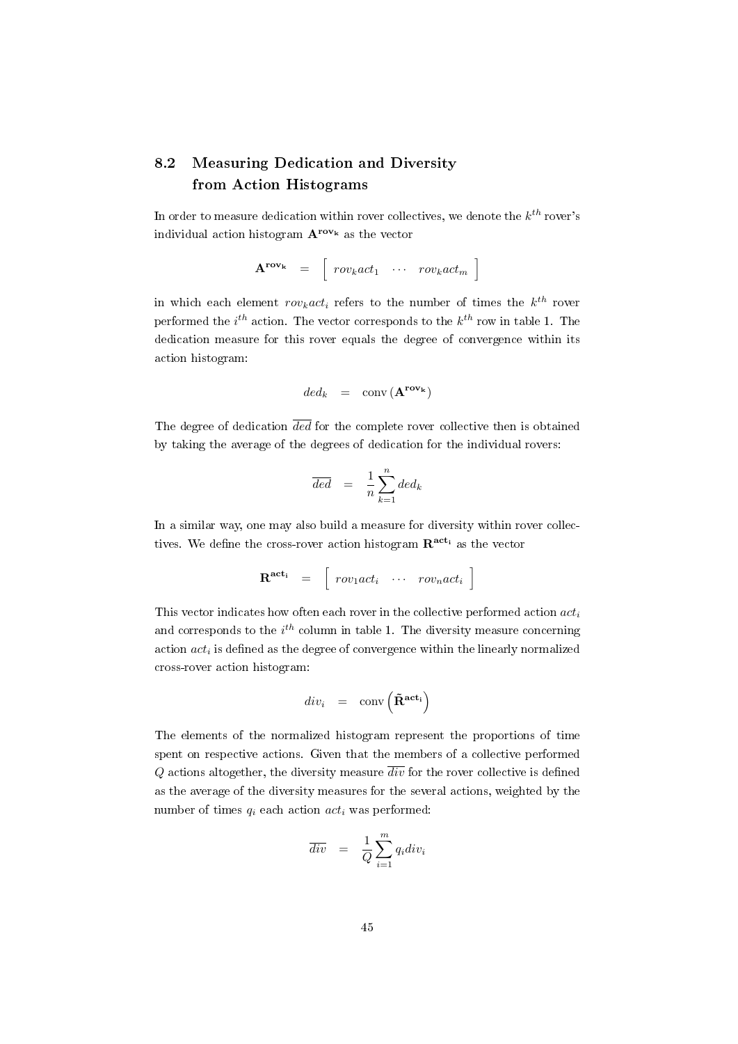## 8.2 Measuring Dedication and Diversity from Action Histograms

In order to measure dedication within rover collectives, we denote the $k^{th}$ rover's individual action histogram $\mathbf{A^{rov_k}}$ as the vector

$$\mathbf{A^{rov_k}} \quad = \quad \left[ \begin{array}{ccc} rov_k act_1 & \cdots & rov_k act_m \end{array} \right]$$

in which each element $rov_k act_i$ refers to the number of times the $k^{th}$ rover performed the $i^{th}$ action. The vector corresponds to the $k^{th}$ row in table 1. The dedication measure for this rover equals the degree of convergence within its action histogram:

$$ded_k \quad = \quad \mathrm{conv}\left(\mathbf{A^{rov_k}}\right)$$

The degree of dedication $\overline{ded}$ for the complete rover collective then is obtained by taking the average of the degrees of dedication for the individual rovers:

$$\overline{ded} \quad = \quad \frac{1}{n} \sum_{k=1}^{n} ded_k$$

In a similar way, one may also build a measure for diversity within rover collectives. We define the cross-rover action histogram $\mathbf{R^{act_i}}$ as the vector

$$\mathbf{R^{act_i}} \quad = \quad \left[ \begin{array}{ccc} rov_1 act_i & \cdots & rov_n act_i \end{array} \right]$$

This vector indicates how often each rover in the collective performed action $act_i$ and corresponds to the $i^{th}$ column in table 1. The diversity measure concerning action $act_i$ is defined as the degree of convergence within the linearly normalized cross-rover action histogram:

$$div_i \quad = \quad \mathrm{conv}\left(\tilde{\mathbf{R}}^{\mathbf{act_i}}\right)$$

The elements of the normalized histogram represent the proportions of time spent on respective actions. Given that the members of a collective performed $Q$ actions altogether, the diversity measure $\overline{div}$ for the rover collective is defined as the average of the diversity measures for the several actions, weighted by the number of times $q_i$ each action $act_i$ was performed:

$$\overline{div} \quad = \quad \frac{1}{Q} \sum_{i=1}^{m} q_i div_i$$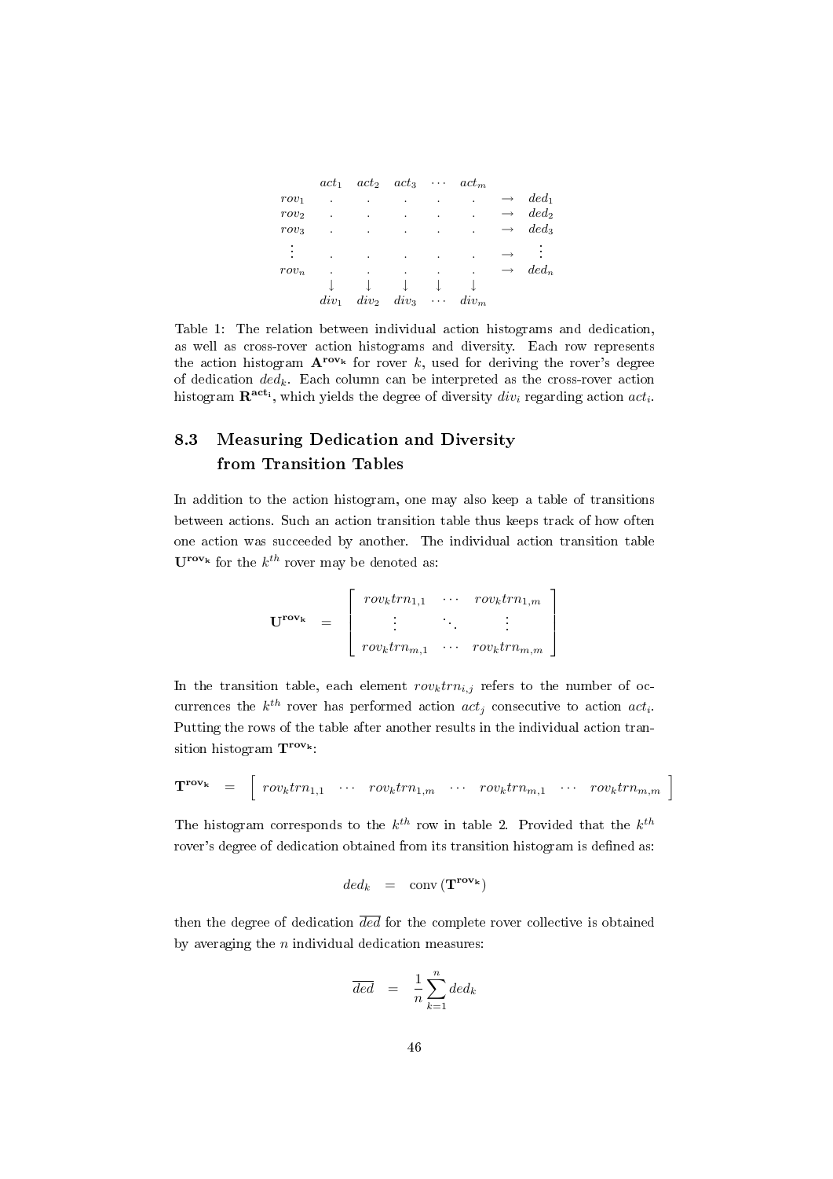|  | $act_1$ | $act_2$ | $act_3$ | $\cdots$ | $act_m$ |  |  |
|---|---|---|---|---|---|---|---|
| $rov_1$ | . | . | . | . | . | $\rightarrow$ | $ded_1$ |
| $rov_2$ | . | . | . | . | . | $\rightarrow$ | $ded_2$ |
| $rov_3$ | . | . | . | . | . | $\rightarrow$ | $ded_3$ |
| $\vdots$ | . | . | . | . | . | $\rightarrow$ | $\vdots$ |
| $rov_n$ | . | . | . | . | . | $\rightarrow$ | $ded_n$ |
|  | $\downarrow$ | $\downarrow$ | $\downarrow$ | $\downarrow$ | $\downarrow$ |  |  |
|  | $div_1$ | $div_2$ | $div_3$ | $\cdots$ | $div_m$ |  |  |

Table 1: The relation between individual action histograms and dedication, as well as cross-rover action histograms and diversity. Each row represents the action histogram $\mathbf{A^{rov_k}}$ for rover $k$, used for deriving the rover's degree of dedication $ded_k$. Each column can be interpreted as the cross-rover action histogram $\mathbf{R^{act_i}}$, which yields the degree of diversity $div_i$ regarding action $act_i$.

## 8.3 Measuring Dedication and Diversity from Transition Tables

In addition to the action histogram, one may also keep a table of transitions between actions. Such an action transition table thus keeps track of how often one action was succeeded by another. The individual action transition table $\mathbf{U^{rov_k}}$ for the $k^{th}$ rover may be denoted as:

$$\mathbf{U^{rov_k}} \quad = \quad \begin{bmatrix} rov_k trn_{1,1} & \cdots & rov_k trn_{1,m} \\ \vdots & \ddots & \vdots \\ rov_k trn_{m,1} & \cdots & rov_k trn_{m,m} \end{bmatrix}$$

In the transition table, each element $rov_k trn_{i,j}$ refers to the number of occurrences the $k^{th}$ rover has performed action $act_j$ consecutive to action $act_i$. Putting the rows of the table after another results in the individual action transition histogram $\mathbf{T^{rov_k}}$:

$$\mathbf{T^{rov_k}} \quad = \quad \begin{bmatrix} rov_k trn_{1,1} & \cdots & rov_k trn_{1,m} & \cdots & rov_k trn_{m,1} & \cdots & rov_k trn_{m,m} \end{bmatrix}$$

The histogram corresponds to the $k^{th}$ row in table 2. Provided that the $k^{th}$ rover's degree of dedication obtained from its transition histogram is defined as:

$$ded_k \quad = \quad \text{conv}\left(\mathbf{T^{rov_k}}\right)$$

then the degree of dedication $\overline{ded}$ for the complete rover collective is obtained by averaging the $n$ individual dedication measures:

$$\overline{ded} \quad = \quad \frac{1}{n}\sum_{k=1}^{n} ded_k$$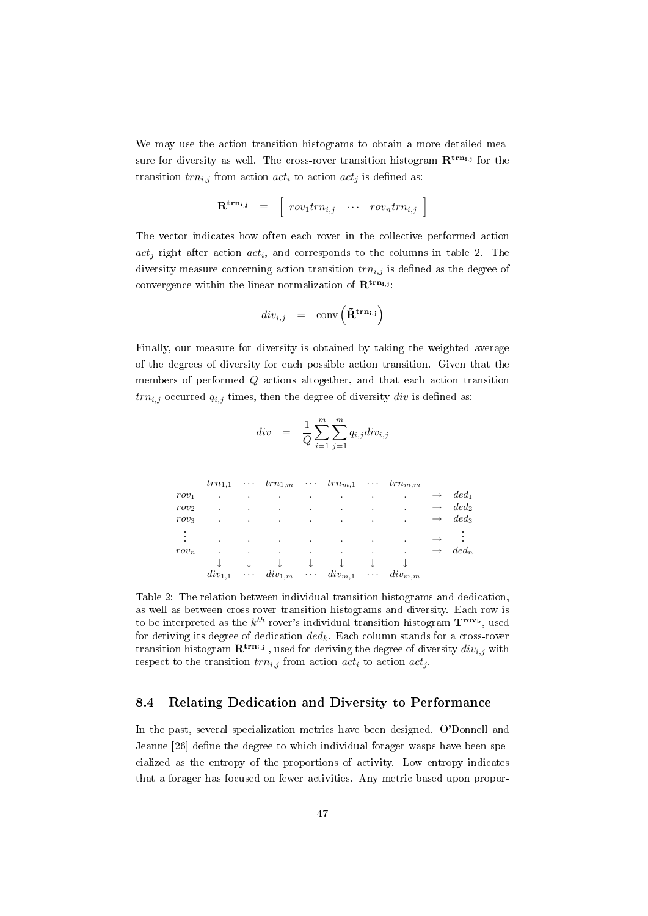We may use the action transition histograms to obtain a more detailed measure for diversity as well. The cross-rover transition histogram $\mathbf{R}^{\mathbf{trn_{i,j}}}$ for the transition $trn_{i,j}$ from action $act_i$ to action $act_j$ is defined as:

$$\mathbf{R}^{\mathbf{trn_{i,j}}} = \begin{bmatrix} rov_1 trn_{i,j} & \cdots & rov_n trn_{i,j} \end{bmatrix}$$

The vector indicates how often each rover in the collective performed action $act_j$ right after action $act_i$, and corresponds to the columns in table 2. The diversity measure concerning action transition $trn_{i,j}$ is defined as the degree of convergence within the linear normalization of $\mathbf{R}^{\mathbf{trn_{i,j}}}$:

$$div_{i,j} = \operatorname{conv}\left(\tilde{\mathbf{R}}^{\mathbf{trn_{i,j}}}\right)$$

Finally, our measure for diversity is obtained by taking the weighted average of the degrees of diversity for each possible action transition. Given that the members of performed $Q$ actions altogether, and that each action transition $trn_{i,j}$ occurred $q_{i,j}$ times, then the degree of diversity $\overline{div}$ is defined as:

$$\overline{div} = \frac{1}{Q}\sum_{i=1}^{m}\sum_{j=1}^{m} q_{i,j} div_{i,j}$$

| | $trn_{1,1}$ | $\cdots$ | $trn_{1,m}$ | $\cdots$ | $trn_{m,1}$ | $\cdots$ | $trn_{m,m}$ | | |
|---|---|---|---|---|---|---|---|---|---|
| $rov_1$ | . | . | . | . | . | . | . | $\rightarrow$ | $ded_1$ |
| $rov_2$ | . | . | . | . | . | . | . | $\rightarrow$ | $ded_2$ |
| $rov_3$ | . | . | . | . | . | . | . | $\rightarrow$ | $ded_3$ |
| $\vdots$ | . | . | . | . | . | . | . | $\rightarrow$ | $\vdots$ |
| $rov_n$ | . | . | . | . | . | . | . | $\rightarrow$ | $ded_n$ |
| | $\downarrow$ | $\downarrow$ | $\downarrow$ | $\downarrow$ | $\downarrow$ | $\downarrow$ | $\downarrow$ | | |
| | $div_{1,1}$ | $\cdots$ | $div_{1,m}$ | $\cdots$ | $div_{m,1}$ | $\cdots$ | $div_{m,m}$ | | |

Table 2: The relation between individual transition histograms and dedication, as well as between cross-rover transition histograms and diversity. Each row is to be interpreted as the $k^{th}$ rover's individual transition histogram $\mathbf{T}^{\mathbf{rov_k}}$, used for deriving its degree of dedication $ded_k$. Each column stands for a cross-rover transition histogram $\mathbf{R}^{\mathbf{trn_{i,j}}}$, used for deriving the degree of diversity $div_{i,j}$ with respect to the transition $trn_{i,j}$ from action $act_i$ to action $act_j$.

## 8.4 Relating Dedication and Diversity to Performance

In the past, several specialization metrics have been designed. O'Donnell and Jeanne [26] define the degree to which individual forager wasps have been specialized as the entropy of the proportions of activity. Low entropy indicates that a forager has focused on fewer activities. Any metric based upon propor-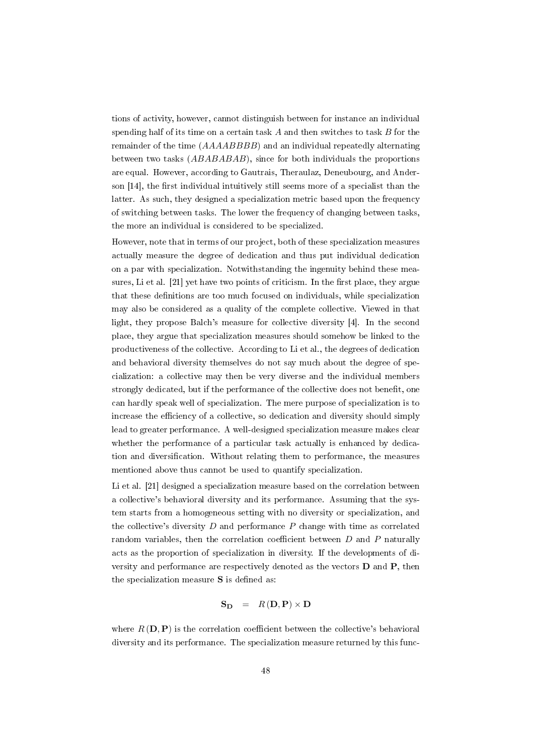tions of activity, however, cannot distinguish between for instance an individual spending half of its time on a certain task $A$ and then switches to task $B$ for the remainder of the time ($AAAABBBB$) and an individual repeatedly alternating between two tasks ($ABABABAB$), since for both individuals the proportions are equal. However, according to Gautrais, Theraulaz, Deneubourg, and Anderson [14], the first individual intuitively still seems more of a specialist than the latter. As such, they designed a specialization metric based upon the frequency of switching between tasks. The lower the frequency of changing between tasks, the more an individual is considered to be specialized.

However, note that in terms of our project, both of these specialization measures actually measure the degree of dedication and thus put individual dedication on a par with specialization. Notwithstanding the ingenuity behind these measures, Li et al. [21] yet have two points of criticism. In the first place, they argue that these definitions are too much focused on individuals, while specialization may also be considered as a quality of the complete collective. Viewed in that light, they propose Balch's measure for collective diversity [4]. In the second place, they argue that specialization measures should somehow be linked to the productiveness of the collective. According to Li et al., the degrees of dedication and behavioral diversity themselves do not say much about the degree of specialization: a collective may then be very diverse and the individual members strongly dedicated, but if the performance of the collective does not benefit, one can hardly speak well of specialization. The mere purpose of specialization is to increase the efficiency of a collective, so dedication and diversity should simply lead to greater performance. A well-designed specialization measure makes clear whether the performance of a particular task actually is enhanced by dedication and diversification. Without relating them to performance, the measures mentioned above thus cannot be used to quantify specialization.

Li et al. [21] designed a specialization measure based on the correlation between a collective's behavioral diversity and its performance. Assuming that the system starts from a homogeneous setting with no diversity or specialization, and the collective's diversity $D$ and performance $P$ change with time as correlated random variables, then the correlation coefficient between $D$ and $P$ naturally acts as the proportion of specialization in diversity. If the developments of diversity and performance are respectively denoted as the vectors $\mathbf{D}$ and $\mathbf{P}$, then the specialization measure $\mathbf{S}$ is defined as:

$$\mathbf{S_D} \quad = \quad R\left(\mathbf{D}, \mathbf{P}\right) \times \mathbf{D}$$

where $R\left(\mathbf{D}, \mathbf{P}\right)$ is the correlation coefficient between the collective's behavioral diversity and its performance. The specialization measure returned by this func-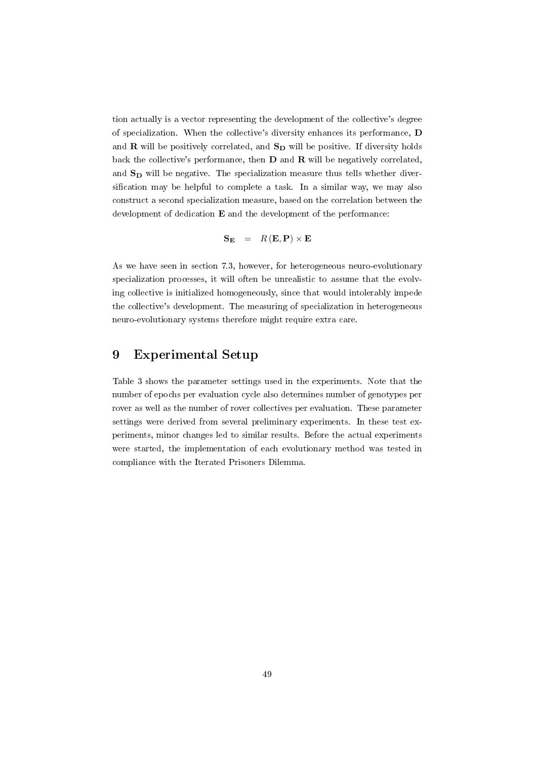tion actually is a vector representing the development of the collective's degree of specialization. When the collective's diversity enhances its performance, $\mathbf{D}$ and $\mathbf{R}$ will be positively correlated, and $\mathbf{S_D}$ will be positive. If diversity holds back the collective's performance, then $\mathbf{D}$ and $\mathbf{R}$ will be negatively correlated, and $\mathbf{S_D}$ will be negative. The specialization measure thus tells whether diversification may be helpful to complete a task. In a similar way, we may also construct a second specialization measure, based on the correlation between the development of dedication $\mathbf{E}$ and the development of the performance:

$$\mathbf{S_E} \quad = \quad R\left(\mathbf{E}, \mathbf{P}\right) \times \mathbf{E}$$

As we have seen in section 7.3, however, for heterogeneous neuro-evolutionary specialization processes, it will often be unrealistic to assume that the evolving collective is initialized homogeneously, since that would intolerably impede the collective's development. The measuring of specialization in heterogeneous neuro-evolutionary systems therefore might require extra care.

# 9 Experimental Setup

Table 3 shows the parameter settings used in the experiments. Note that the number of epochs per evaluation cycle also determines number of genotypes per rover as well as the number of rover collectives per evaluation. These parameter settings were derived from several preliminary experiments. In these test experiments, minor changes led to similar results. Before the actual experiments were started, the implementation of each evolutionary method was tested in compliance with the Iterated Prisoners Dilemma.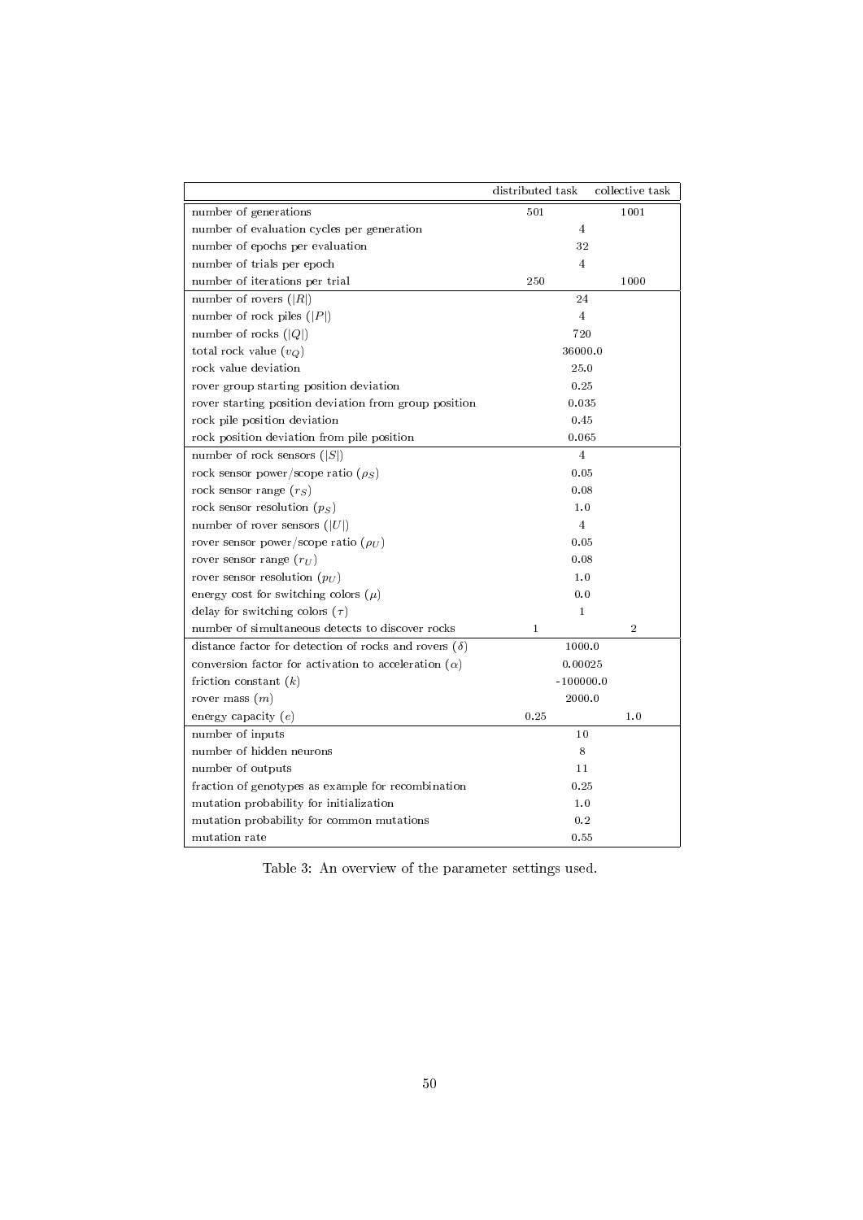| | distributed task | collective task |
|---|---|---|
| number of generations | 501 | 1001 |
| number of evaluation cycles per generation | 4 | |
| number of epochs per evaluation | 32 | |
| number of trials per epoch | 4 | |
| number of iterations per trial | 250 | 1000 |
| number of rovers ($\|R\|$) | 24 | |
| number of rock piles ($\|P\|$) | 4 | |
| number of rocks ($\|Q\|$) | 720 | |
| total rock value ($v_Q$) | 36000.0 | |
| rock value deviation | 25.0 | |
| rover group starting position deviation | 0.25 | |
| rover starting position deviation from group position | 0.035 | |
| rock pile position deviation | 0.45 | |
| rock position deviation from pile position | 0.065 | |
| number of rock sensors ($\|S\|$) | 4 | |
| rock sensor power/scope ratio ($\rho_S$) | 0.05 | |
| rock sensor range ($r_S$) | 0.08 | |
| rock sensor resolution ($p_S$) | 1.0 | |
| number of rover sensors ($\|U\|$) | 4 | |
| rover sensor power/scope ratio ($\rho_U$) | 0.05 | |
| rover sensor range ($r_U$) | 0.08 | |
| rover sensor resolution ($p_U$) | 1.0 | |
| energy cost for switching colors ($\mu$) | 0.0 | |
| delay for switching colors ($\tau$) | 1 | |
| number of simultaneous detects to discover rocks | 1 | 2 |
| distance factor for detection of rocks and rovers ($\delta$) | 1000.0 | |
| conversion factor for activation to acceleration ($\alpha$) | 0.00025 | |
| friction constant ($k$) | -100000.0 | |
| rover mass ($m$) | 2000.0 | |
| energy capacity ($e$) | 0.25 | 1.0 |
| number of inputs | 10 | |
| number of hidden neurons | 8 | |
| number of outputs | 11 | |
| fraction of genotypes as example for recombination | 0.25 | |
| mutation probability for initialization | 1.0 | |
| mutation probability for common mutations | 0.2 | |
| mutation rate | 0.55 | |

Table 3: An overview of the parameter settings used.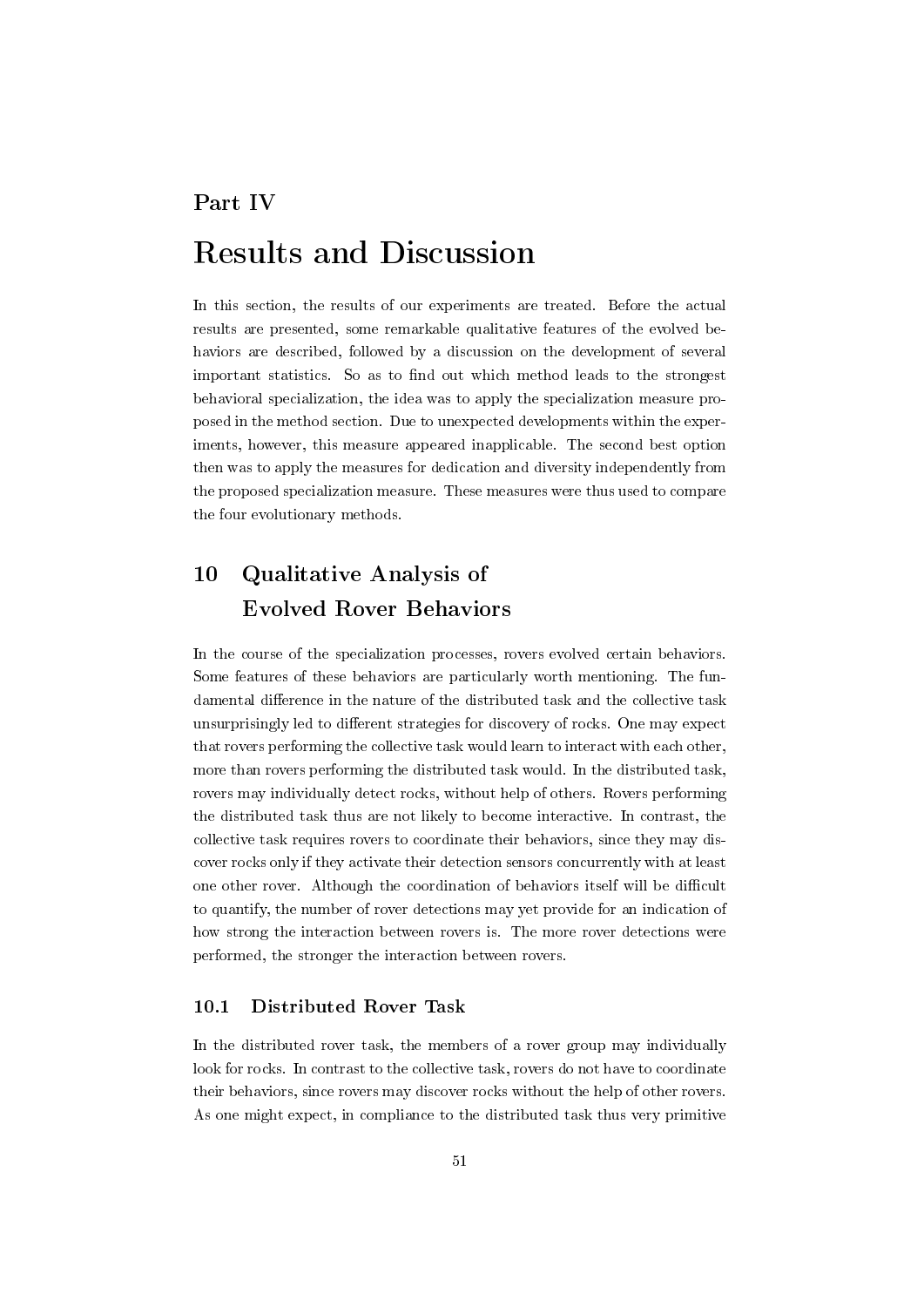# Part IV

# Results and Discussion

In this section, the results of our experiments are treated. Before the actual results are presented, some remarkable qualitative features of the evolved behaviors are described, followed by a discussion on the development of several important statistics. So as to find out which method leads to the strongest behavioral specialization, the idea was to apply the specialization measure proposed in the method section. Due to unexpected developments within the experiments, however, this measure appeared inapplicable. The second best option then was to apply the measures for dedication and diversity independently from the proposed specialization measure. These measures were thus used to compare the four evolutionary methods.

## 10 Qualitative Analysis of Evolved Rover Behaviors

In the course of the specialization processes, rovers evolved certain behaviors. Some features of these behaviors are particularly worth mentioning. The fundamental difference in the nature of the distributed task and the collective task unsurprisingly led to different strategies for discovery of rocks. One may expect that rovers performing the collective task would learn to interact with each other, more than rovers performing the distributed task would. In the distributed task, rovers may individually detect rocks, without help of others. Rovers performing the distributed task thus are not likely to become interactive. In contrast, the collective task requires rovers to coordinate their behaviors, since they may discover rocks only if they activate their detection sensors concurrently with at least one other rover. Although the coordination of behaviors itself will be difficult to quantify, the number of rover detections may yet provide for an indication of how strong the interaction between rovers is. The more rover detections were performed, the stronger the interaction between rovers.

### 10.1 Distributed Rover Task

In the distributed rover task, the members of a rover group may individually look for rocks. In contrast to the collective task, rovers do not have to coordinate their behaviors, since rovers may discover rocks without the help of other rovers. As one might expect, in compliance to the distributed task thus very primitive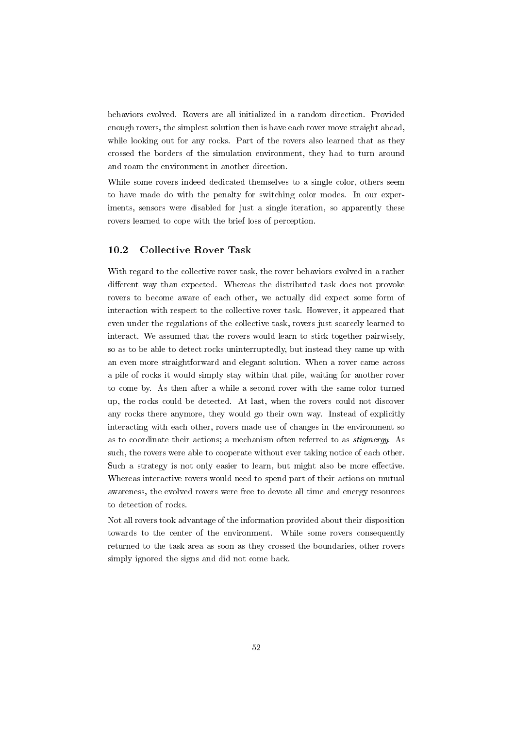behaviors evolved. Rovers are all initialized in a random direction. Provided enough rovers, the simplest solution then is have each rover move straight ahead, while looking out for any rocks. Part of the rovers also learned that as they crossed the borders of the simulation environment, they had to turn around and roam the environment in another direction.

While some rovers indeed dedicated themselves to a single color, others seem to have made do with the penalty for switching color modes. In our experiments, sensors were disabled for just a single iteration, so apparently these rovers learned to cope with the brief loss of perception.

## 10.2 Collective Rover Task

With regard to the collective rover task, the rover behaviors evolved in a rather different way than expected. Whereas the distributed task does not provoke rovers to become aware of each other, we actually did expect some form of interaction with respect to the collective rover task. However, it appeared that even under the regulations of the collective task, rovers just scarcely learned to interact. We assumed that the rovers would learn to stick together pairwisely, so as to be able to detect rocks uninterruptedly, but instead they came up with an even more straightforward and elegant solution. When a rover came across a pile of rocks it would simply stay within that pile, waiting for another rover to come by. As then after a while a second rover with the same color turned up, the rocks could be detected. At last, when the rovers could not discover any rocks there anymore, they would go their own way. Instead of explicitly interacting with each other, rovers made use of changes in the environment so as to coordinate their actions; a mechanism often referred to as *stigmergy*. As such, the rovers were able to cooperate without ever taking notice of each other. Such a strategy is not only easier to learn, but might also be more effective. Whereas interactive rovers would need to spend part of their actions on mutual awareness, the evolved rovers were free to devote all time and energy resources to detection of rocks.

Not all rovers took advantage of the information provided about their disposition towards to the center of the environment. While some rovers consequently returned to the task area as soon as they crossed the boundaries, other rovers simply ignored the signs and did not come back.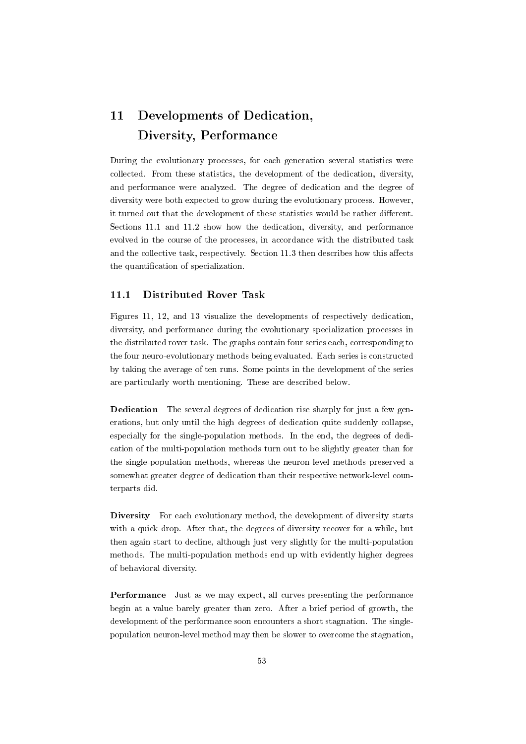# 11 Developments of Dedication, Diversity, Performance

During the evolutionary processes, for each generation several statistics were collected. From these statistics, the development of the dedication, diversity, and performance were analyzed. The degree of dedication and the degree of diversity were both expected to grow during the evolutionary process. However, it turned out that the development of these statistics would be rather different. Sections 11.1 and 11.2 show how the dedication, diversity, and performance evolved in the course of the processes, in accordance with the distributed task and the collective task, respectively. Section 11.3 then describes how this affects the quantification of specialization.

## 11.1 Distributed Rover Task

Figures 11, 12, and 13 visualize the developments of respectively dedication, diversity, and performance during the evolutionary specialization processes in the distributed rover task. The graphs contain four series each, corresponding to the four neuro-evolutionary methods being evaluated. Each series is constructed by taking the average of ten runs. Some points in the development of the series are particularly worth mentioning. These are described below.

**Dedication** The several degrees of dedication rise sharply for just a few generations, but only until the high degrees of dedication quite suddenly collapse, especially for the single-population methods. In the end, the degrees of dedication of the multi-population methods turn out to be slightly greater than for the single-population methods, whereas the neuron-level methods preserved a somewhat greater degree of dedication than their respective network-level counterparts did.

**Diversity** For each evolutionary method, the development of diversity starts with a quick drop. After that, the degrees of diversity recover for a while, but then again start to decline, although just very slightly for the multi-population methods. The multi-population methods end up with evidently higher degrees of behavioral diversity.

**Performance** Just as we may expect, all curves presenting the performance begin at a value barely greater than zero. After a brief period of growth, the development of the performance soon encounters a short stagnation. The single-population neuron-level method may then be slower to overcome the stagnation,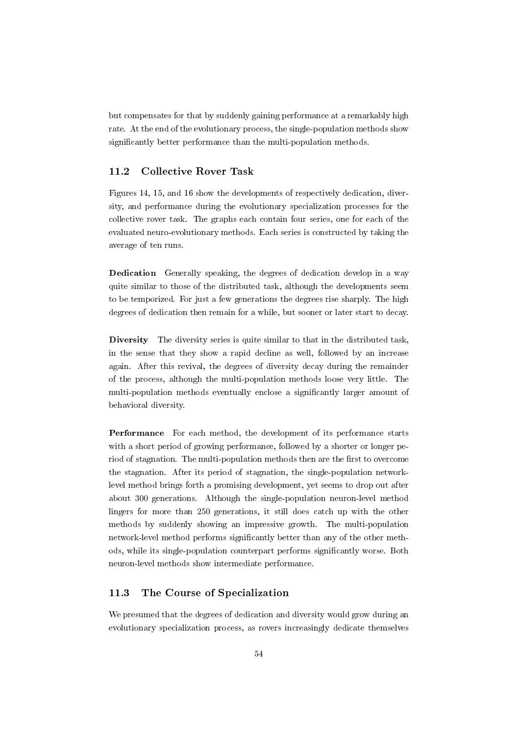but compensates for that by suddenly gaining performance at a remarkably high rate. At the end of the evolutionary process, the single-population methods show significantly better performance than the multi-population methods.

## 11.2 Collective Rover Task

Figures 14, 15, and 16 show the developments of respectively dedication, diversity, and performance during the evolutionary specialization processes for the collective rover task. The graphs each contain four series, one for each of the evaluated neuro-evolutionary methods. Each series is constructed by taking the average of ten runs.

**Dedication** Generally speaking, the degrees of dedication develop in a way quite similar to those of the distributed task, although the developments seem to be temporized. For just a few generations the degrees rise sharply. The high degrees of dedication then remain for a while, but sooner or later start to decay.

**Diversity** The diversity series is quite similar to that in the distributed task, in the sense that they show a rapid decline as well, followed by an increase again. After this revival, the degrees of diversity decay during the remainder of the process, although the multi-population methods loose very little. The multi-population methods eventually enclose a significantly larger amount of behavioral diversity.

**Performance** For each method, the development of its performance starts with a short period of growing performance, followed by a shorter or longer period of stagnation. The multi-population methods then are the first to overcome the stagnation. After its period of stagnation, the single-population network-level method brings forth a promising development, yet seems to drop out after about 300 generations. Although the single-population neuron-level method lingers for more than 250 generations, it still does catch up with the other methods by suddenly showing an impressive growth. The multi-population network-level method performs significantly better than any of the other methods, while its single-population counterpart performs significantly worse. Both neuron-level methods show intermediate performance.

## 11.3 The Course of Specialization

We presumed that the degrees of dedication and diversity would grow during an evolutionary specialization process, as rovers increasingly dedicate themselves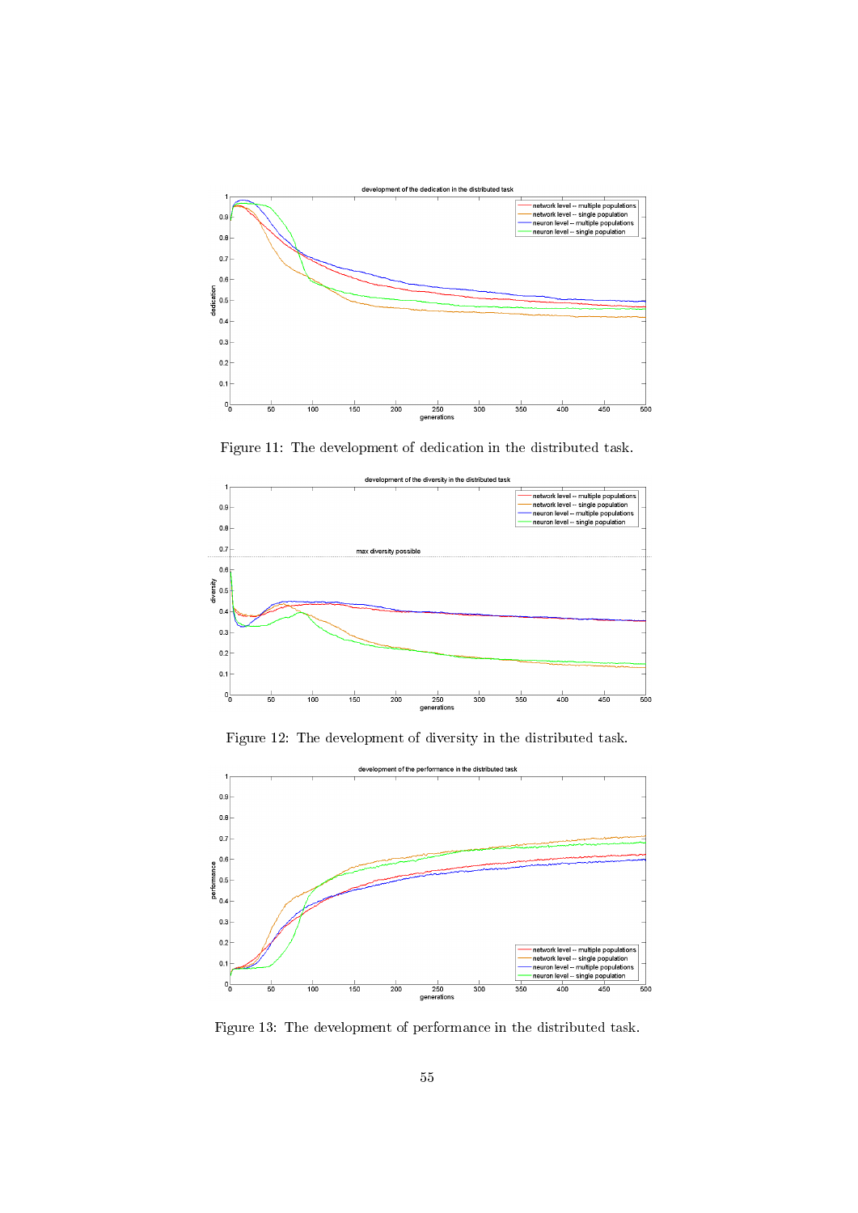Figure 11: The development of dedication in the distributed task.

Figure 12: The development of diversity in the distributed task.

Figure 13: The development of performance in the distributed task.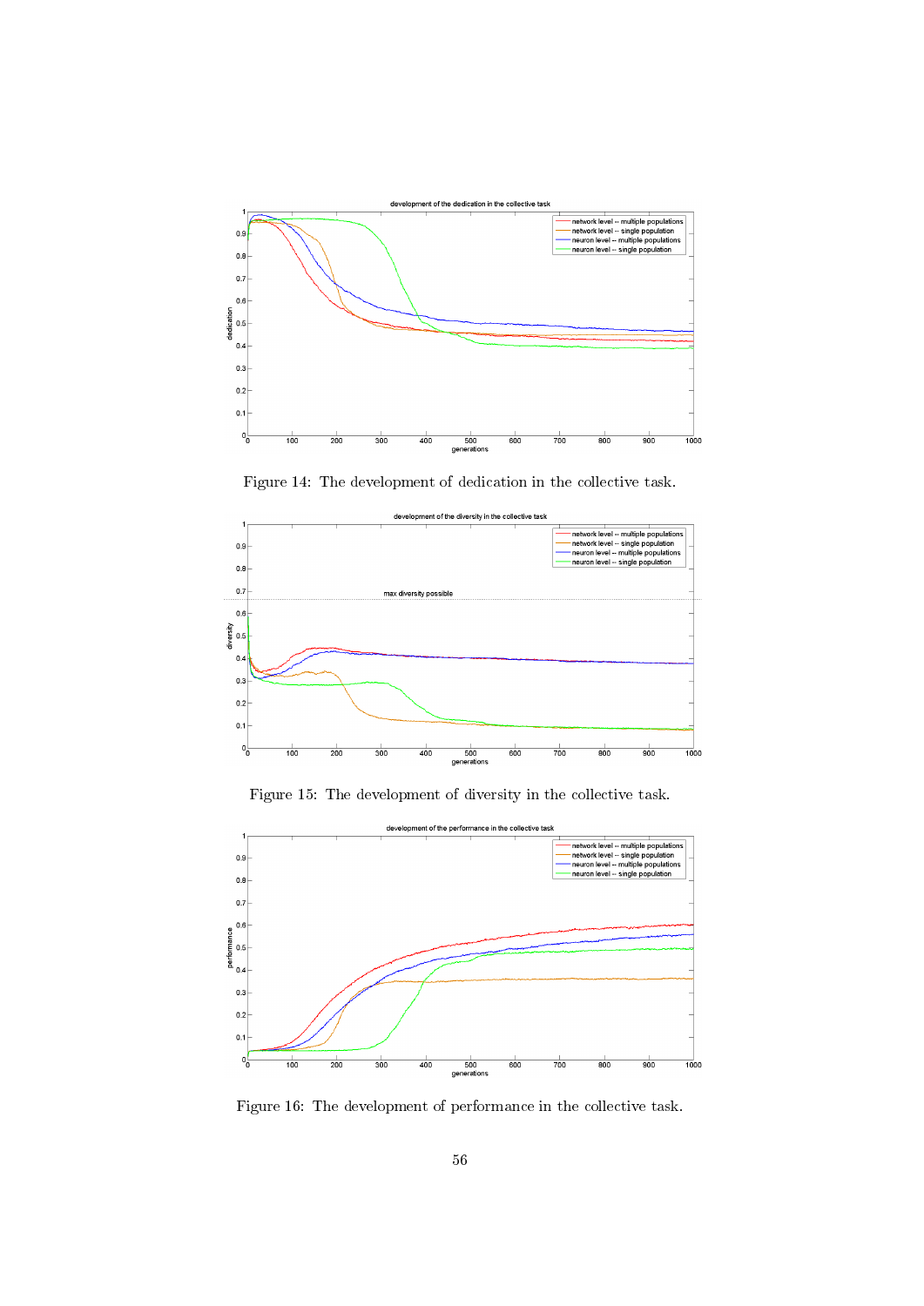Figure 14: The development of dedication in the collective task.

Figure 15: The development of diversity in the collective task.

Figure 16: The development of performance in the collective task.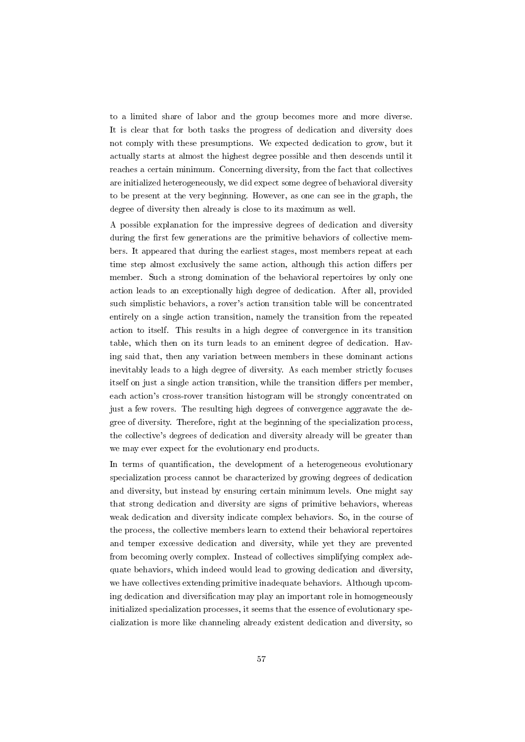to a limited share of labor and the group becomes more and more diverse. It is clear that for both tasks the progress of dedication and diversity does not comply with these presumptions. We expected dedication to grow, but it actually starts at almost the highest degree possible and then descends until it reaches a certain minimum. Concerning diversity, from the fact that collectives are initialized heterogeneously, we did expect some degree of behavioral diversity to be present at the very beginning. However, as one can see in the graph, the degree of diversity then already is close to its maximum as well.

A possible explanation for the impressive degrees of dedication and diversity during the first few generations are the primitive behaviors of collective members. It appeared that during the earliest stages, most members repeat at each time step almost exclusively the same action, although this action differs per member. Such a strong domination of the behavioral repertoires by only one action leads to an exceptionally high degree of dedication. After all, provided such simplistic behaviors, a rover's action transition table will be concentrated entirely on a single action transition, namely the transition from the repeated action to itself. This results in a high degree of convergence in its transition table, which then on its turn leads to an eminent degree of dedication. Having said that, then any variation between members in these dominant actions inevitably leads to a high degree of diversity. As each member strictly focuses itself on just a single action transition, while the transition differs per member, each action's cross-rover transition histogram will be strongly concentrated on just a few rovers. The resulting high degrees of convergence aggravate the degree of diversity. Therefore, right at the beginning of the specialization process, the collective's degrees of dedication and diversity already will be greater than we may ever expect for the evolutionary end products.

In terms of quantification, the development of a heterogeneous evolutionary specialization process cannot be characterized by growing degrees of dedication and diversity, but instead by ensuring certain minimum levels. One might say that strong dedication and diversity are signs of primitive behaviors, whereas weak dedication and diversity indicate complex behaviors. So, in the course of the process, the collective members learn to extend their behavioral repertoires and temper excessive dedication and diversity, while yet they are prevented from becoming overly complex. Instead of collectives simplifying complex adequate behaviors, which indeed would lead to growing dedication and diversity, we have collectives extending primitive inadequate behaviors. Although upcoming dedication and diversification may play an important role in homogeneously initialized specialization processes, it seems that the essence of evolutionary specialization is more like channeling already existent dedication and diversity, so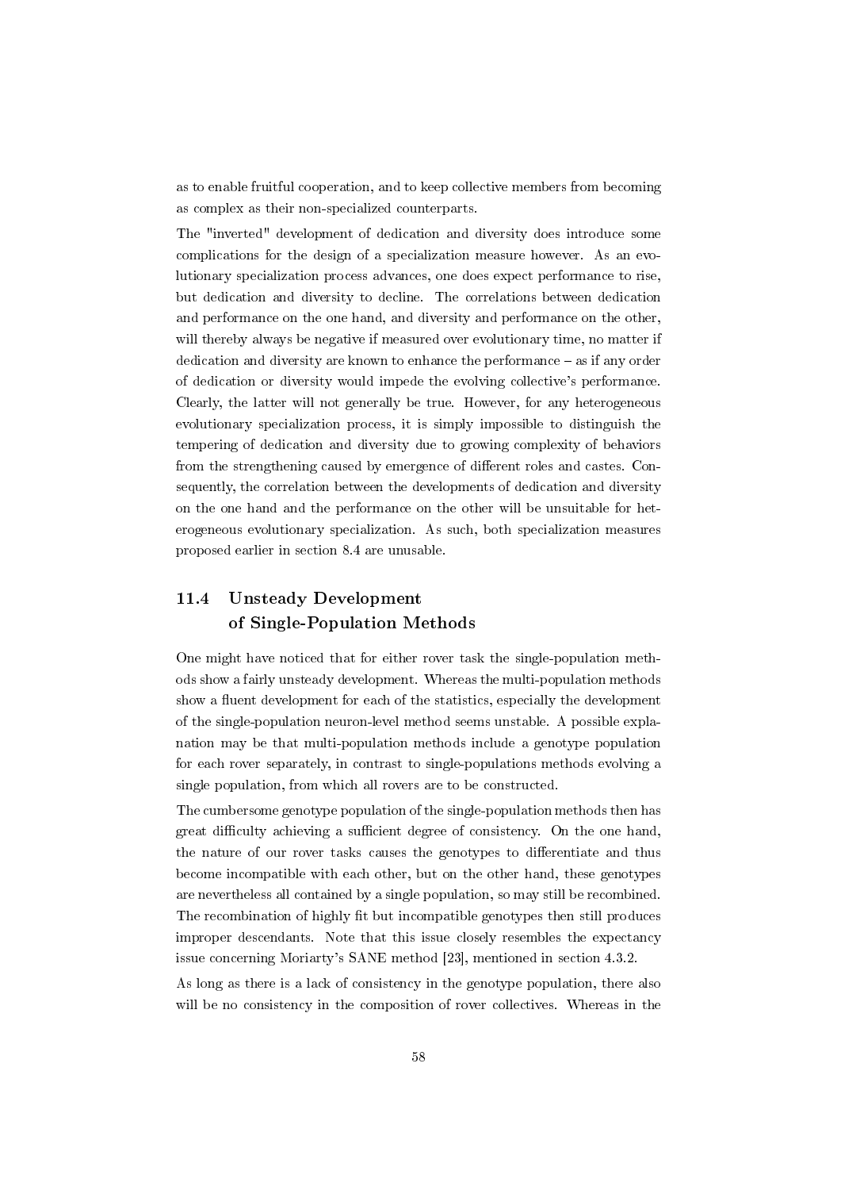as to enable fruitful cooperation, and to keep collective members from becoming as complex as their non-specialized counterparts.

The "inverted" development of dedication and diversity does introduce some complications for the design of a specialization measure however. As an evolutionary specialization process advances, one does expect performance to rise, but dedication and diversity to decline. The correlations between dedication and performance on the one hand, and diversity and performance on the other, will thereby always be negative if measured over evolutionary time, no matter if dedication and diversity are known to enhance the performance – as if any order of dedication or diversity would impede the evolving collective's performance. Clearly, the latter will not generally be true. However, for any heterogeneous evolutionary specialization process, it is simply impossible to distinguish the tempering of dedication and diversity due to growing complexity of behaviors from the strengthening caused by emergence of different roles and castes. Consequently, the correlation between the developments of dedication and diversity on the one hand and the performance on the other will be unsuitable for heterogeneous evolutionary specialization. As such, both specialization measures proposed earlier in section 8.4 are unusable.

## 11.4 Unsteady Development of Single-Population Methods

One might have noticed that for either rover task the single-population methods show a fairly unsteady development. Whereas the multi-population methods show a fluent development for each of the statistics, especially the development of the single-population neuron-level method seems unstable. A possible explanation may be that multi-population methods include a genotype population for each rover separately, in contrast to single-populations methods evolving a single population, from which all rovers are to be constructed.

The cumbersome genotype population of the single-population methods then has great difficulty achieving a sufficient degree of consistency. On the one hand, the nature of our rover tasks causes the genotypes to differentiate and thus become incompatible with each other, but on the other hand, these genotypes are nevertheless all contained by a single population, so may still be recombined. The recombination of highly fit but incompatible genotypes then still produces improper descendants. Note that this issue closely resembles the expectancy issue concerning Moriarty's SANE method [23], mentioned in section 4.3.2.

As long as there is a lack of consistency in the genotype population, there also will be no consistency in the composition of rover collectives. Whereas in the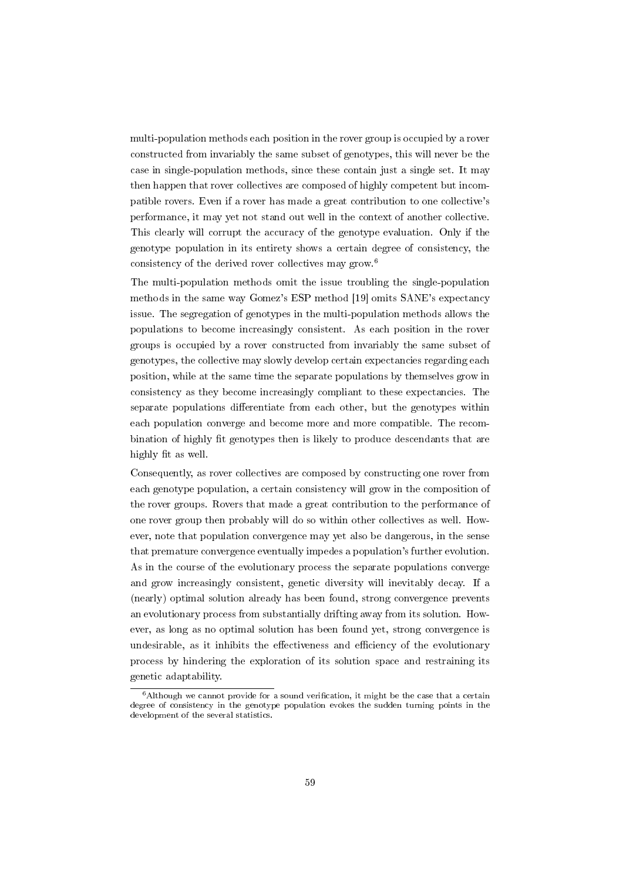multi-population methods each position in the rover group is occupied by a rover constructed from invariably the same subset of genotypes, this will never be the case in single-population methods, since these contain just a single set. It may then happen that rover collectives are composed of highly competent but incompatible rovers. Even if a rover has made a great contribution to one collective's performance, it may yet not stand out well in the context of another collective. This clearly will corrupt the accuracy of the genotype evaluation. Only if the genotype population in its entirety shows a certain degree of consistency, the consistency of the derived rover collectives may grow.[6]

The multi-population methods omit the issue troubling the single-population methods in the same way Gomez's ESP method [19] omits SANE's expectancy issue. The segregation of genotypes in the multi-population methods allows the populations to become increasingly consistent. As each position in the rover groups is occupied by a rover constructed from invariably the same subset of genotypes, the collective may slowly develop certain expectancies regarding each position, while at the same time the separate populations by themselves grow in consistency as they become increasingly compliant to these expectancies. The separate populations differentiate from each other, but the genotypes within each population converge and become more and more compatible. The recombination of highly fit genotypes then is likely to produce descendants that are highly fit as well.

Consequently, as rover collectives are composed by constructing one rover from each genotype population, a certain consistency will grow in the composition of the rover groups. Rovers that made a great contribution to the performance of one rover group then probably will do so within other collectives as well. However, note that population convergence may yet also be dangerous, in the sense that premature convergence eventually impedes a population's further evolution. As in the course of the evolutionary process the separate populations converge and grow increasingly consistent, genetic diversity will inevitably decay. If a (nearly) optimal solution already has been found, strong convergence prevents an evolutionary process from substantially drifting away from its solution. However, as long as no optimal solution has been found yet, strong convergence is undesirable, as it inhibits the effectiveness and efficiency of the evolutionary process by hindering the exploration of its solution space and restraining its genetic adaptability.

[6]Although we cannot provide for a sound verification, it might be the case that a certain degree of consistency in the genotype population evokes the sudden turning points in the development of the several statistics.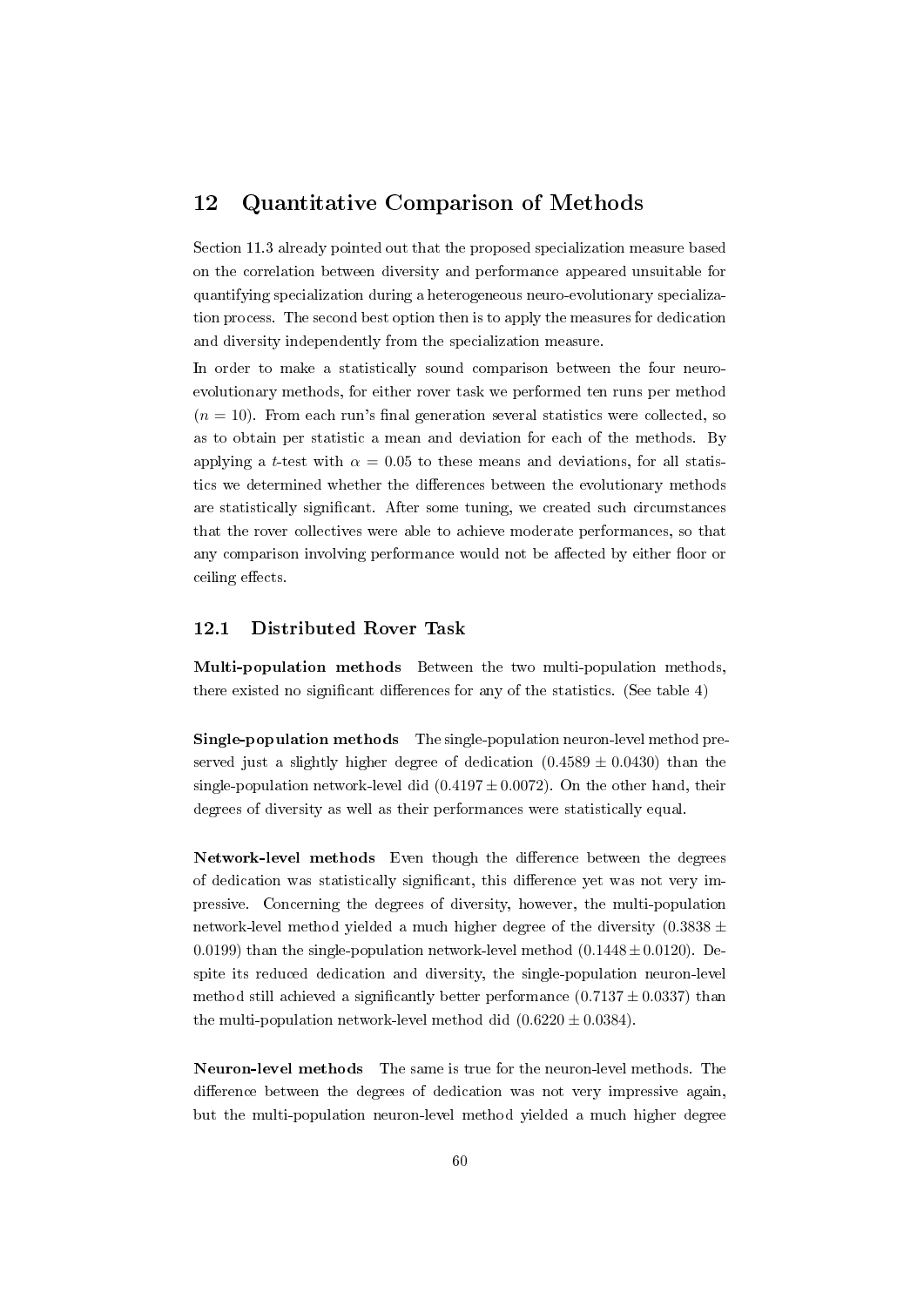# 12 Quantitative Comparison of Methods

Section 11.3 already pointed out that the proposed specialization measure based on the correlation between diversity and performance appeared unsuitable for quantifying specialization during a heterogeneous neuro-evolutionary specialization process. The second best option then is to apply the measures for dedication and diversity independently from the specialization measure.

In order to make a statistically sound comparison between the four neuro-evolutionary methods, for either rover task we performed ten runs per method ($n = 10$). From each run's final generation several statistics were collected, so as to obtain per statistic a mean and deviation for each of the methods. By applying a $t$-test with $\alpha = 0.05$ to these means and deviations, for all statistics we determined whether the differences between the evolutionary methods are statistically significant. After some tuning, we created such circumstances that the rover collectives were able to achieve moderate performances, so that any comparison involving performance would not be affected by either floor or ceiling effects.

## 12.1 Distributed Rover Task

**Multi-population methods** Between the two multi-population methods, there existed no significant differences for any of the statistics. (See table 4)

**Single-population methods** The single-population neuron-level method preserved just a slightly higher degree of dedication ($0.4589 \pm 0.0430$) than the single-population network-level did ($0.4197 \pm 0.0072$). On the other hand, their degrees of diversity as well as their performances were statistically equal.

**Network-level methods** Even though the difference between the degrees of dedication was statistically significant, this difference yet was not very impressive. Concerning the degrees of diversity, however, the multi-population network-level method yielded a much higher degree of the diversity ($0.3838 \pm 0.0199$) than the single-population network-level method ($0.1448 \pm 0.0120$). Despite its reduced dedication and diversity, the single-population neuron-level method still achieved a significantly better performance ($0.7137 \pm 0.0337$) than the multi-population network-level method did ($0.6220 \pm 0.0384$).

**Neuron-level methods** The same is true for the neuron-level methods. The difference between the degrees of dedication was not very impressive again, but the multi-population neuron-level method yielded a much higher degree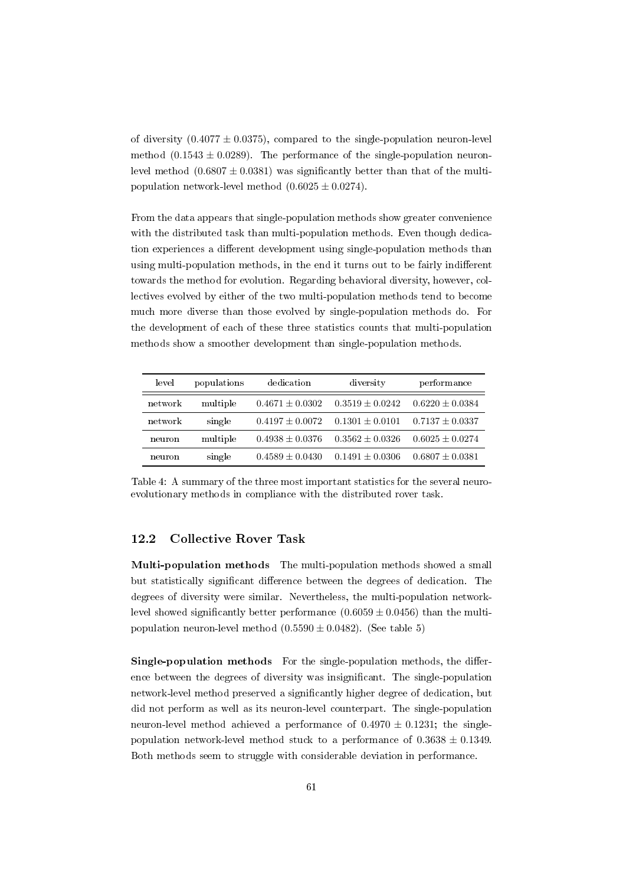of diversity ($0.4077 \pm 0.0375$), compared to the single-population neuron-level method ($0.1543 \pm 0.0289$). The performance of the single-population neuron-level method ($0.6807 \pm 0.0381$) was significantly better than that of the multi-population network-level method ($0.6025 \pm 0.0274$).

From the data appears that single-population methods show greater convenience with the distributed task than multi-population methods. Even though dedication experiences a different development using single-population methods than using multi-population methods, in the end it turns out to be fairly indifferent towards the method for evolution. Regarding behavioral diversity, however, collectives evolved by either of the two multi-population methods tend to become much more diverse than those evolved by single-population methods do. For the development of each of these three statistics counts that multi-population methods show a smoother development than single-population methods.

| level | populations | dedication | diversity | performance |
|---|---|---|---|---|
| network | multiple | $0.4671 \pm 0.0302$ | $0.3519 \pm 0.0242$ | $0.6220 \pm 0.0384$ |
| network | single | $0.4197 \pm 0.0072$ | $0.1301 \pm 0.0101$ | $0.7137 \pm 0.0337$ |
| neuron | multiple | $0.4938 \pm 0.0376$ | $0.3562 \pm 0.0326$ | $0.6025 \pm 0.0274$ |
| neuron | single | $0.4589 \pm 0.0430$ | $0.1491 \pm 0.0306$ | $0.6807 \pm 0.0381$ |

Table 4: A summary of the three most important statistics for the several neuro-evolutionary methods in compliance with the distributed rover task.

## 12.2 Collective Rover Task

**Multi-population methods** The multi-population methods showed a small but statistically significant difference between the degrees of dedication. The degrees of diversity were similar. Nevertheless, the multi-population network-level showed significantly better performance ($0.6059 \pm 0.0456$) than the multi-population neuron-level method ($0.5590 \pm 0.0482$). (See table 5)

**Single-population methods** For the single-population methods, the difference between the degrees of diversity was insignificant. The single-population network-level method preserved a significantly higher degree of dedication, but did not perform as well as its neuron-level counterpart. The single-population neuron-level method achieved a performance of $0.4970 \pm 0.1231$; the single-population network-level method stuck to a performance of $0.3638 \pm 0.1349$. Both methods seem to struggle with considerable deviation in performance.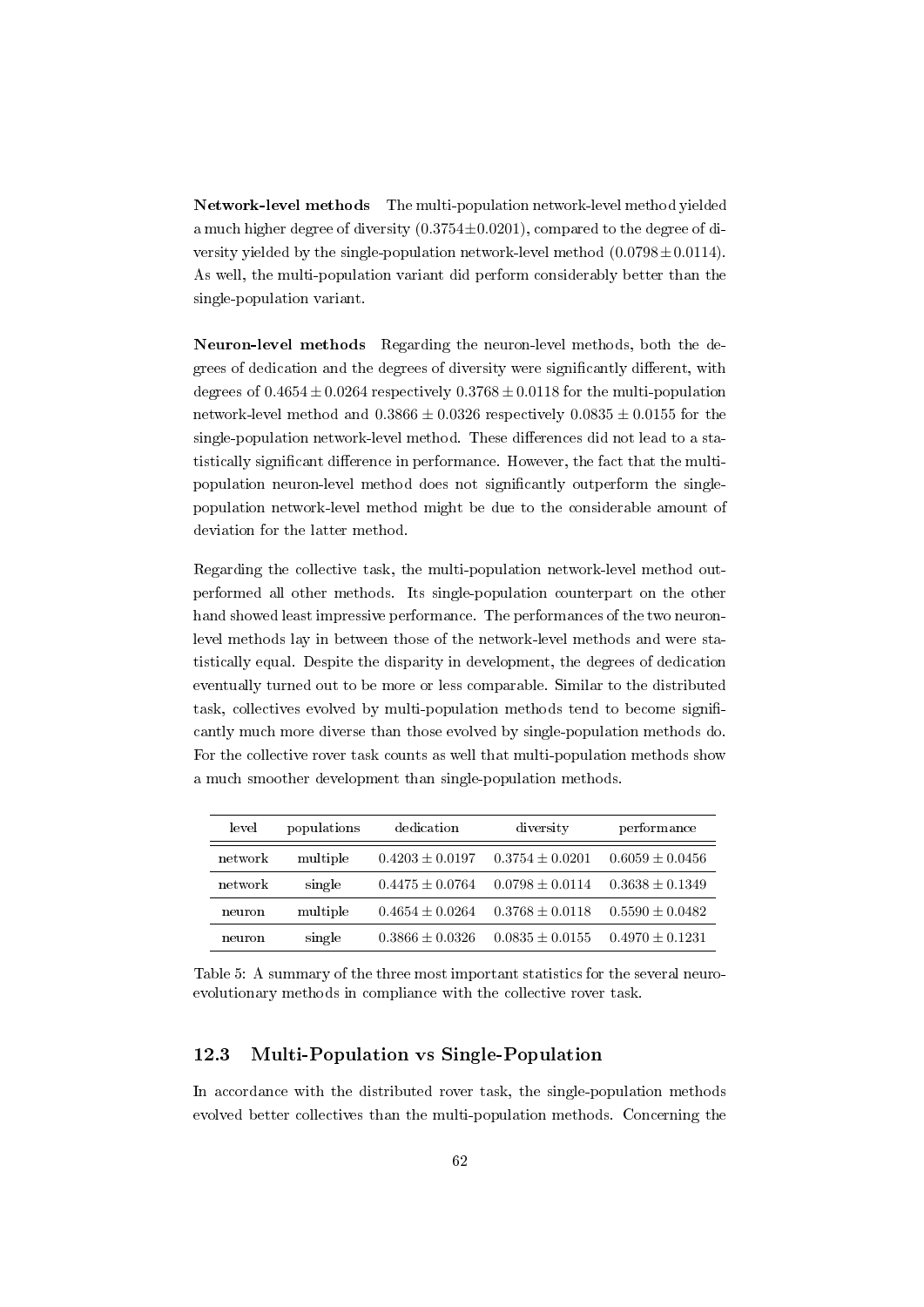**Network-level methods** The multi-population network-level method yielded a much higher degree of diversity ($0.3754 \pm 0.0201$), compared to the degree of diversity yielded by the single-population network-level method ($0.0798 \pm 0.0114$). As well, the multi-population variant did perform considerably better than the single-population variant.

**Neuron-level methods** Regarding the neuron-level methods, both the degrees of dedication and the degrees of diversity were significantly different, with degrees of $0.4654 \pm 0.0264$ respectively $0.3768 \pm 0.0118$ for the multi-population network-level method and $0.3866 \pm 0.0326$ respectively $0.0835 \pm 0.0155$ for the single-population network-level method. These differences did not lead to a statistically significant difference in performance. However, the fact that the multi-population neuron-level method does not significantly outperform the single-population network-level method might be due to the considerable amount of deviation for the latter method.

Regarding the collective task, the multi-population network-level method outperformed all other methods. Its single-population counterpart on the other hand showed least impressive performance. The performances of the two neuron-level methods lay in between those of the network-level methods and were statistically equal. Despite the disparity in development, the degrees of dedication eventually turned out to be more or less comparable. Similar to the distributed task, collectives evolved by multi-population methods tend to become significantly much more diverse than those evolved by single-population methods do. For the collective rover task counts as well that multi-population methods show a much smoother development than single-population methods.

| level | populations | dedication | diversity | performance |
|---|---|---|---|---|
| network | multiple | $0.4203 \pm 0.0197$ | $0.3754 \pm 0.0201$ | $0.6059 \pm 0.0456$ |
| network | single | $0.4475 \pm 0.0764$ | $0.0798 \pm 0.0114$ | $0.3638 \pm 0.1349$ |
| neuron | multiple | $0.4654 \pm 0.0264$ | $0.3768 \pm 0.0118$ | $0.5590 \pm 0.0482$ |
| neuron | single | $0.3866 \pm 0.0326$ | $0.0835 \pm 0.0155$ | $0.4970 \pm 0.1231$ |

Table 5: A summary of the three most important statistics for the several neuro-evolutionary methods in compliance with the collective rover task.

## 12.3 Multi-Population vs Single-Population

In accordance with the distributed rover task, the single-population methods evolved better collectives than the multi-population methods. Concerning the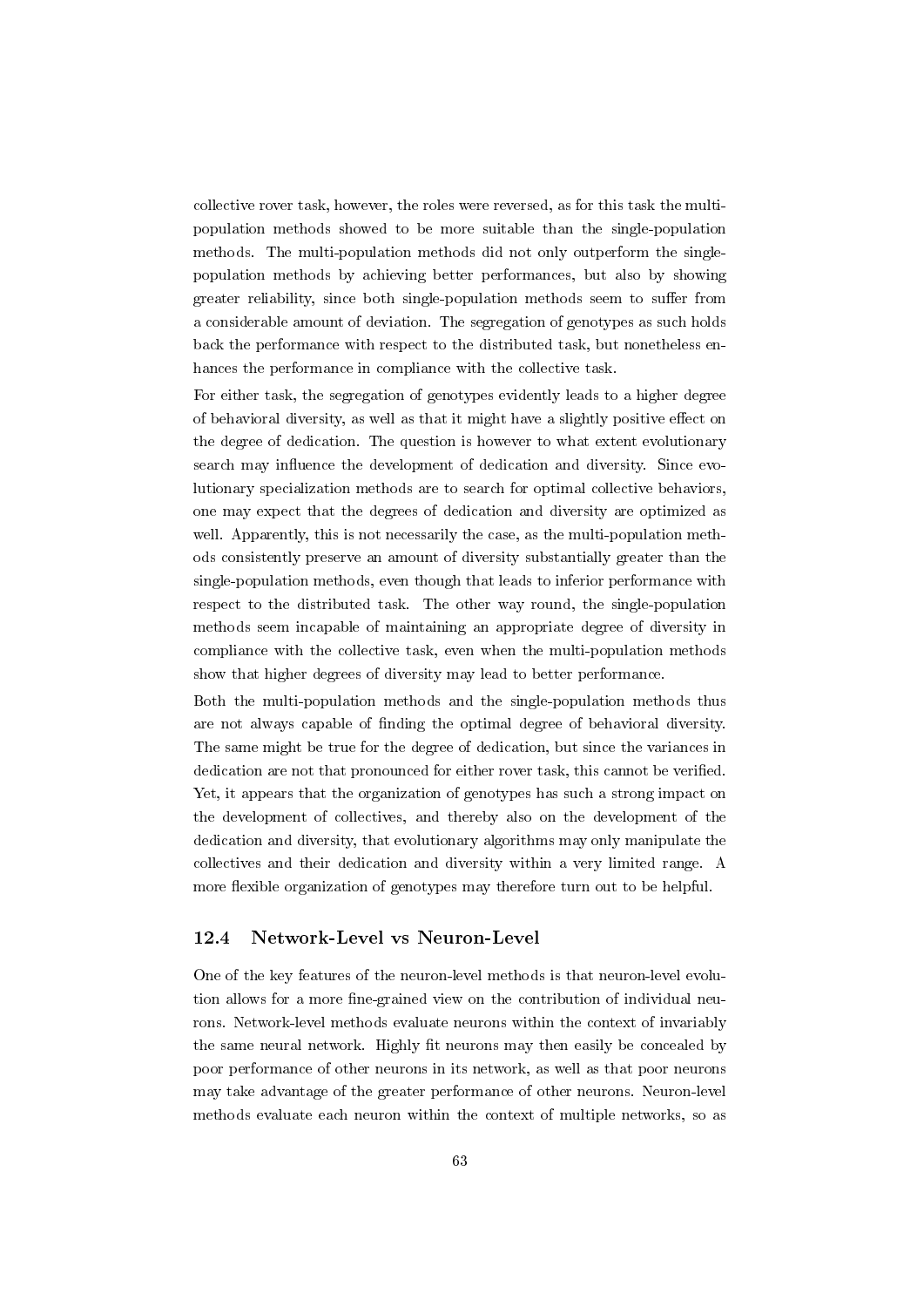collective rover task, however, the roles were reversed, as for this task the multi-population methods showed to be more suitable than the single-population methods. The multi-population methods did not only outperform the single-population methods by achieving better performances, but also by showing greater reliability, since both single-population methods seem to suffer from a considerable amount of deviation. The segregation of genotypes as such holds back the performance with respect to the distributed task, but nonetheless enhances the performance in compliance with the collective task.

For either task, the segregation of genotypes evidently leads to a higher degree of behavioral diversity, as well as that it might have a slightly positive effect on the degree of dedication. The question is however to what extent evolutionary search may influence the development of dedication and diversity. Since evolutionary specialization methods are to search for optimal collective behaviors, one may expect that the degrees of dedication and diversity are optimized as well. Apparently, this is not necessarily the case, as the multi-population methods consistently preserve an amount of diversity substantially greater than the single-population methods, even though that leads to inferior performance with respect to the distributed task. The other way round, the single-population methods seem incapable of maintaining an appropriate degree of diversity in compliance with the collective task, even when the multi-population methods show that higher degrees of diversity may lead to better performance.

Both the multi-population methods and the single-population methods thus are not always capable of finding the optimal degree of behavioral diversity. The same might be true for the degree of dedication, but since the variances in dedication are not that pronounced for either rover task, this cannot be verified. Yet, it appears that the organization of genotypes has such a strong impact on the development of collectives, and thereby also on the development of the dedication and diversity, that evolutionary algorithms may only manipulate the collectives and their dedication and diversity within a very limited range. A more flexible organization of genotypes may therefore turn out to be helpful.

## 12.4 Network-Level vs Neuron-Level

One of the key features of the neuron-level methods is that neuron-level evolution allows for a more fine-grained view on the contribution of individual neurons. Network-level methods evaluate neurons within the context of invariably the same neural network. Highly fit neurons may then easily be concealed by poor performance of other neurons in its network, as well as that poor neurons may take advantage of the greater performance of other neurons. Neuron-level methods evaluate each neuron within the context of multiple networks, so as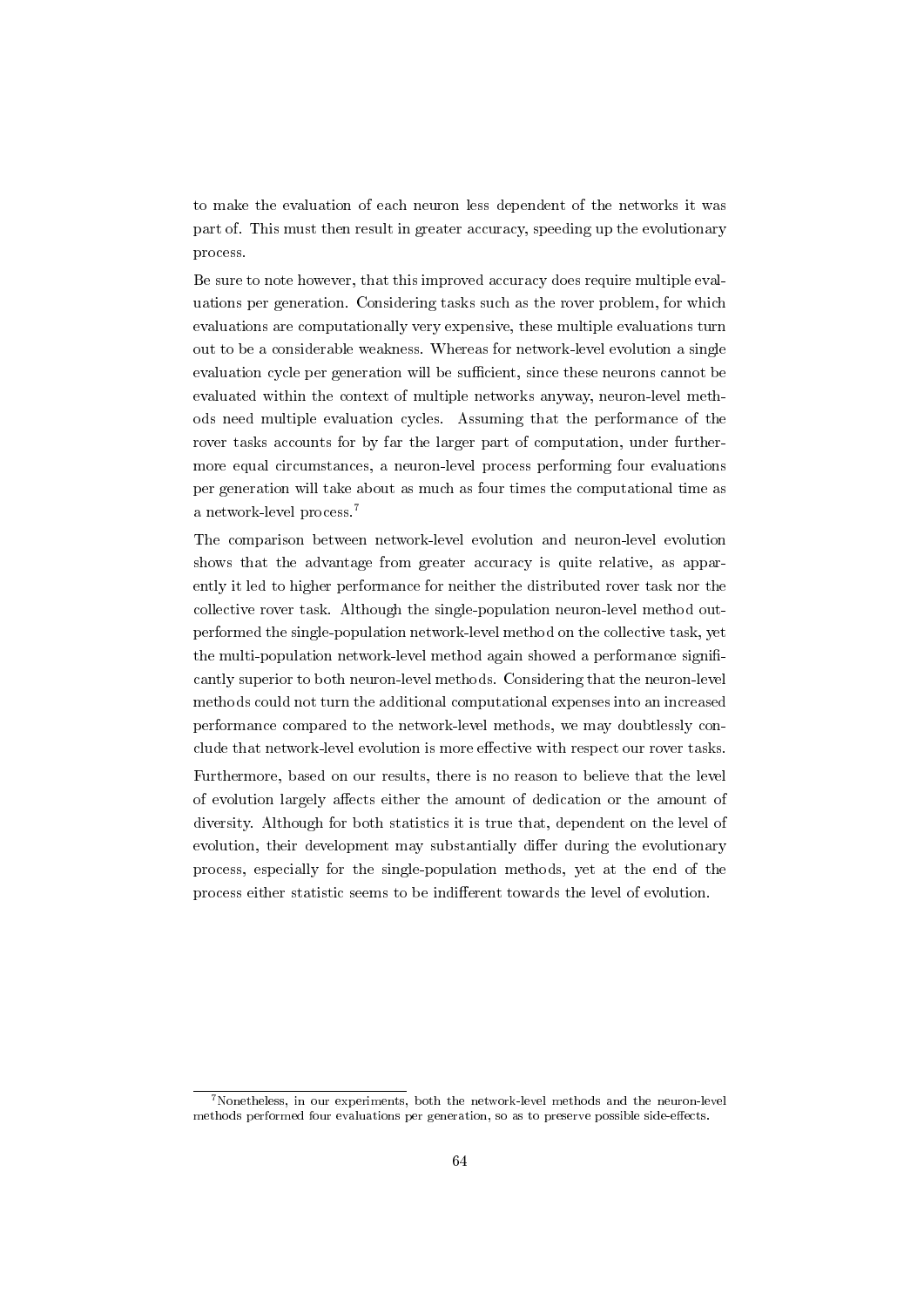to make the evaluation of each neuron less dependent of the networks it was part of. This must then result in greater accuracy, speeding up the evolutionary process.

Be sure to note however, that this improved accuracy does require multiple evaluations per generation. Considering tasks such as the rover problem, for which evaluations are computationally very expensive, these multiple evaluations turn out to be a considerable weakness. Whereas for network-level evolution a single evaluation cycle per generation will be sufficient, since these neurons cannot be evaluated within the context of multiple networks anyway, neuron-level methods need multiple evaluation cycles. Assuming that the performance of the rover tasks accounts for by far the larger part of computation, under furthermore equal circumstances, a neuron-level process performing four evaluations per generation will take about as much as four times the computational time as a network-level process.[7]

The comparison between network-level evolution and neuron-level evolution shows that the advantage from greater accuracy is quite relative, as apparently it led to higher performance for neither the distributed rover task nor the collective rover task. Although the single-population neuron-level method outperformed the single-population network-level method on the collective task, yet the multi-population network-level method again showed a performance significantly superior to both neuron-level methods. Considering that the neuron-level methods could not turn the additional computational expenses into an increased performance compared to the network-level methods, we may doubtlessly conclude that network-level evolution is more effective with respect our rover tasks.

Furthermore, based on our results, there is no reason to believe that the level of evolution largely affects either the amount of dedication or the amount of diversity. Although for both statistics it is true that, dependent on the level of evolution, their development may substantially differ during the evolutionary process, especially for the single-population methods, yet at the end of the process either statistic seems to be indifferent towards the level of evolution.

[7] Nonetheless, in our experiments, both the network-level methods and the neuron-level methods performed four evaluations per generation, so as to preserve possible side-effects.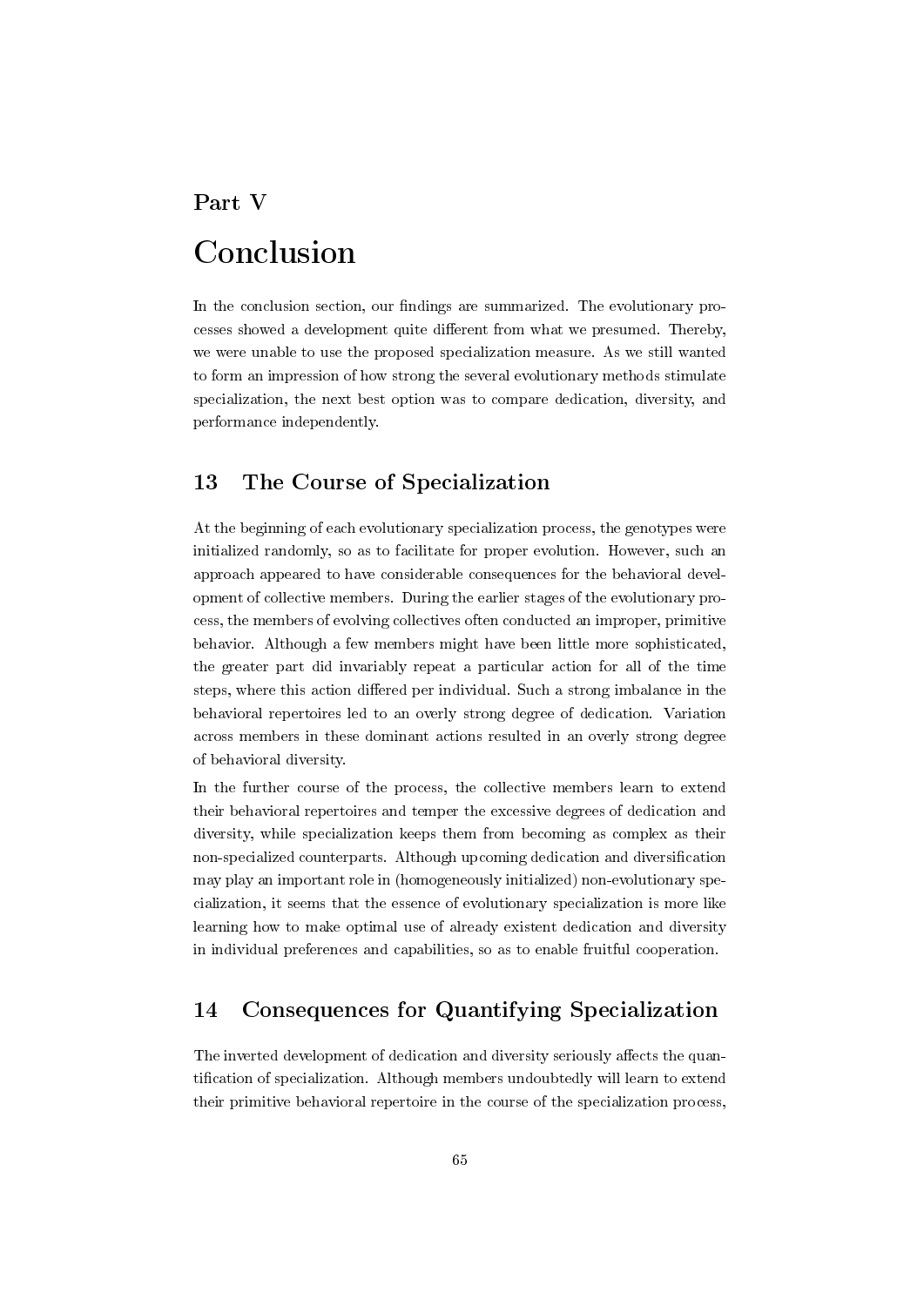# Part V

# Conclusion

In the conclusion section, our findings are summarized. The evolutionary processes showed a development quite different from what we presumed. Thereby, we were unable to use the proposed specialization measure. As we still wanted to form an impression of how strong the several evolutionary methods stimulate specialization, the next best option was to compare dedication, diversity, and performance independently.

## 13 The Course of Specialization

At the beginning of each evolutionary specialization process, the genotypes were initialized randomly, so as to facilitate for proper evolution. However, such an approach appeared to have considerable consequences for the behavioral development of collective members. During the earlier stages of the evolutionary process, the members of evolving collectives often conducted an improper, primitive behavior. Although a few members might have been little more sophisticated, the greater part did invariably repeat a particular action for all of the time steps, where this action differed per individual. Such a strong imbalance in the behavioral repertoires led to an overly strong degree of dedication. Variation across members in these dominant actions resulted in an overly strong degree of behavioral diversity.

In the further course of the process, the collective members learn to extend their behavioral repertoires and temper the excessive degrees of dedication and diversity, while specialization keeps them from becoming as complex as their non-specialized counterparts. Although upcoming dedication and diversification may play an important role in (homogeneously initialized) non-evolutionary specialization, it seems that the essence of evolutionary specialization is more like learning how to make optimal use of already existent dedication and diversity in individual preferences and capabilities, so as to enable fruitful cooperation.

## 14 Consequences for Quantifying Specialization

The inverted development of dedication and diversity seriously affects the quantification of specialization. Although members undoubtedly will learn to extend their primitive behavioral repertoire in the course of the specialization process,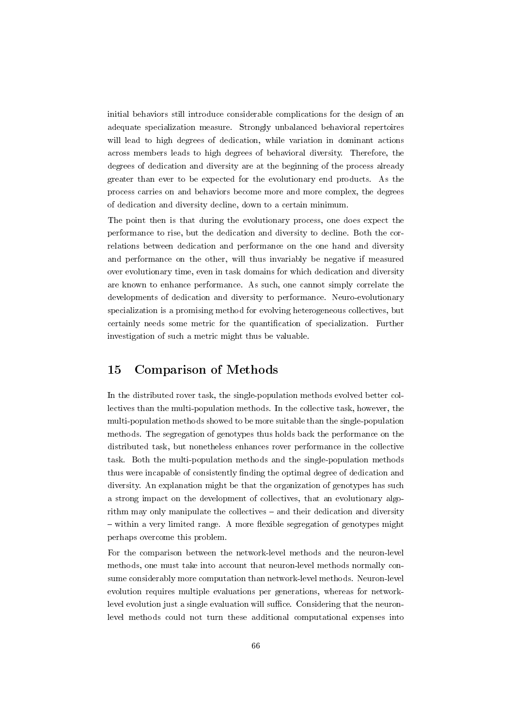initial behaviors still introduce considerable complications for the design of an adequate specialization measure. Strongly unbalanced behavioral repertoires will lead to high degrees of dedication, while variation in dominant actions across members leads to high degrees of behavioral diversity. Therefore, the degrees of dedication and diversity are at the beginning of the process already greater than ever to be expected for the evolutionary end products. As the process carries on and behaviors become more and more complex, the degrees of dedication and diversity decline, down to a certain minimum.

The point then is that during the evolutionary process, one does expect the performance to rise, but the dedication and diversity to decline. Both the correlations between dedication and performance on the one hand and diversity and performance on the other, will thus invariably be negative if measured over evolutionary time, even in task domains for which dedication and diversity are known to enhance performance. As such, one cannot simply correlate the developments of dedication and diversity to performance. Neuro-evolutionary specialization is a promising method for evolving heterogeneous collectives, but certainly needs some metric for the quantification of specialization. Further investigation of such a metric might thus be valuable.

## 15 Comparison of Methods

In the distributed rover task, the single-population methods evolved better collectives than the multi-population methods. In the collective task, however, the multi-population methods showed to be more suitable than the single-population methods. The segregation of genotypes thus holds back the performance on the distributed task, but nonetheless enhances rover performance in the collective task. Both the multi-population methods and the single-population methods thus were incapable of consistently finding the optimal degree of dedication and diversity. An explanation might be that the organization of genotypes has such a strong impact on the development of collectives, that an evolutionary algorithm may only manipulate the collectives – and their dedication and diversity – within a very limited range. A more flexible segregation of genotypes might perhaps overcome this problem.

For the comparison between the network-level methods and the neuron-level methods, one must take into account that neuron-level methods normally consume considerably more computation than network-level methods. Neuron-level evolution requires multiple evaluations per generations, whereas for network-level evolution just a single evaluation will suffice. Considering that the neuron-level methods could not turn these additional computational expenses into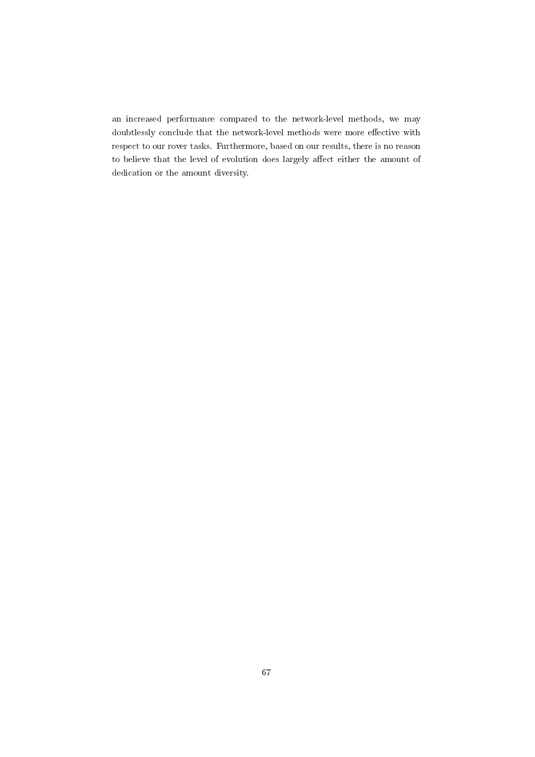an increased performance compared to the network-level methods, we may doubtlessly conclude that the network-level methods were more effective with respect to our rover tasks. Furthermore, based on our results, there is no reason to believe that the level of evolution does largely affect either the amount of dedication or the amount diversity.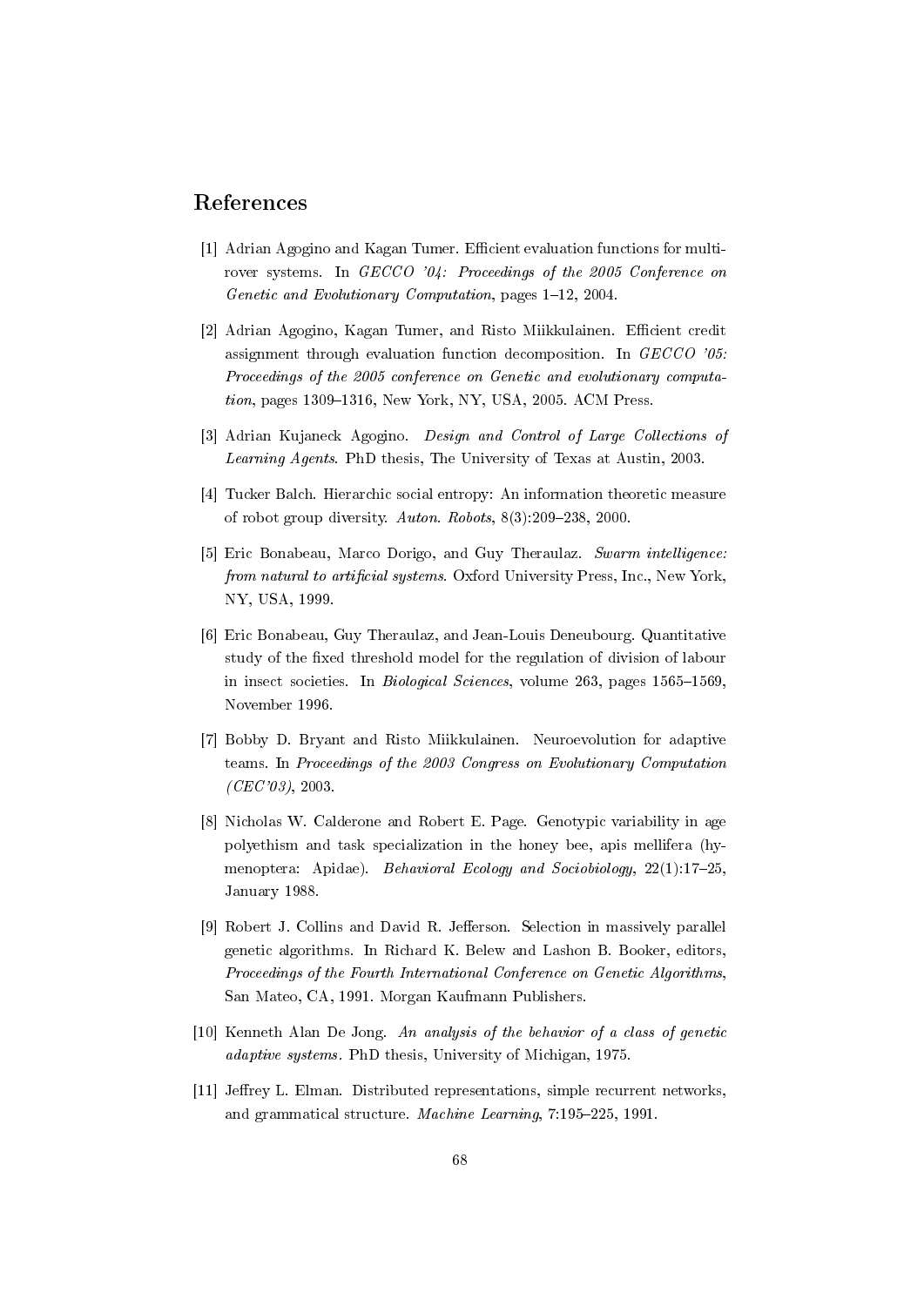# References

[1] Adrian Agogino and Kagan Tumer. Efficient evaluation functions for multi-rover systems. In *GECCO '04: Proceedings of the 2005 Conference on Genetic and Evolutionary Computation*, pages 1–12, 2004.

[2] Adrian Agogino, Kagan Tumer, and Risto Miikkulainen. Efficient credit assignment through evaluation function decomposition. In *GECCO '05: Proceedings of the 2005 conference on Genetic and evolutionary computation*, pages 1309–1316, New York, NY, USA, 2005. ACM Press.

[3] Adrian Kujaneck Agogino. *Design and Control of Large Collections of Learning Agents*. PhD thesis, The University of Texas at Austin, 2003.

[4] Tucker Balch. Hierarchic social entropy: An information theoretic measure of robot group diversity. *Auton. Robots*, 8(3):209–238, 2000.

[5] Eric Bonabeau, Marco Dorigo, and Guy Theraulaz. *Swarm intelligence: from natural to artificial systems*. Oxford University Press, Inc., New York, NY, USA, 1999.

[6] Eric Bonabeau, Guy Theraulaz, and Jean-Louis Deneubourg. Quantitative study of the fixed threshold model for the regulation of division of labour in insect societies. In *Biological Sciences*, volume 263, pages 1565–1569, November 1996.

[7] Bobby D. Bryant and Risto Miikkulainen. Neuroevolution for adaptive teams. In *Proceedings of the 2003 Congress on Evolutionary Computation (CEC'03)*, 2003.

[8] Nicholas W. Calderone and Robert E. Page. Genotypic variability in age polyethism and task specialization in the honey bee, apis mellifera (hymenoptera: Apidae). *Behavioral Ecology and Sociobiology*, 22(1):17–25, January 1988.

[9] Robert J. Collins and David R. Jefferson. Selection in massively parallel genetic algorithms. In Richard K. Belew and Lashon B. Booker, editors, *Proceedings of the Fourth International Conference on Genetic Algorithms*, San Mateo, CA, 1991. Morgan Kaufmann Publishers.

[10] Kenneth Alan De Jong. *An analysis of the behavior of a class of genetic adaptive systems.* PhD thesis, University of Michigan, 1975.

[11] Jeffrey L. Elman. Distributed representations, simple recurrent networks, and grammatical structure. *Machine Learning*, 7:195–225, 1991.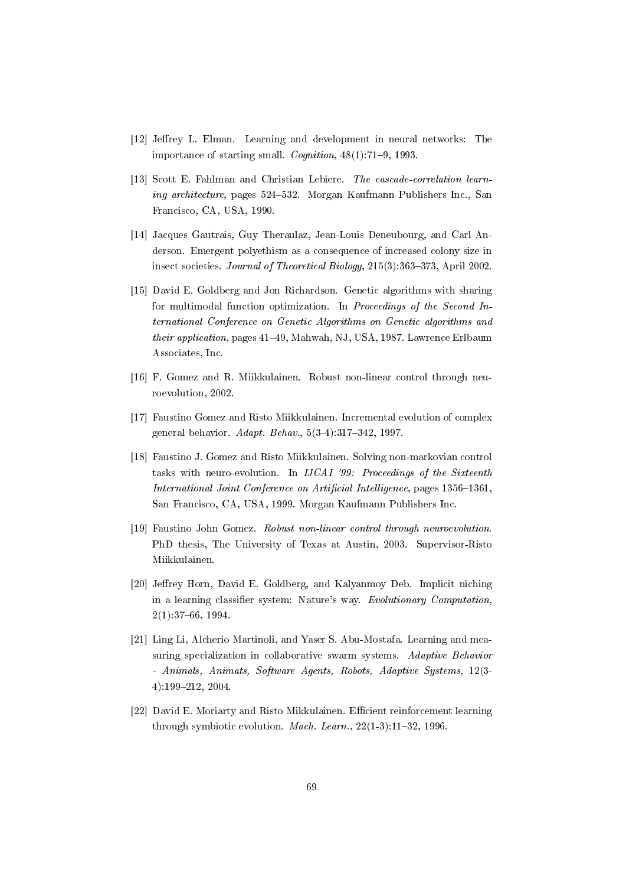[12] Jeffrey L. Elman. Learning and development in neural networks: The importance of starting small. *Cognition*, 48(1):71–9, 1993.

[13] Scott E. Fahlman and Christian Lebiere. *The cascade-correlation learning architecture*, pages 524–532. Morgan Kaufmann Publishers Inc., San Francisco, CA, USA, 1990.

[14] Jacques Gautrais, Guy Theraulaz, Jean-Louis Deneubourg, and Carl Anderson. Emergent polyethism as a consequence of increased colony size in insect societies. *Journal of Theoretical Biology*, 215(3):363–373, April 2002.

[15] David E. Goldberg and Jon Richardson. Genetic algorithms with sharing for multimodal function optimization. In *Proceedings of the Second International Conference on Genetic Algorithms on Genetic algorithms and their application*, pages 41–49, Mahwah, NJ, USA, 1987. Lawrence Erlbaum Associates, Inc.

[16] F. Gomez and R. Miikkulainen. Robust non-linear control through neuroevolution, 2002.

[17] Faustino Gomez and Risto Miikkulainen. Incremental evolution of complex general behavior. *Adapt. Behav.*, 5(3-4):317–342, 1997.

[18] Faustino J. Gomez and Risto Miikkulainen. Solving non-markovian control tasks with neuro-evolution. In *IJCAI '99: Proceedings of the Sixteenth International Joint Conference on Artificial Intelligence*, pages 1356–1361, San Francisco, CA, USA, 1999. Morgan Kaufmann Publishers Inc.

[19] Faustino John Gomez. *Robust non-linear control through neuroevolution*. PhD thesis, The University of Texas at Austin, 2003. Supervisor-Risto Miikkulainen.

[20] Jeffrey Horn, David E. Goldberg, and Kalyanmoy Deb. Implicit niching in a learning classifier system: Nature's way. *Evolutionary Computation*, 2(1):37–66, 1994.

[21] Ling Li, Alcherio Martinoli, and Yaser S. Abu-Mostafa. Learning and measuring specialization in collaborative swarm systems. *Adaptive Behavior - Animals, Animats, Software Agents, Robots, Adaptive Systems*, 12(3-4):199–212, 2004.

[22] David E. Moriarty and Risto Mikkulainen. Efficient reinforcement learning through symbiotic evolution. *Mach. Learn.*, 22(1-3):11–32, 1996.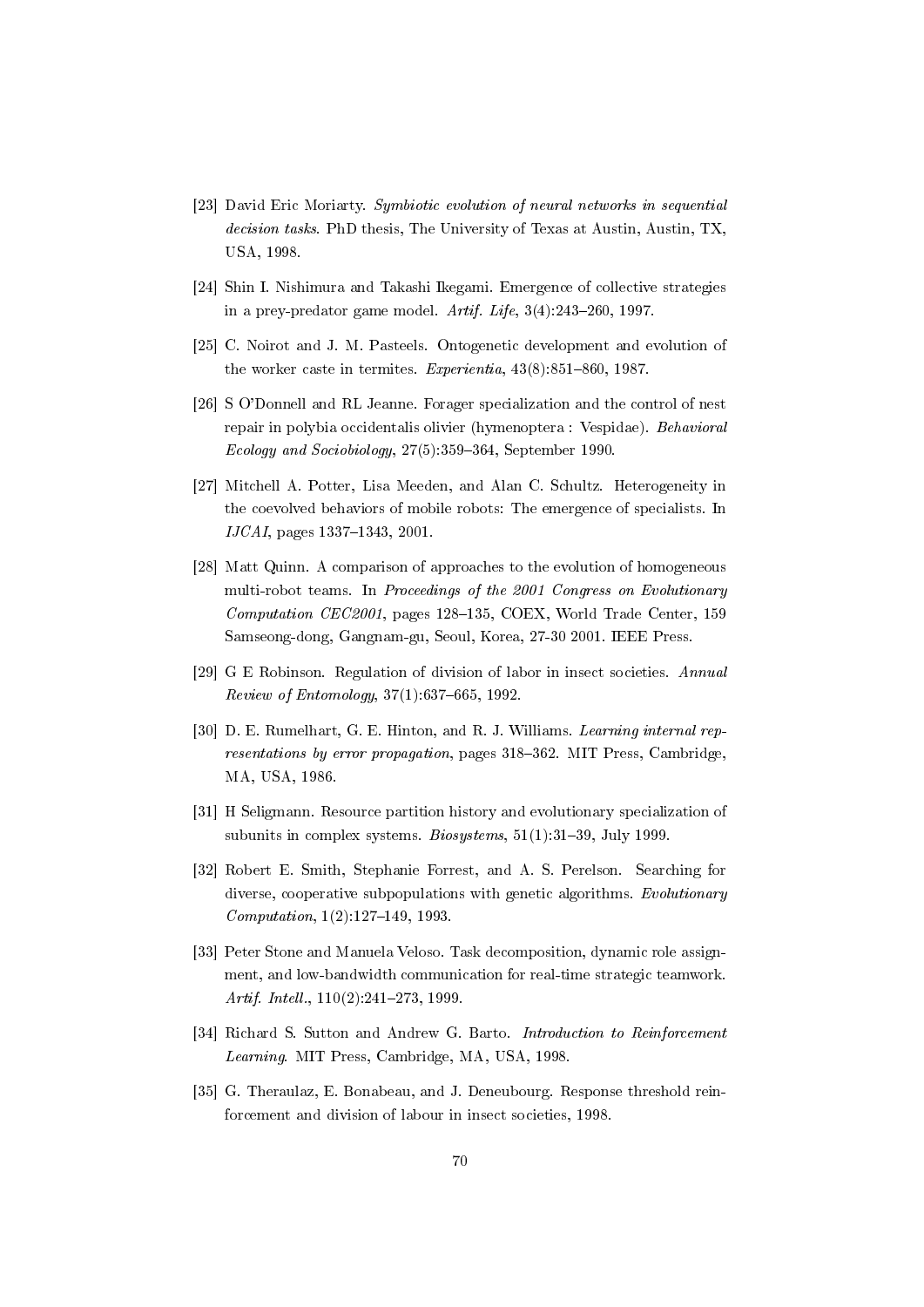[23] David Eric Moriarty. *Symbiotic evolution of neural networks in sequential decision tasks*. PhD thesis, The University of Texas at Austin, Austin, TX, USA, 1998.

[24] Shin I. Nishimura and Takashi Ikegami. Emergence of collective strategies in a prey-predator game model. *Artif. Life*, 3(4):243–260, 1997.

[25] C. Noirot and J. M. Pasteels. Ontogenetic development and evolution of the worker caste in termites. *Experientia*, 43(8):851–860, 1987.

[26] S O'Donnell and RL Jeanne. Forager specialization and the control of nest repair in polybia occidentalis olivier (hymenoptera : Vespidae). *Behavioral Ecology and Sociobiology*, 27(5):359–364, September 1990.

[27] Mitchell A. Potter, Lisa Meeden, and Alan C. Schultz. Heterogeneity in the coevolved behaviors of mobile robots: The emergence of specialists. In *IJCAI*, pages 1337–1343, 2001.

[28] Matt Quinn. A comparison of approaches to the evolution of homogeneous multi-robot teams. In *Proceedings of the 2001 Congress on Evolutionary Computation CEC2001*, pages 128–135, COEX, World Trade Center, 159 Samseong-dong, Gangnam-gu, Seoul, Korea, 27-30 2001. IEEE Press.

[29] G E Robinson. Regulation of division of labor in insect societies. *Annual Review of Entomology*, 37(1):637–665, 1992.

[30] D. E. Rumelhart, G. E. Hinton, and R. J. Williams. *Learning internal representations by error propagation*, pages 318–362. MIT Press, Cambridge, MA, USA, 1986.

[31] H Seligmann. Resource partition history and evolutionary specialization of subunits in complex systems. *Biosystems*, 51(1):31–39, July 1999.

[32] Robert E. Smith, Stephanie Forrest, and A. S. Perelson. Searching for diverse, cooperative subpopulations with genetic algorithms. *Evolutionary Computation*, 1(2):127–149, 1993.

[33] Peter Stone and Manuela Veloso. Task decomposition, dynamic role assignment, and low-bandwidth communication for real-time strategic teamwork. *Artif. Intell.*, 110(2):241–273, 1999.

[34] Richard S. Sutton and Andrew G. Barto. *Introduction to Reinforcement Learning*. MIT Press, Cambridge, MA, USA, 1998.

[35] G. Theraulaz, E. Bonabeau, and J. Deneubourg. Response threshold reinforcement and division of labour in insect societies, 1998.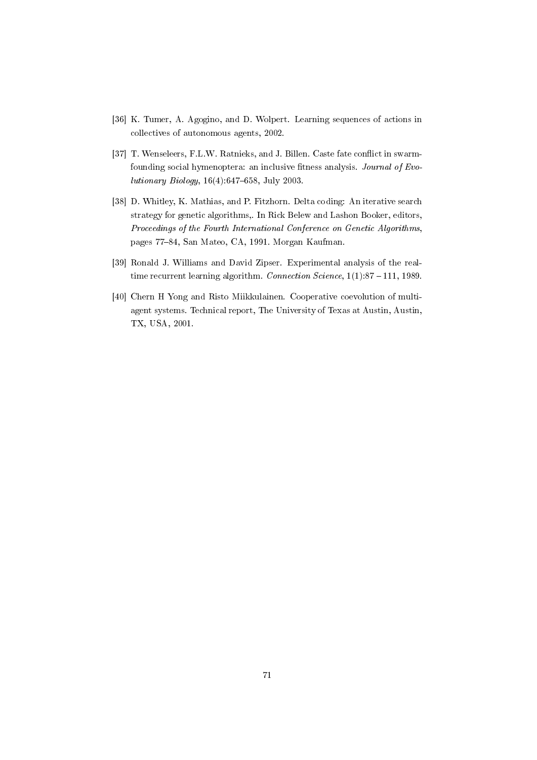[36] K. Tumer, A. Agogino, and D. Wolpert. Learning sequences of actions in collectives of autonomous agents, 2002.

[37] T. Wenseleers, F.L.W. Ratnieks, and J. Billen. Caste fate conflict in swarm-founding social hymenoptera: an inclusive fitness analysis. *Journal of Evolutionary Biology*, 16(4):647–658, July 2003.

[38] D. Whitley, K. Mathias, and P. Fitzhorn. Delta coding: An iterative search strategy for genetic algorithms,. In Rick Belew and Lashon Booker, editors, *Proceedings of the Fourth International Conference on Genetic Algorithms*, pages 77–84, San Mateo, CA, 1991. Morgan Kaufman.

[39] Ronald J. Williams and David Zipser. Experimental analysis of the real-time recurrent learning algorithm. *Connection Science*, 1(1):87 – 111, 1989.

[40] Chern H Yong and Risto Miikkulainen. Cooperative coevolution of multi-agent systems. Technical report, The University of Texas at Austin, Austin, TX, USA, 2001.